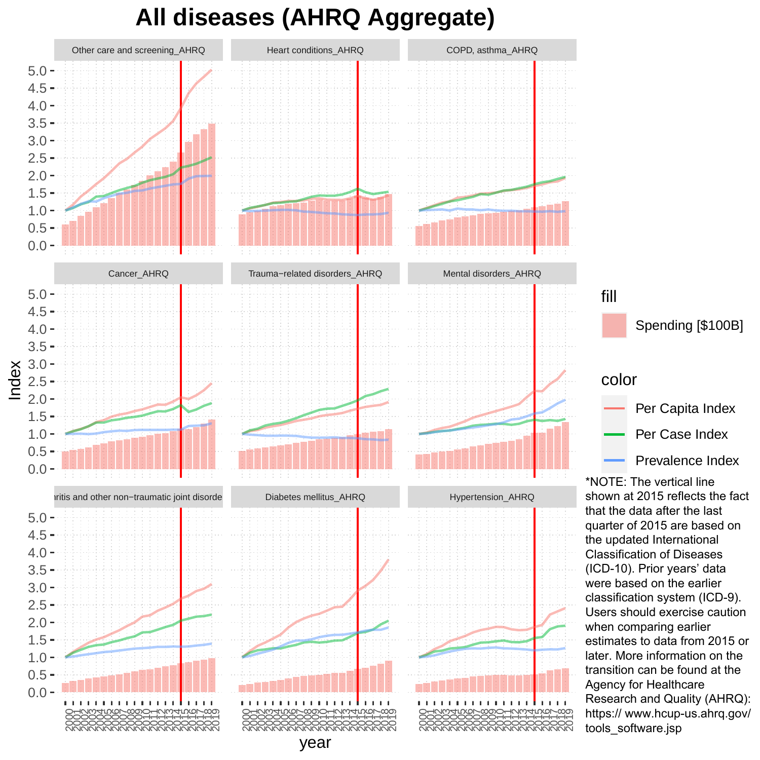# All diseases (AHRQ Aggregate)

*NOTE: The vertical line shown at 2015 reflects the fact that the data after the last quarter of 2015 are based on the updated International Classification of Diseases (ICD-10). Prior years' data were based on the earlier classification system (ICD-9). Users should exercise caution when comparing earlier estimates to data from 2015 or later. More information on the transition can be found at the Agency for Healthcare Research and Quality (AHRQ): https:// www.hcup-us.ahrq.gov/ tools_software.jsp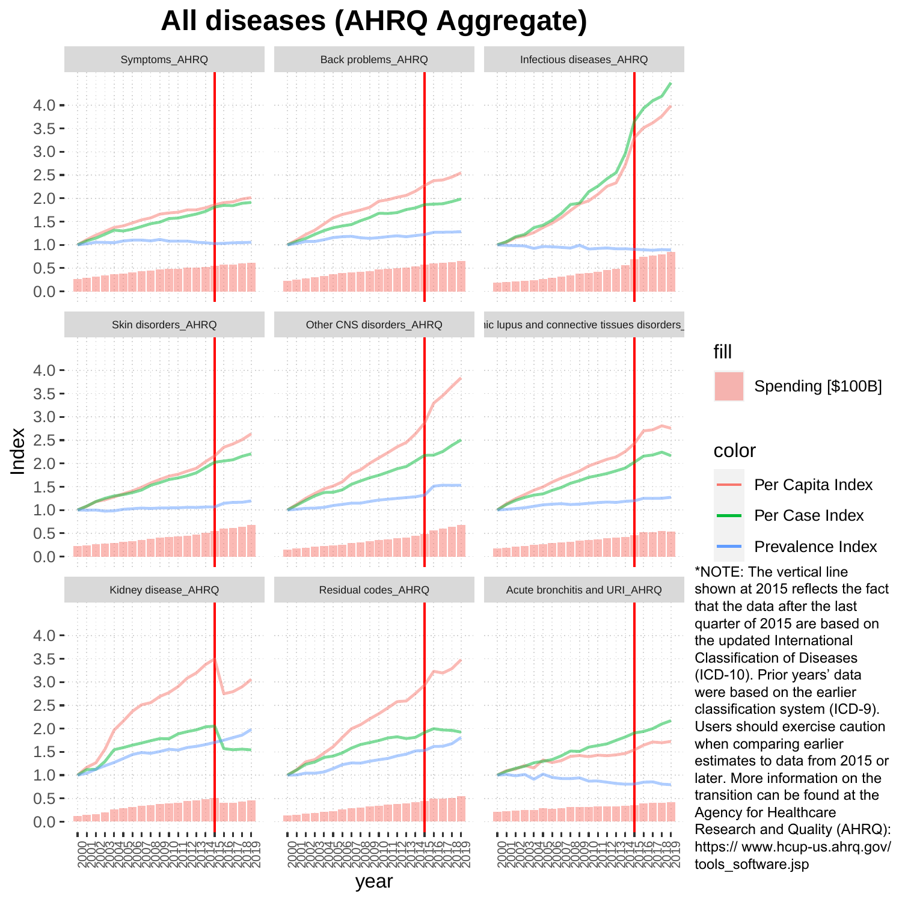# All diseases (AHRQ Aggregate)

Symptoms_AHRQ | Back problems_AHRQ | Infectious diseases_AHRQ

Skin disorders_AHRQ | Other CNS disorders_AHRQ | nic lupus and connective tissues disorders_

Kidney disease_AHRQ | Residual codes_AHRQ | Acute bronchitis and URI_AHRQ

Index

year

fill

Spending [$100B]

color

Per Capita Index

Per Case Index

Prevalence Index

*NOTE: The vertical line shown at 2015 reflects the fact that the data after the last quarter of 2015 are based on the updated International Classification of Diseases (ICD-10). Prior years' data were based on the earlier classification system (ICD-9). Users should exercise caution when comparing earlier estimates to data from 2015 or later. More information on the transition can be found at the Agency for Healthcare Research and Quality (AHRQ): https:// www.hcup-us.ahrq.gov/ tools_software.jsp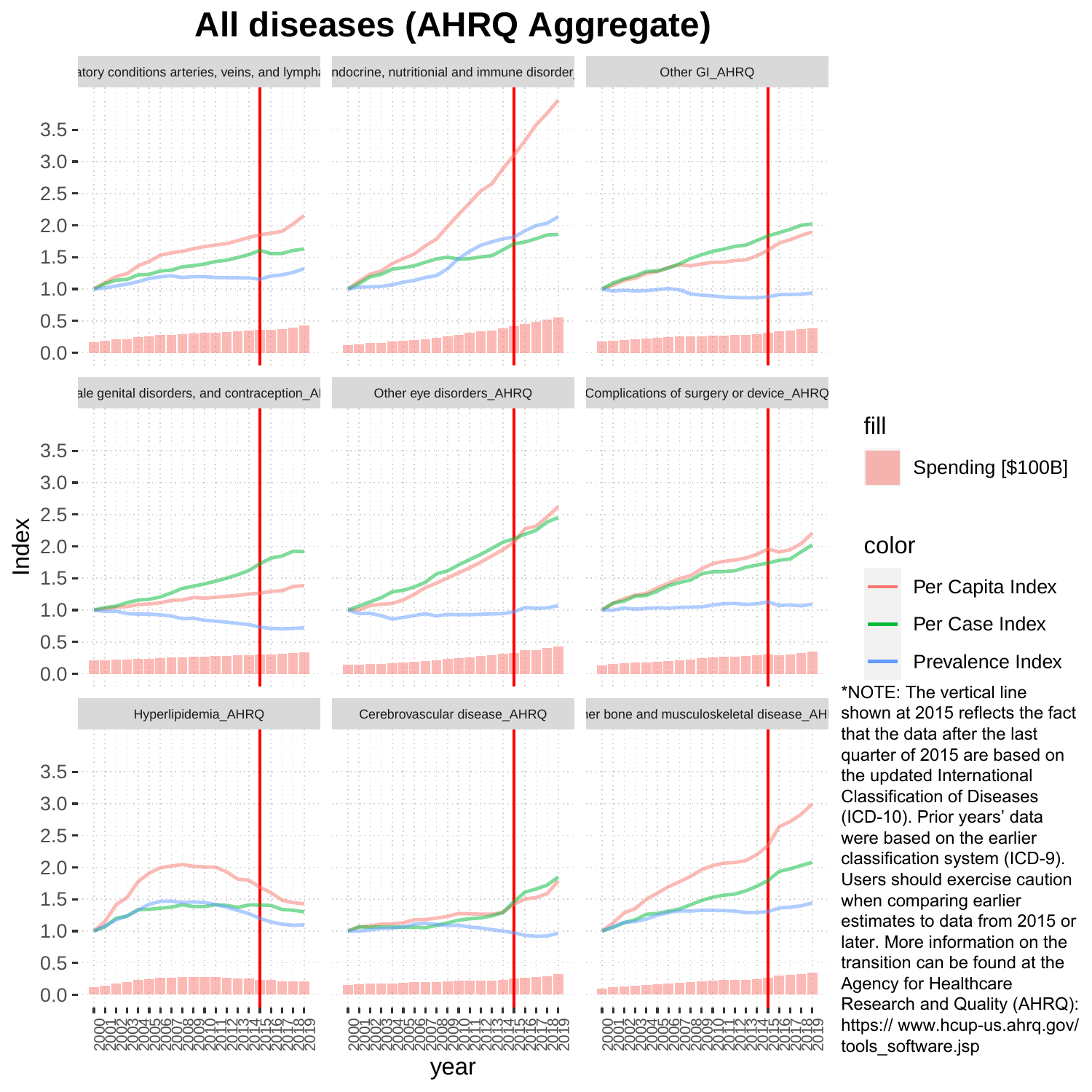# All diseases (AHRQ Aggregate)

*NOTE: The vertical line shown at 2015 reflects the fact that the data after the last quarter of 2015 are based on the updated International Classification of Diseases (ICD-10). Prior years' data were based on the earlier classification system (ICD-9). Users should exercise caution when comparing earlier estimates to data from 2015 or later. More information on the transition can be found at the Agency for Healthcare Research and Quality (AHRQ): https:// www.hcup-us.ahrq.gov/tools_software.jsp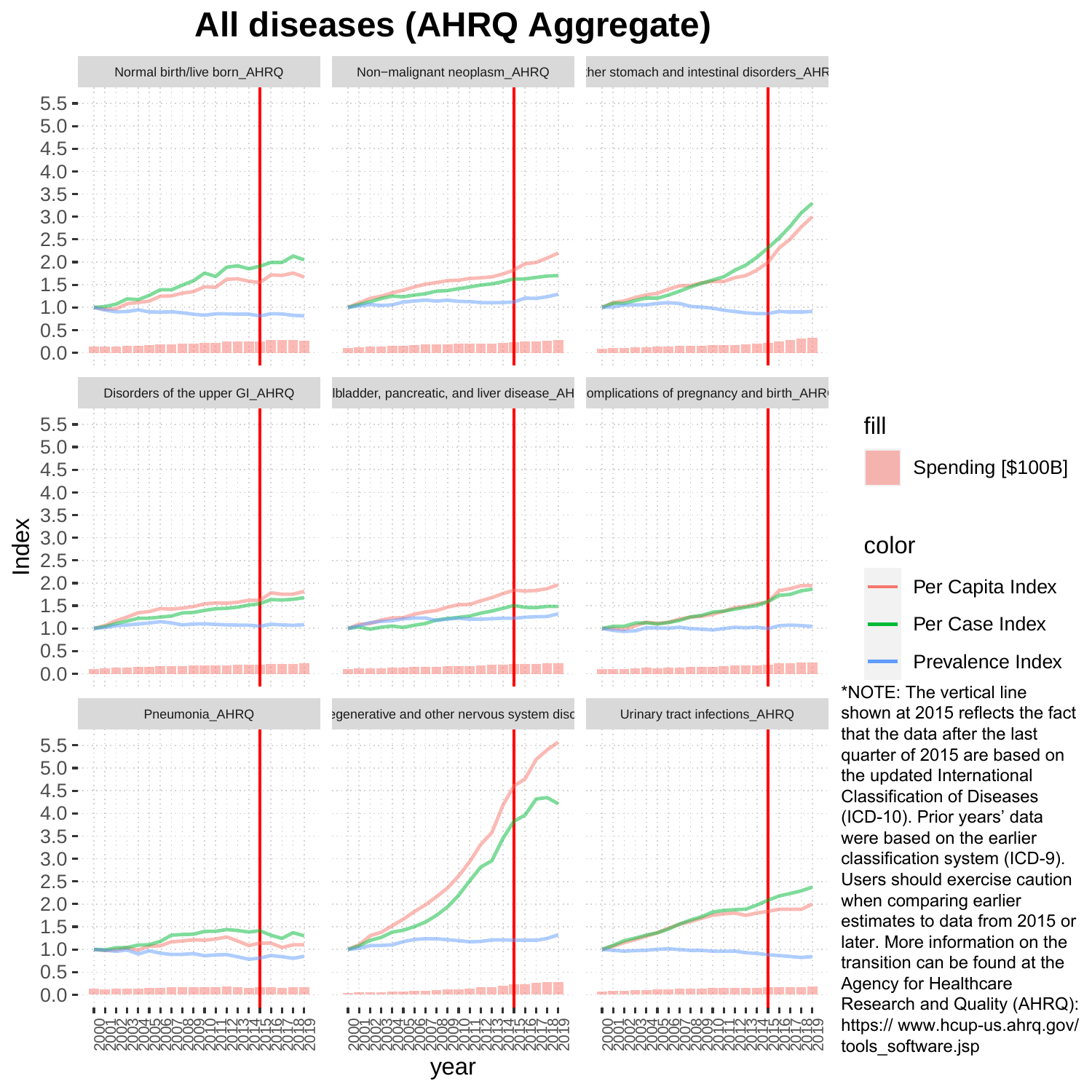# All diseases (AHRQ Aggregate)

*NOTE: The vertical line shown at 2015 reflects the fact that the data after the last quarter of 2015 are based on the updated International Classification of Diseases (ICD-10). Prior years' data were based on the earlier classification system (ICD-9). Users should exercise caution when comparing earlier estimates to data from 2015 or later. More information on the transition can be found at the Agency for Healthcare Research and Quality (AHRQ): https:// www.hcup-us.ahrq.gov/ tools_software.jsp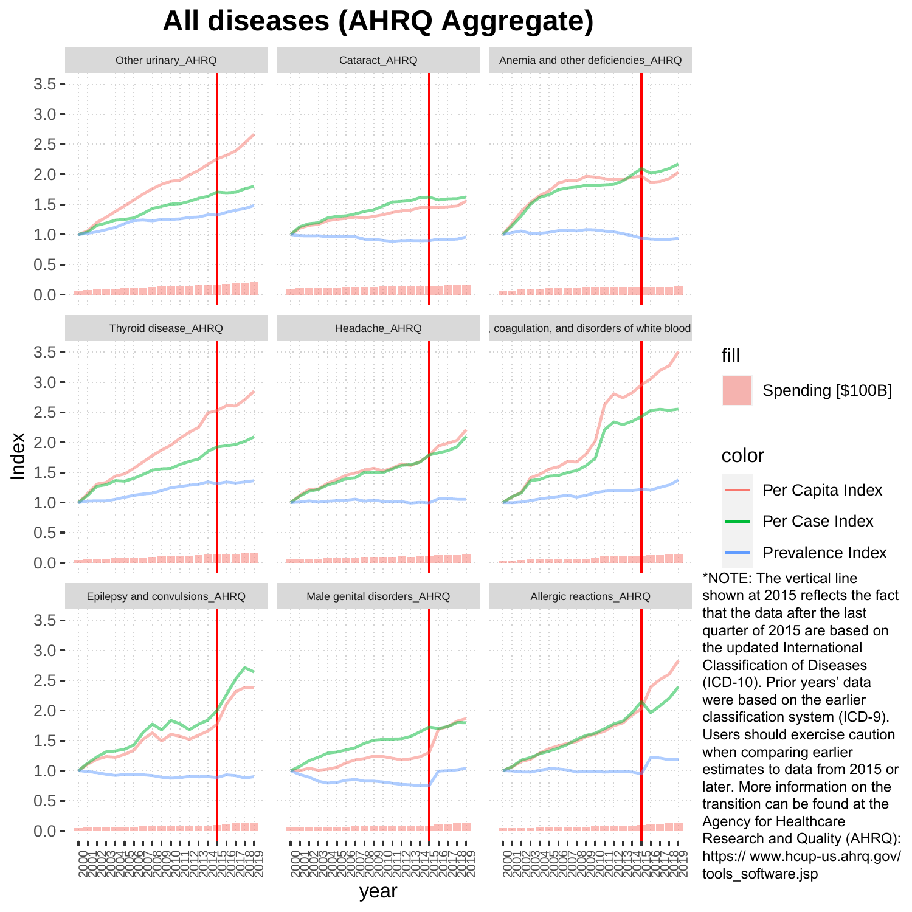# All diseases (AHRQ Aggregate)

*NOTE: The vertical line shown at 2015 reflects the fact that the data after the last quarter of 2015 are based on the updated International Classification of Diseases (ICD-10). Prior years' data were based on the earlier classification system (ICD-9). Users should exercise caution when comparing earlier estimates to data from 2015 or later. More information on the transition can be found at the Agency for Healthcare Research and Quality (AHRQ): https:// www.hcup-us.ahrq.gov/ tools_software.jsp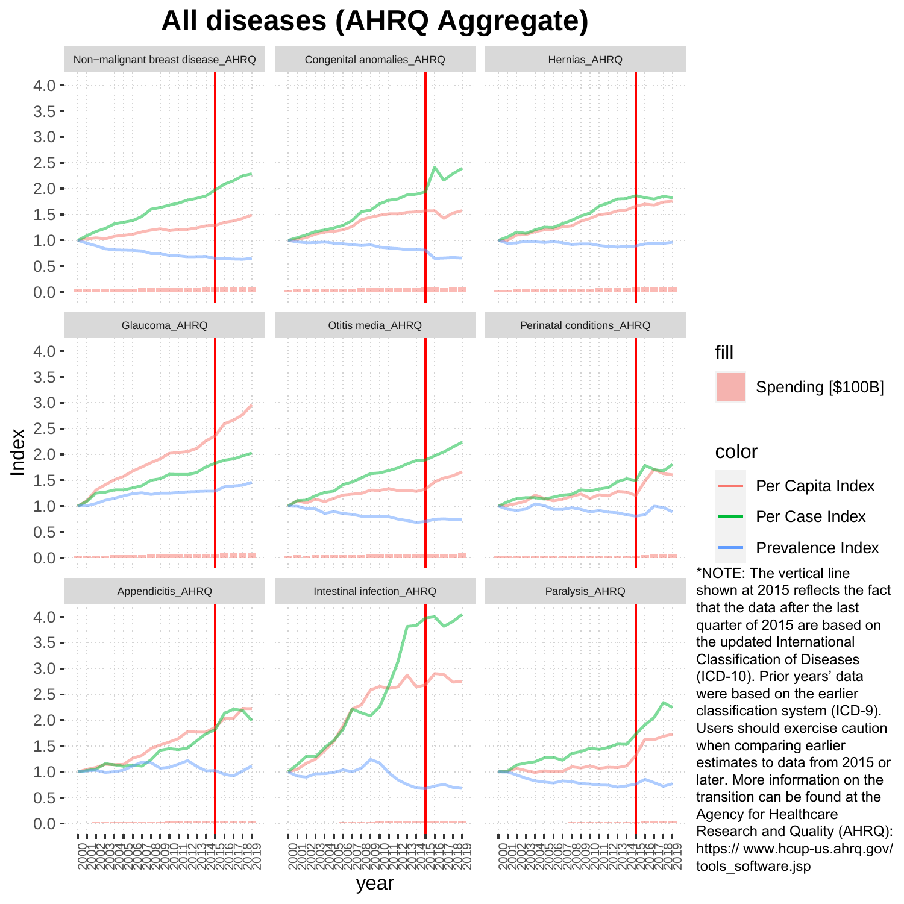# All diseases (AHRQ Aggregate)

Non−malignant breast disease_AHRQ | Congenital anomalies_AHRQ | Hernias_AHRQ

Glaucoma_AHRQ | Otitis media_AHRQ | Perinatal conditions_AHRQ

Appendicitis_AHRQ | Intestinal infection_AHRQ | Paralysis_AHRQ

Index

year

fill

Spending [$100B]

color

Per Capita Index

Per Case Index

Prevalence Index

*NOTE: The vertical line shown at 2015 reflects the fact that the data after the last quarter of 2015 are based on the updated International Classification of Diseases (ICD-10). Prior years' data were based on the earlier classification system (ICD-9). Users should exercise caution when comparing earlier estimates to data from 2015 or later. More information on the transition can be found at the Agency for Healthcare Research and Quality (AHRQ): https:// www.hcup-us.ahrq.gov/tools_software.jsp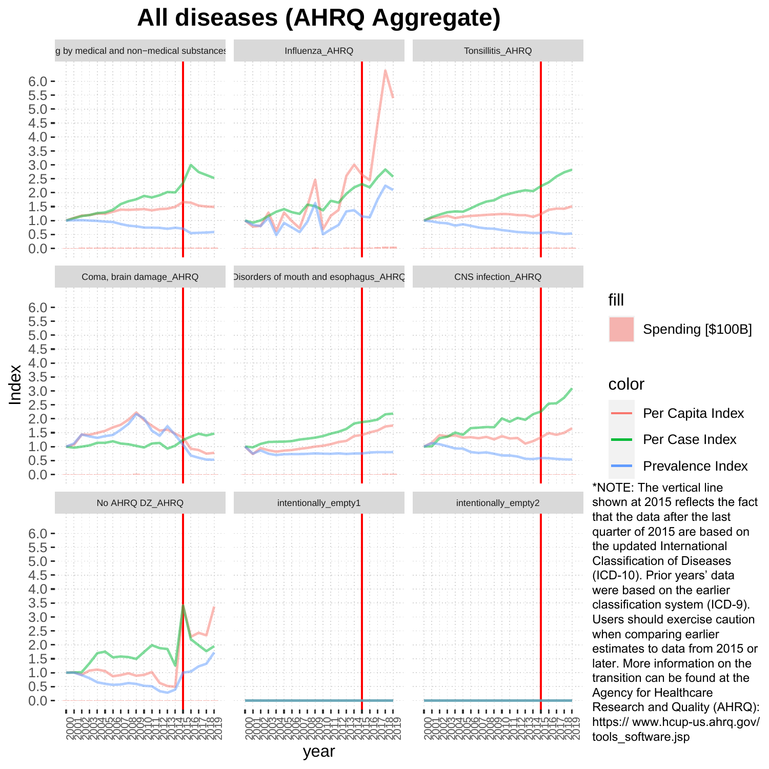# All diseases (AHRQ Aggregate)

g by medical and non−medical substances | Influenza_AHRQ | Tonsillitis_AHRQ

Coma, brain damage_AHRQ | Disorders of mouth and esophagus_AHRQ | CNS infection_AHRQ

No AHRQ DZ_AHRQ | intentionally_empty1 | intentionally_empty2

Index

year

fill

Spending [$100B]

color

Per Capita Index

Per Case Index

Prevalence Index

*NOTE: The vertical line shown at 2015 reflects the fact that the data after the last quarter of 2015 are based on the updated International Classification of Diseases (ICD-10). Prior years' data were based on the earlier classification system (ICD-9). Users should exercise caution when comparing earlier estimates to data from 2015 or later. More information on the transition can be found at the Agency for Healthcare Research and Quality (AHRQ): https:// www.hcup-us.ahrq.gov/ tools_software.jsp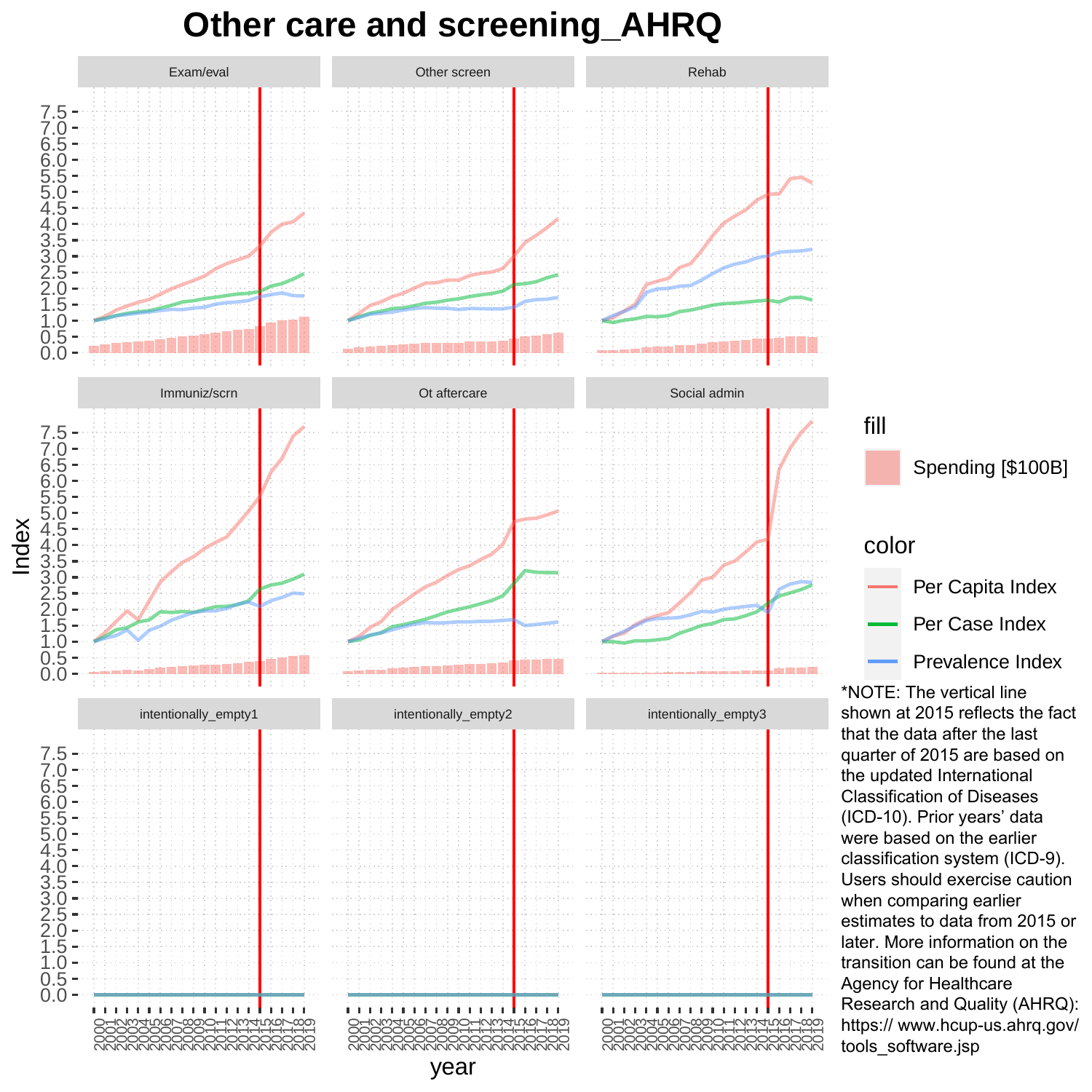# Other care and screening_AHRQ

Panels: Exam/eval, Other screen, Rehab, Immuniz/scrn, Ot aftercare, Social admin, intentionally_empty1, intentionally_empty2, intentionally_empty3

Index

year

fill

Spending [$100B]

color

Per Capita Index

Per Case Index

Prevalence Index

*NOTE: The vertical line shown at 2015 reflects the fact that the data after the last quarter of 2015 are based on the updated International Classification of Diseases (ICD-10). Prior years' data were based on the earlier classification system (ICD-9). Users should exercise caution when comparing earlier estimates to data from 2015 or later. More information on the transition can be found at the Agency for Healthcare Research and Quality (AHRQ): https:// www.hcup-us.ahrq.gov/ tools_software.jsp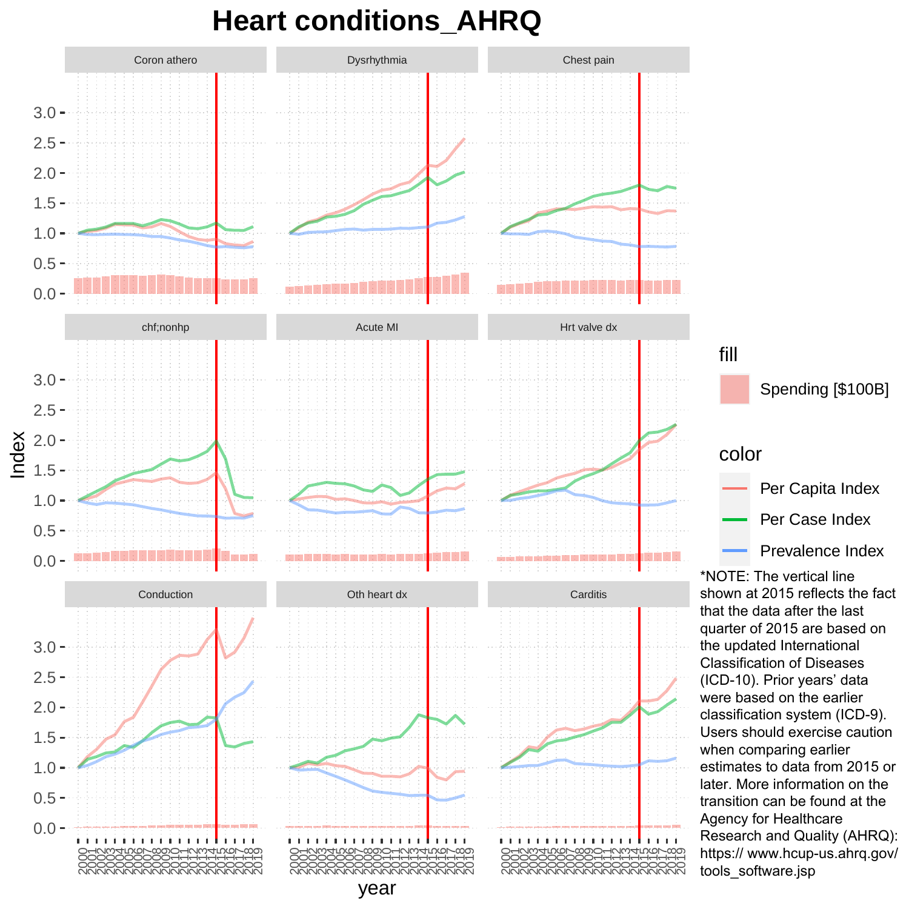# Heart conditions_AHRQ

*NOTE: The vertical line shown at 2015 reflects the fact that the data after the last quarter of 2015 are based on the updated International Classification of Diseases (ICD-10). Prior years' data were based on the earlier classification system (ICD-9). Users should exercise caution when comparing earlier estimates to data from 2015 or later. More information on the transition can be found at the Agency for Healthcare Research and Quality (AHRQ): https:// www.hcup-us.ahrq.gov/tools_software.jsp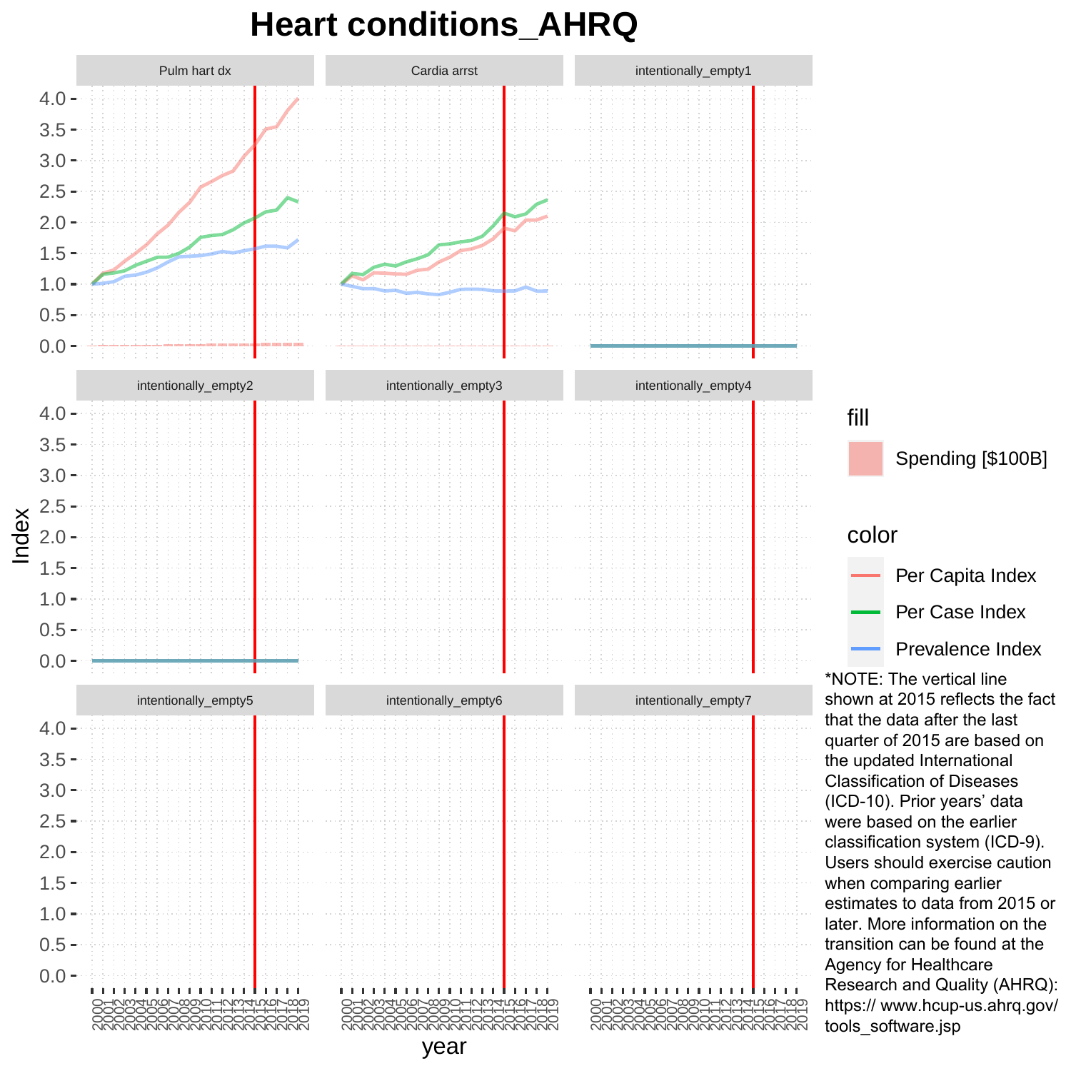# Heart conditions_AHRQ

Pulm hart dx | Cardia arrst | intentionally_empty1

intentionally_empty2 | intentionally_empty3 | intentionally_empty4

intentionally_empty5 | intentionally_empty6 | intentionally_empty7

Index

year

fill

Spending [$100B]

color

Per Capita Index

Per Case Index

Prevalence Index

*NOTE: The vertical line shown at 2015 reflects the fact that the data after the last quarter of 2015 are based on the updated International Classification of Diseases (ICD-10). Prior years' data were based on the earlier classification system (ICD-9). Users should exercise caution when comparing earlier estimates to data from 2015 or later. More information on the transition can be found at the Agency for Healthcare Research and Quality (AHRQ): https:// www.hcup-us.ahrq.gov/ tools_software.jsp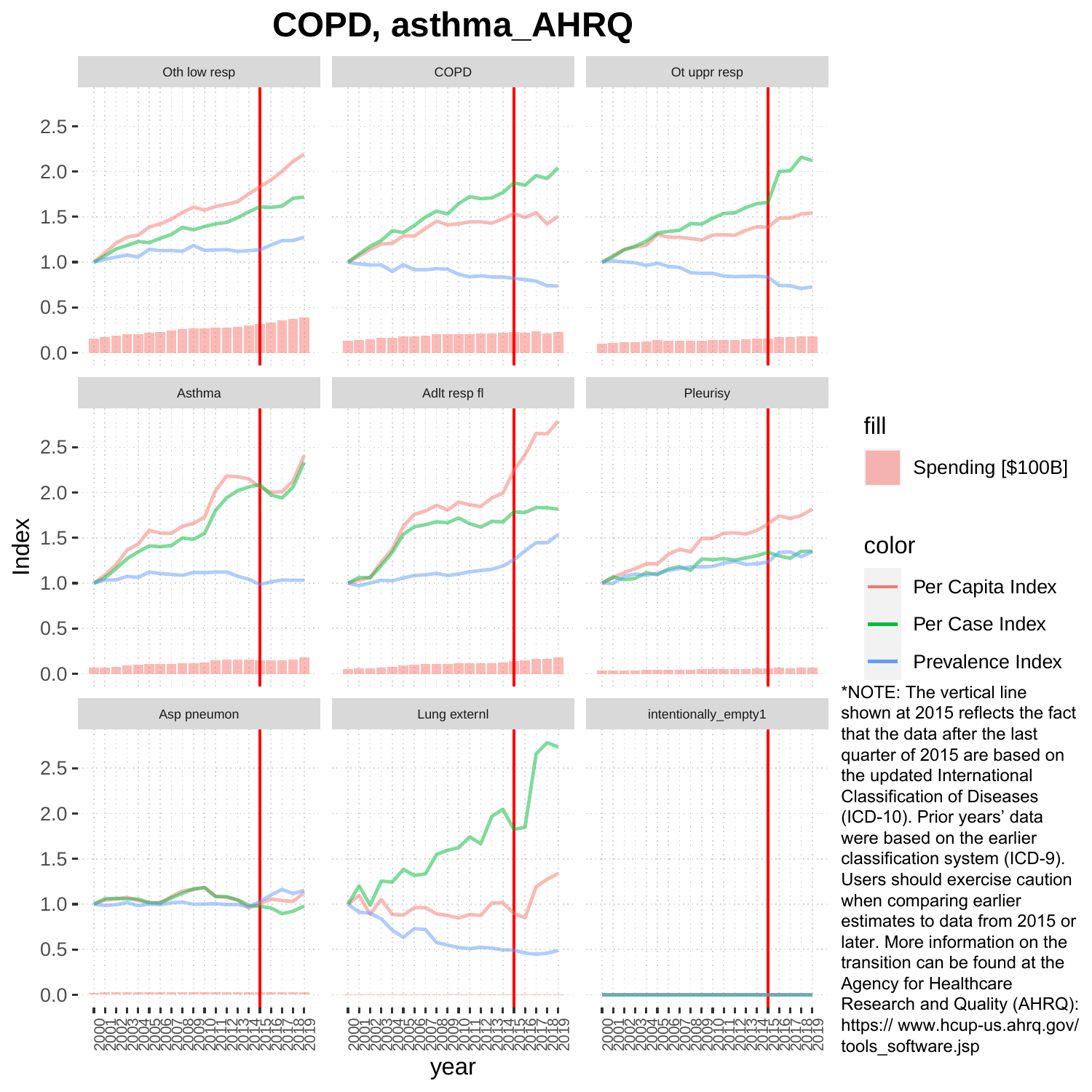# COPD, asthma_AHRQ

*NOTE: The vertical line shown at 2015 reflects the fact that the data after the last quarter of 2015 are based on the updated International Classification of Diseases (ICD-10). Prior years' data were based on the earlier classification system (ICD-9). Users should exercise caution when comparing earlier estimates to data from 2015 or later. More information on the transition can be found at the Agency for Healthcare Research and Quality (AHRQ): https:// www.hcup-us.ahrq.gov/ tools_software.jsp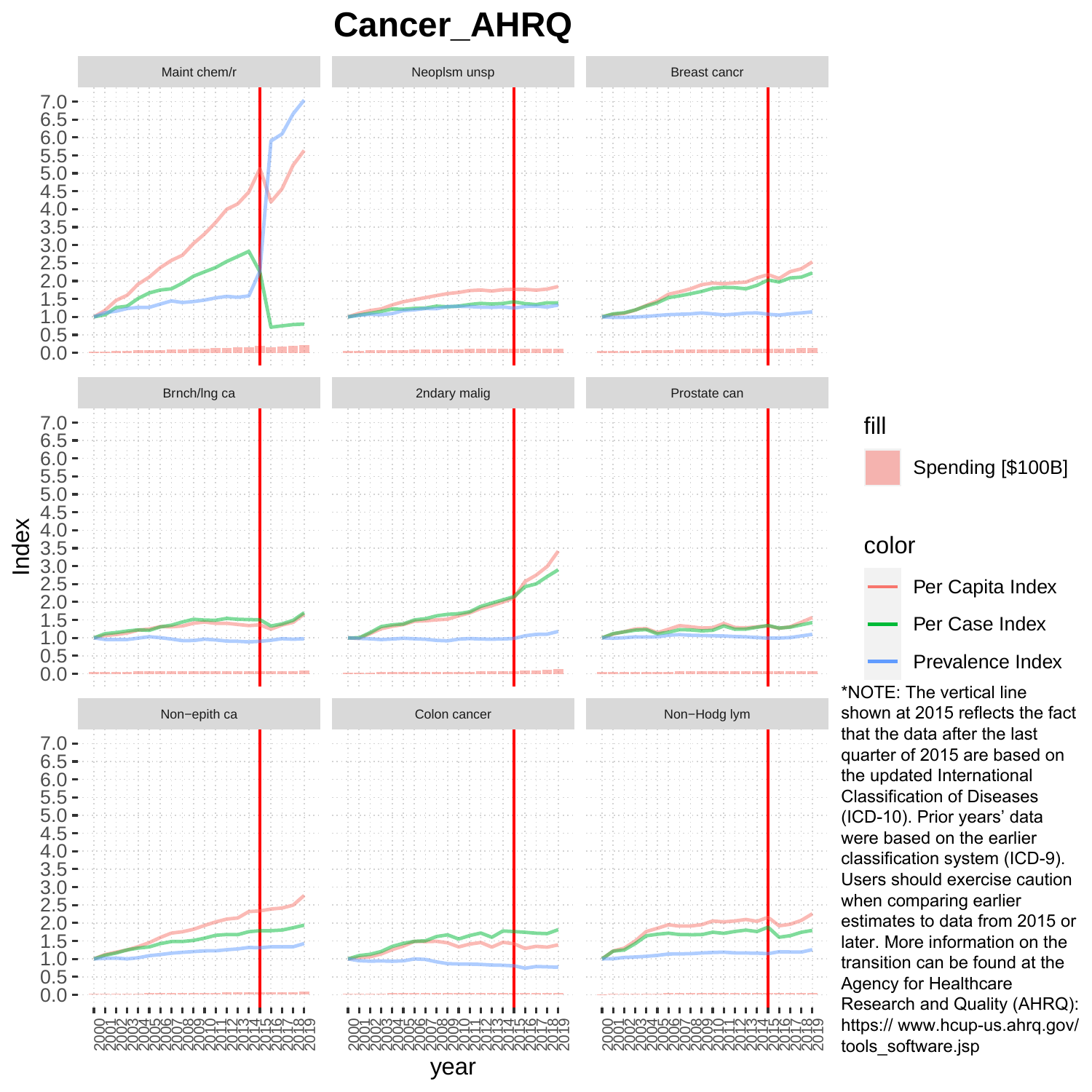# Cancer_AHRQ

Maint chem/r | Neoplsm unsp | Breast cancr

Brnch/lng ca | 2ndary malig | Prostate can

Non−epith ca | Colon cancer | Non−Hodg lym

Index

year

fill

Spending [$100B]

color

Per Capita Index

Per Case Index

Prevalence Index

*NOTE: The vertical line shown at 2015 reflects the fact that the data after the last quarter of 2015 are based on the updated International Classification of Diseases (ICD-10). Prior years' data were based on the earlier classification system (ICD-9). Users should exercise caution when comparing earlier estimates to data from 2015 or later. More information on the transition can be found at the Agency for Healthcare Research and Quality (AHRQ): https:// www.hcup-us.ahrq.gov/tools_software.jsp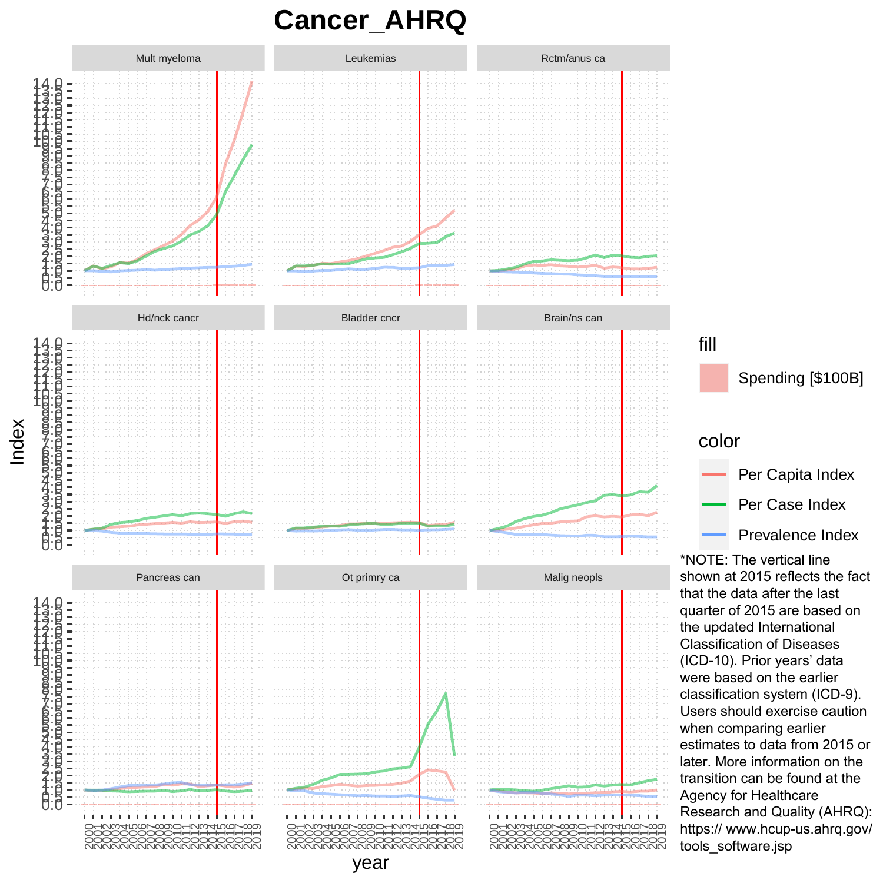# Cancer_AHRQ

*NOTE: The vertical line shown at 2015 reflects the fact that the data after the last quarter of 2015 are based on the updated International Classification of Diseases (ICD-10). Prior years' data were based on the earlier classification system (ICD-9). Users should exercise caution when comparing earlier estimates to data from 2015 or later. More information on the transition can be found at the Agency for Healthcare Research and Quality (AHRQ): https:// www.hcup-us.ahrq.gov/tools_software.jsp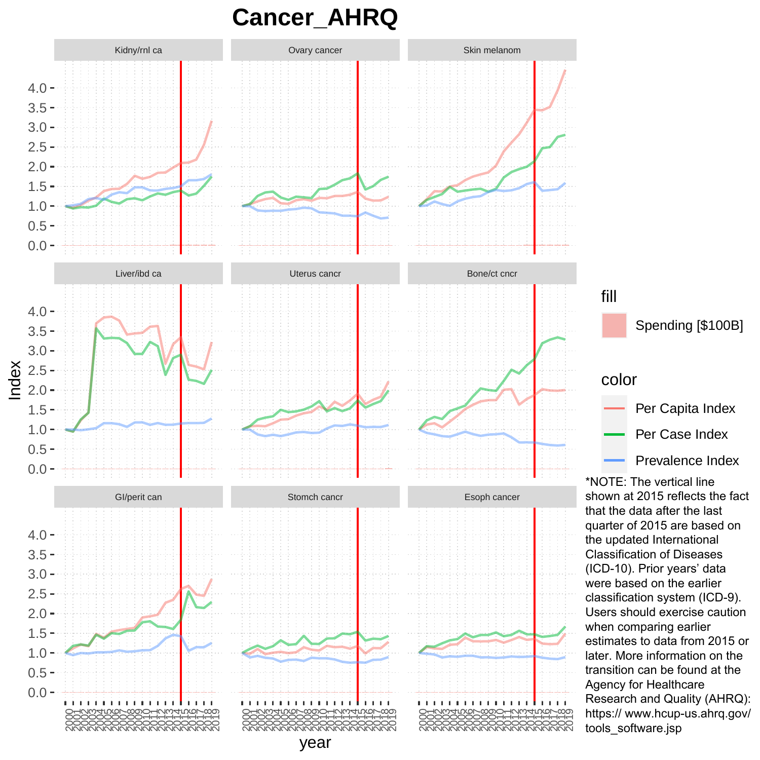# Cancer_AHRQ

*NOTE: The vertical line shown at 2015 reflects the fact that the data after the last quarter of 2015 are based on the updated International Classification of Diseases (ICD-10). Prior years' data were based on the earlier classification system (ICD-9). Users should exercise caution when comparing earlier estimates to data from 2015 or later. More information on the transition can be found at the Agency for Healthcare Research and Quality (AHRQ): https:// www.hcup-us.ahrq.gov/ tools_software.jsp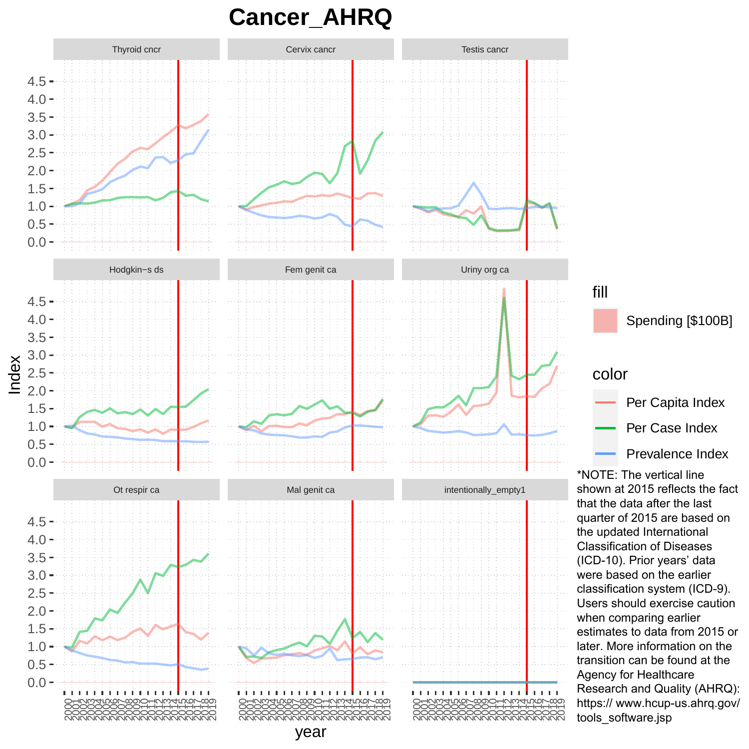# Cancer_AHRQ

*NOTE: The vertical line shown at 2015 reflects the fact that the data after the last quarter of 2015 are based on the updated International Classification of Diseases (ICD-10). Prior years' data were based on the earlier classification system (ICD-9). Users should exercise caution when comparing earlier estimates to data from 2015 or later. More information on the transition can be found at the Agency for Healthcare Research and Quality (AHRQ): https:// www.hcup-us.ahrq.gov/ tools_software.jsp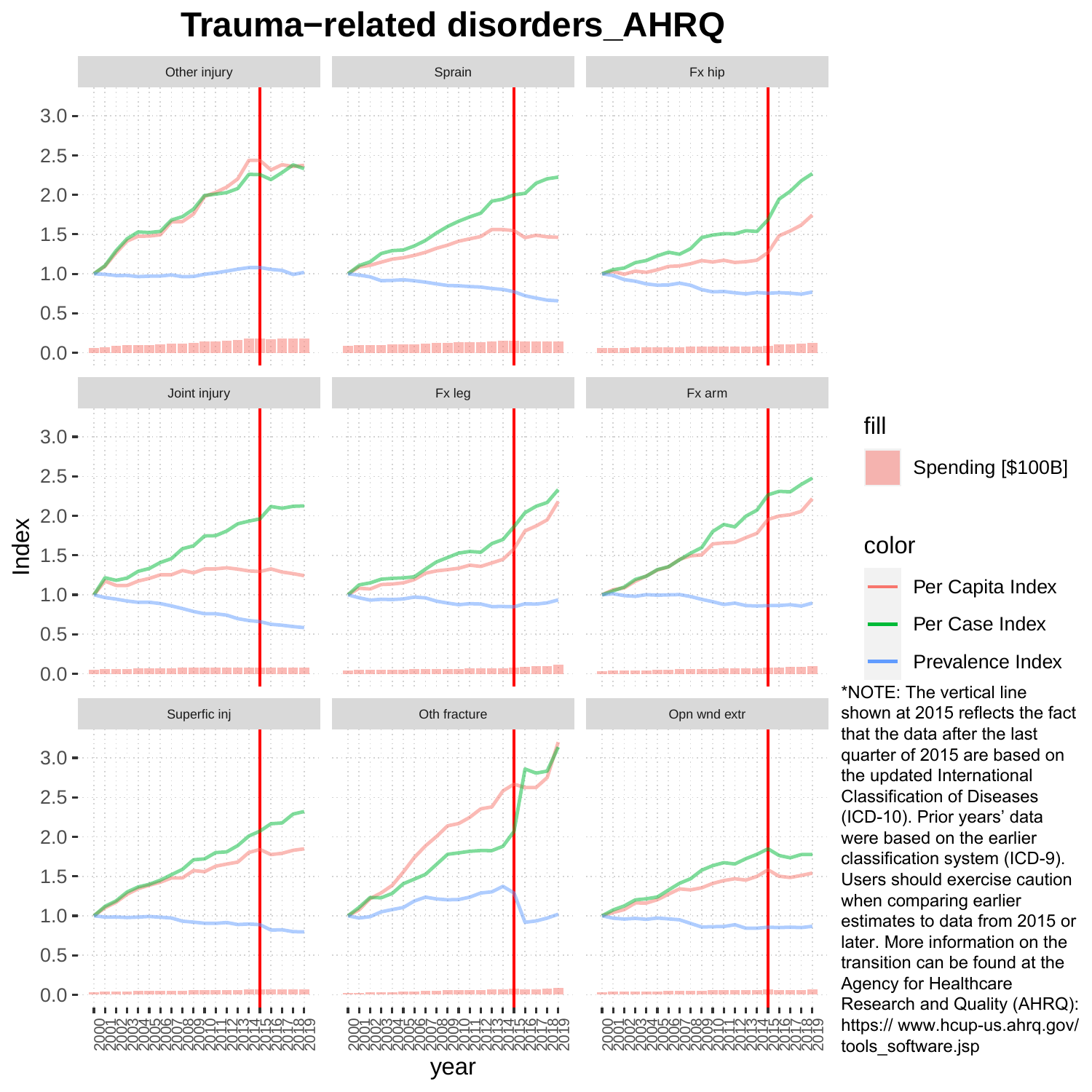# Trauma−related disorders_AHRQ

Other injury | Sprain | Fx hip

Joint injury | Fx leg | Fx arm

Superfic inj | Oth fracture | Opn wnd extr

Index

year

fill

Spending [$100B]

color

- Per Capita Index
- Per Case Index
- Prevalence Index

*NOTE: The vertical line shown at 2015 reflects the fact that the data after the last quarter of 2015 are based on the updated International Classification of Diseases (ICD-10). Prior years' data were based on the earlier classification system (ICD-9). Users should exercise caution when comparing earlier estimates to data from 2015 or later. More information on the transition can be found at the Agency for Healthcare Research and Quality (AHRQ): https:// www.hcup-us.ahrq.gov/ tools_software.jsp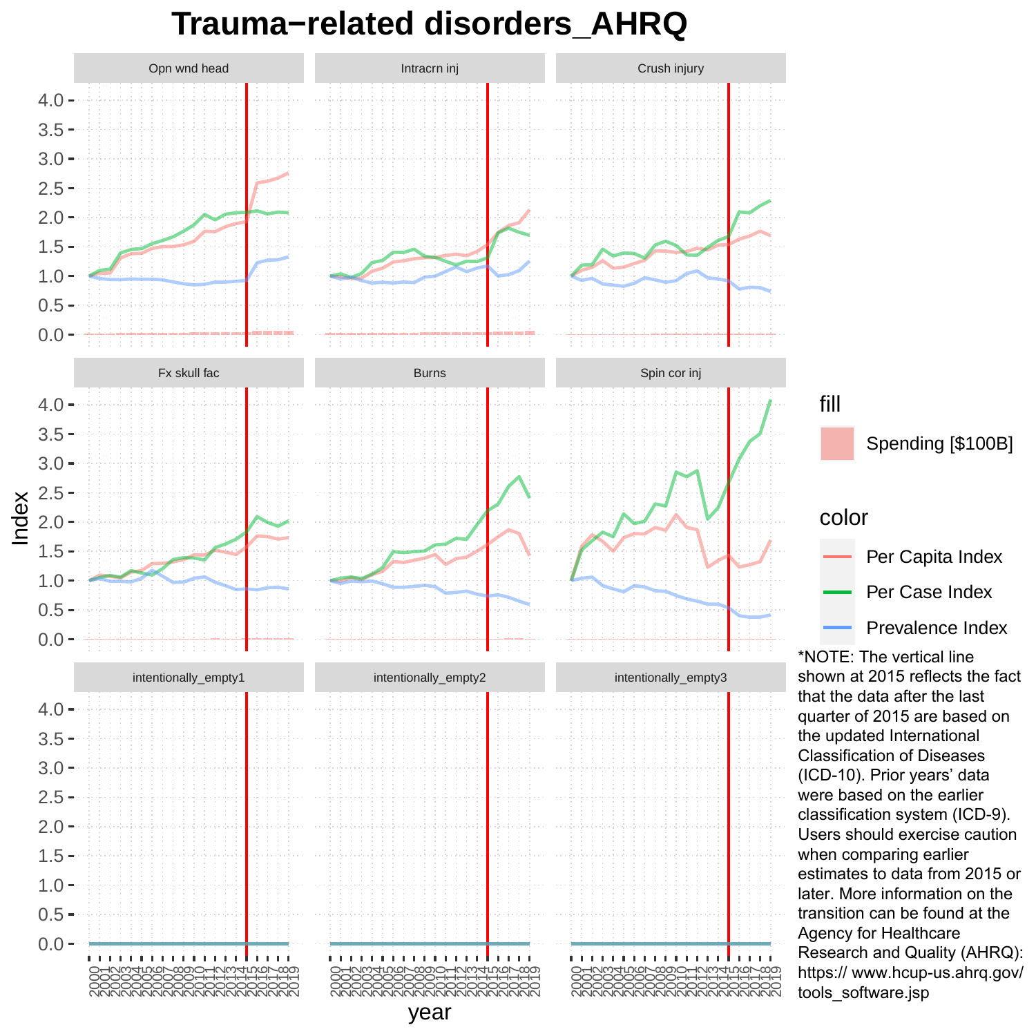# Trauma−related disorders_AHRQ

Opn wnd head | Intracrn inj | Crush injury

Fx skull fac | Burns | Spin cor inj

intentionally_empty1 | intentionally_empty2 | intentionally_empty3

Index

year

fill

Spending [$100B]

color

Per Capita Index

Per Case Index

Prevalence Index

*NOTE: The vertical line shown at 2015 reflects the fact that the data after the last quarter of 2015 are based on the updated International Classification of Diseases (ICD-10). Prior years' data were based on the earlier classification system (ICD-9). Users should exercise caution when comparing earlier estimates to data from 2015 or later. More information on the transition can be found at the Agency for Healthcare Research and Quality (AHRQ): https:// www.hcup-us.ahrq.gov/tools_software.jsp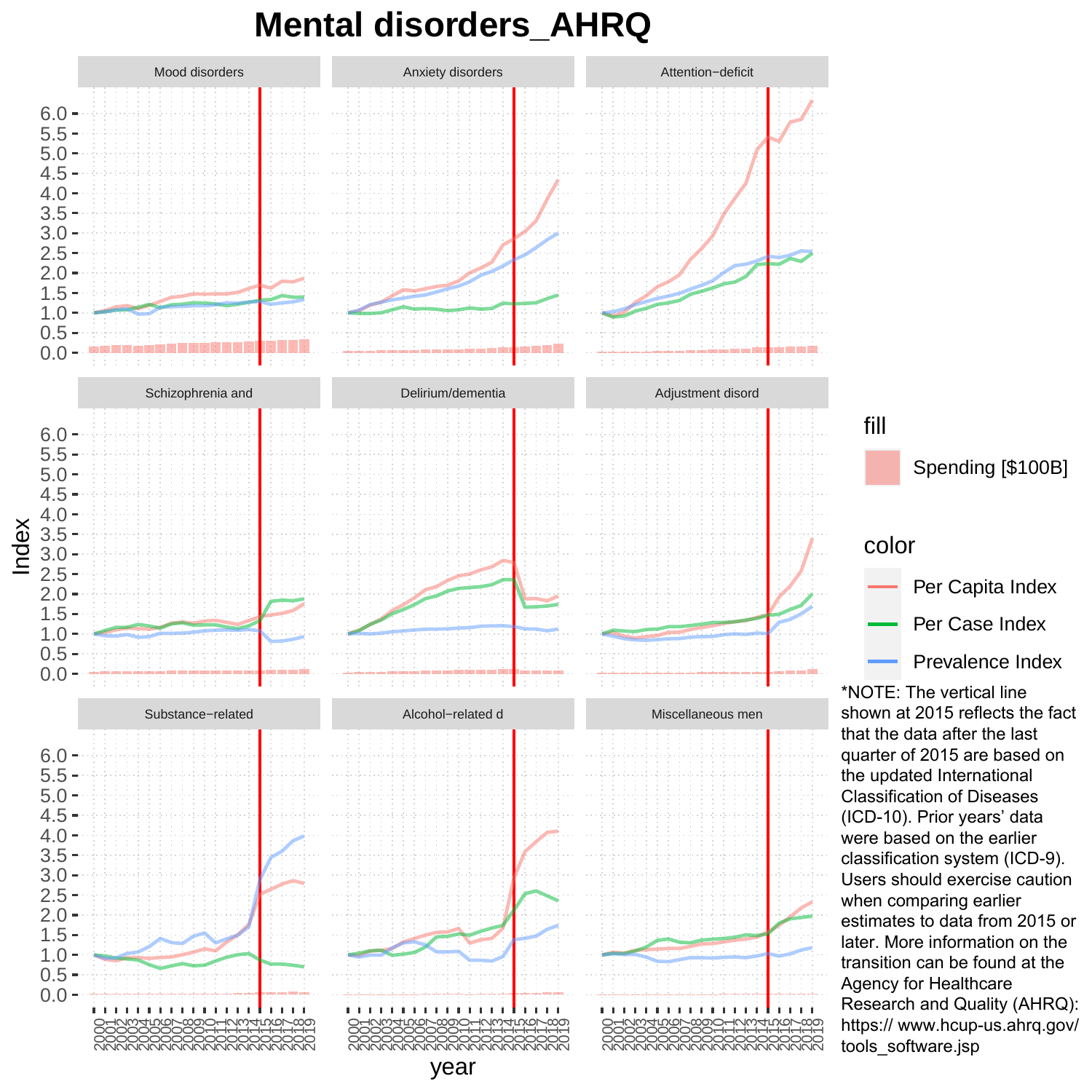# Mental disorders_AHRQ

*NOTE: The vertical line shown at 2015 reflects the fact that the data after the last quarter of 2015 are based on the updated International Classification of Diseases (ICD-10). Prior years' data were based on the earlier classification system (ICD-9). Users should exercise caution when comparing earlier estimates to data from 2015 or later. More information on the transition can be found at the Agency for Healthcare Research and Quality (AHRQ): https:// www.hcup-us.ahrq.gov/tools_software.jsp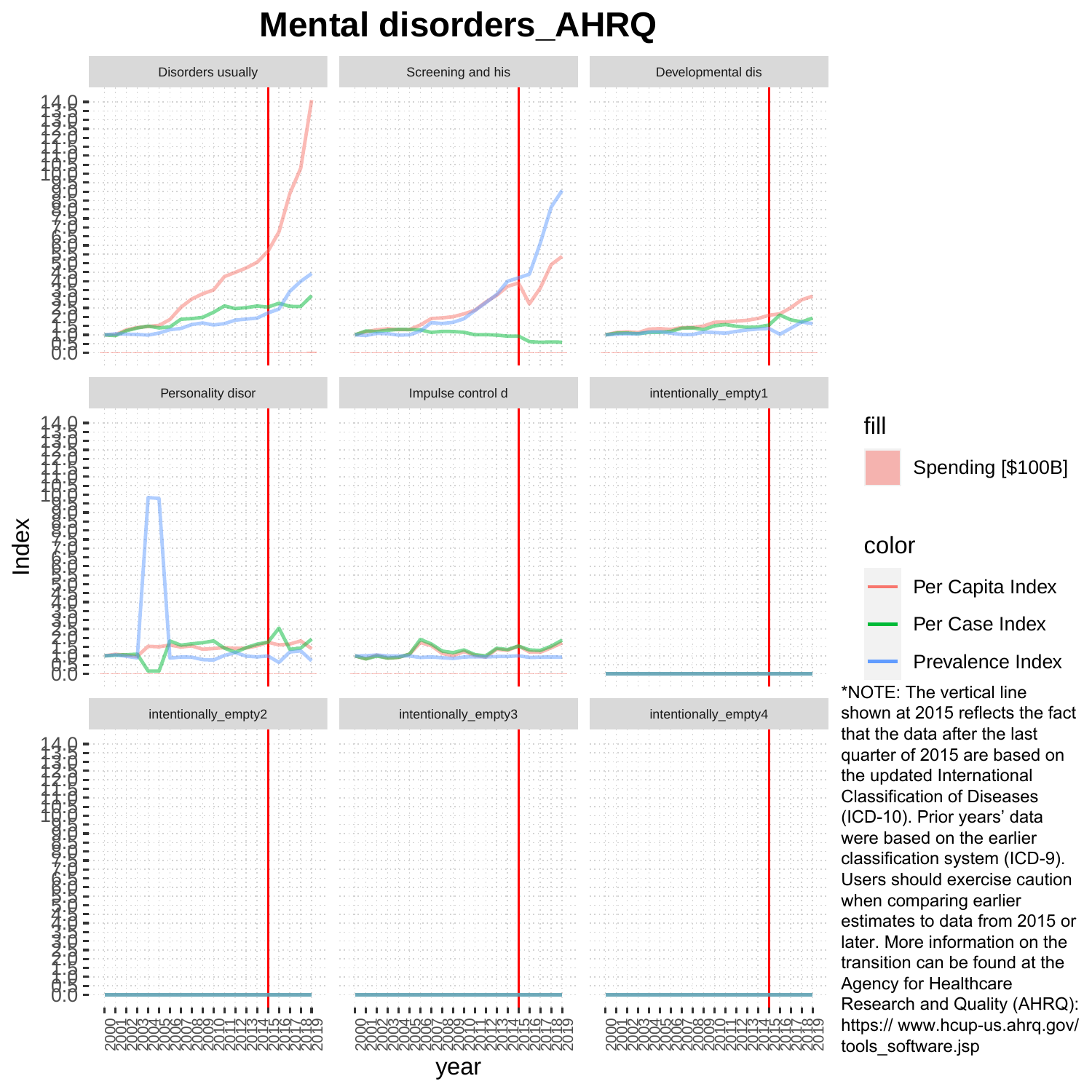# Mental disorders_AHRQ

Disorders usually | Screening and his | Developmental dis

Personality disor | Impulse control d | intentionally_empty1

intentionally_empty2 | intentionally_empty3 | intentionally_empty4

Index

year

fill

Spending [$100B]

color

Per Capita Index

Per Case Index

Prevalence Index

*NOTE: The vertical line shown at 2015 reflects the fact that the data after the last quarter of 2015 are based on the updated International Classification of Diseases (ICD-10). Prior years' data were based on the earlier classification system (ICD-9). Users should exercise caution when comparing earlier estimates to data from 2015 or later. More information on the transition can be found at the Agency for Healthcare Research and Quality (AHRQ): https:// www.hcup-us.ahrq.gov/ tools_software.jsp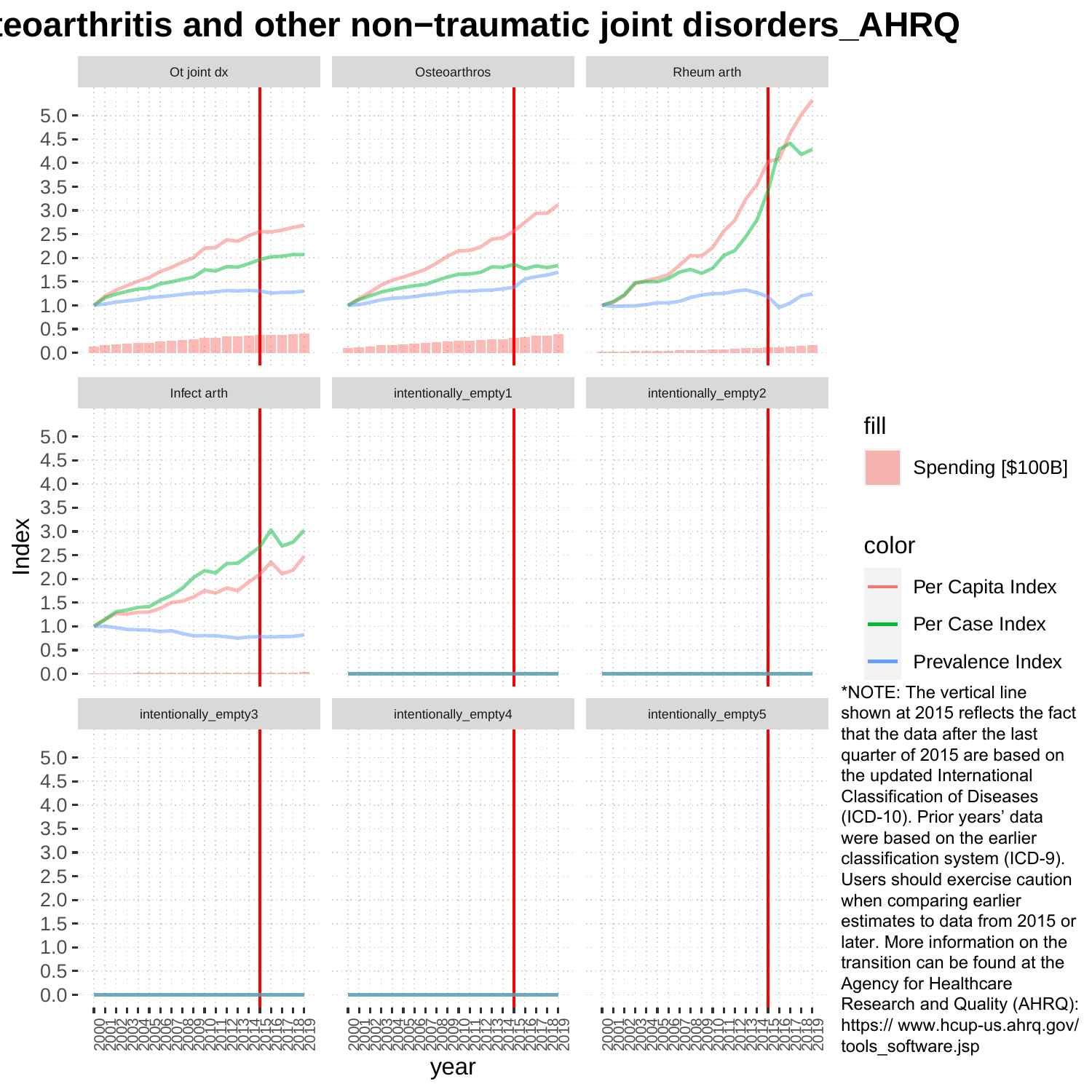# teoarthritis and other non−traumatic joint disorders_AHRQ

Ot joint dx

Osteoarthros

Rheum arth

Infect arth

intentionally_empty1

intentionally_empty2

intentionally_empty3

intentionally_empty4

intentionally_empty5

Index

year

fill

Spending [$100B]

color

Per Capita Index

Per Case Index

Prevalence Index

*NOTE: The vertical line shown at 2015 reflects the fact that the data after the last quarter of 2015 are based on the updated International Classification of Diseases (ICD-10). Prior years' data were based on the earlier classification system (ICD-9). Users should exercise caution when comparing earlier estimates to data from 2015 or later. More information on the transition can be found at the Agency for Healthcare Research and Quality (AHRQ): https:// www.hcup-us.ahrq.gov/ tools_software.jsp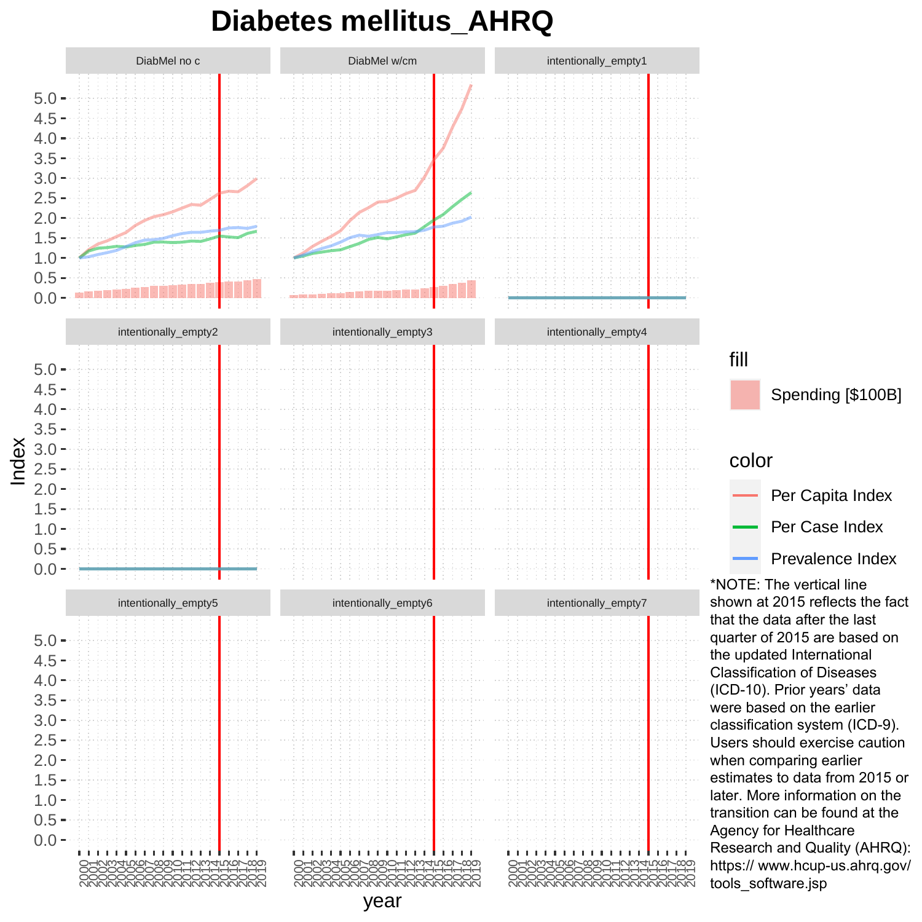# Diabetes mellitus_AHRQ

DiabMel no c | DiabMel w/cm | intentionally_empty1

intentionally_empty2 | intentionally_empty3 | intentionally_empty4

intentionally_empty5 | intentionally_empty6 | intentionally_empty7

Index

year

fill

Spending [$100B]

color

Per Capita Index

Per Case Index

Prevalence Index

*NOTE: The vertical line shown at 2015 reflects the fact that the data after the last quarter of 2015 are based on the updated International Classification of Diseases (ICD-10). Prior years' data were based on the earlier classification system (ICD-9). Users should exercise caution when comparing earlier estimates to data from 2015 or later. More information on the transition can be found at the Agency for Healthcare Research and Quality (AHRQ): https:// www.hcup-us.ahrq.gov/ tools_software.jsp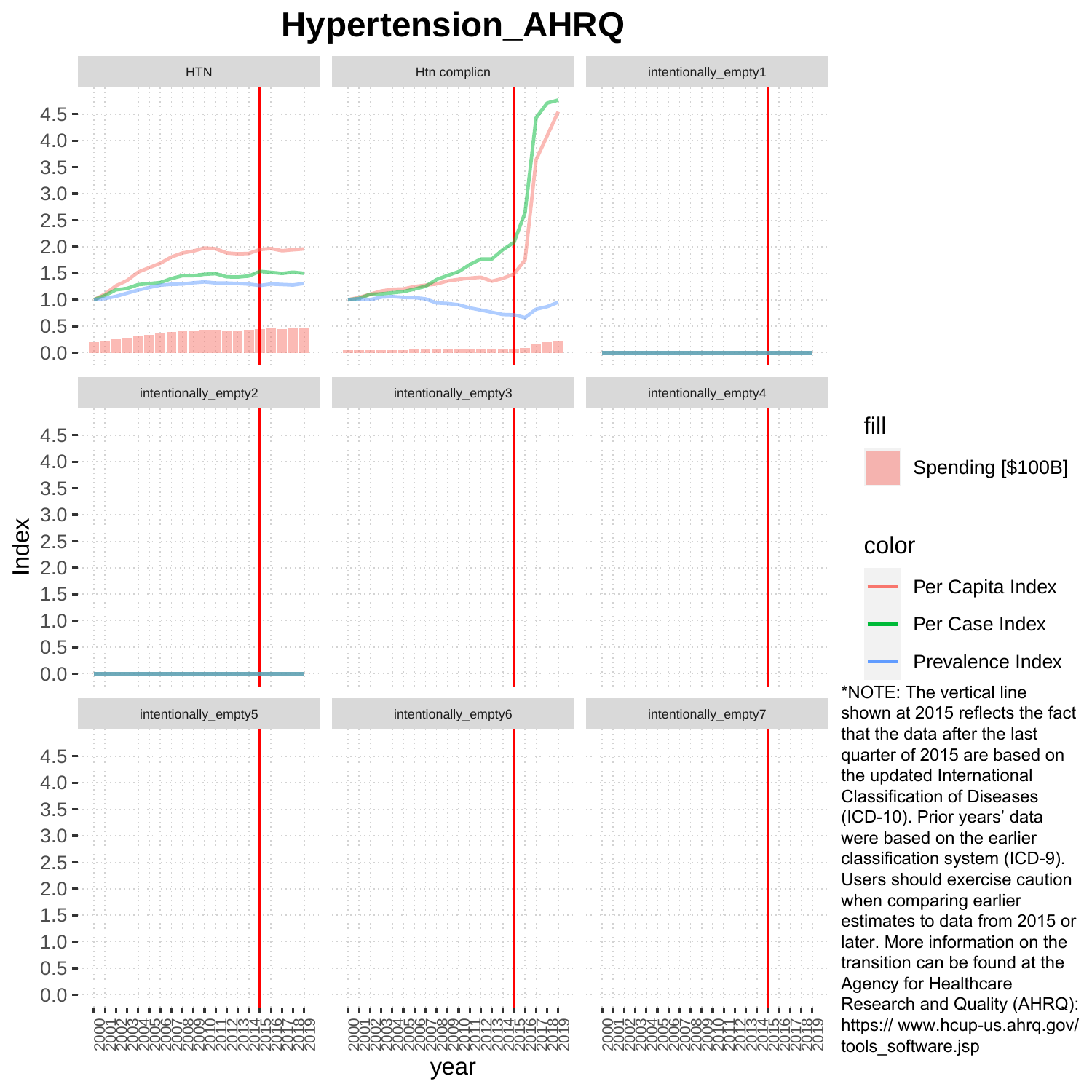# Hypertension_AHRQ

*NOTE: The vertical line shown at 2015 reflects the fact that the data after the last quarter of 2015 are based on the updated International Classification of Diseases (ICD-10). Prior years' data were based on the earlier classification system (ICD-9). Users should exercise caution when comparing earlier estimates to data from 2015 or later. More information on the transition can be found at the Agency for Healthcare Research and Quality (AHRQ): https:// www.hcup-us.ahrq.gov/ tools_software.jsp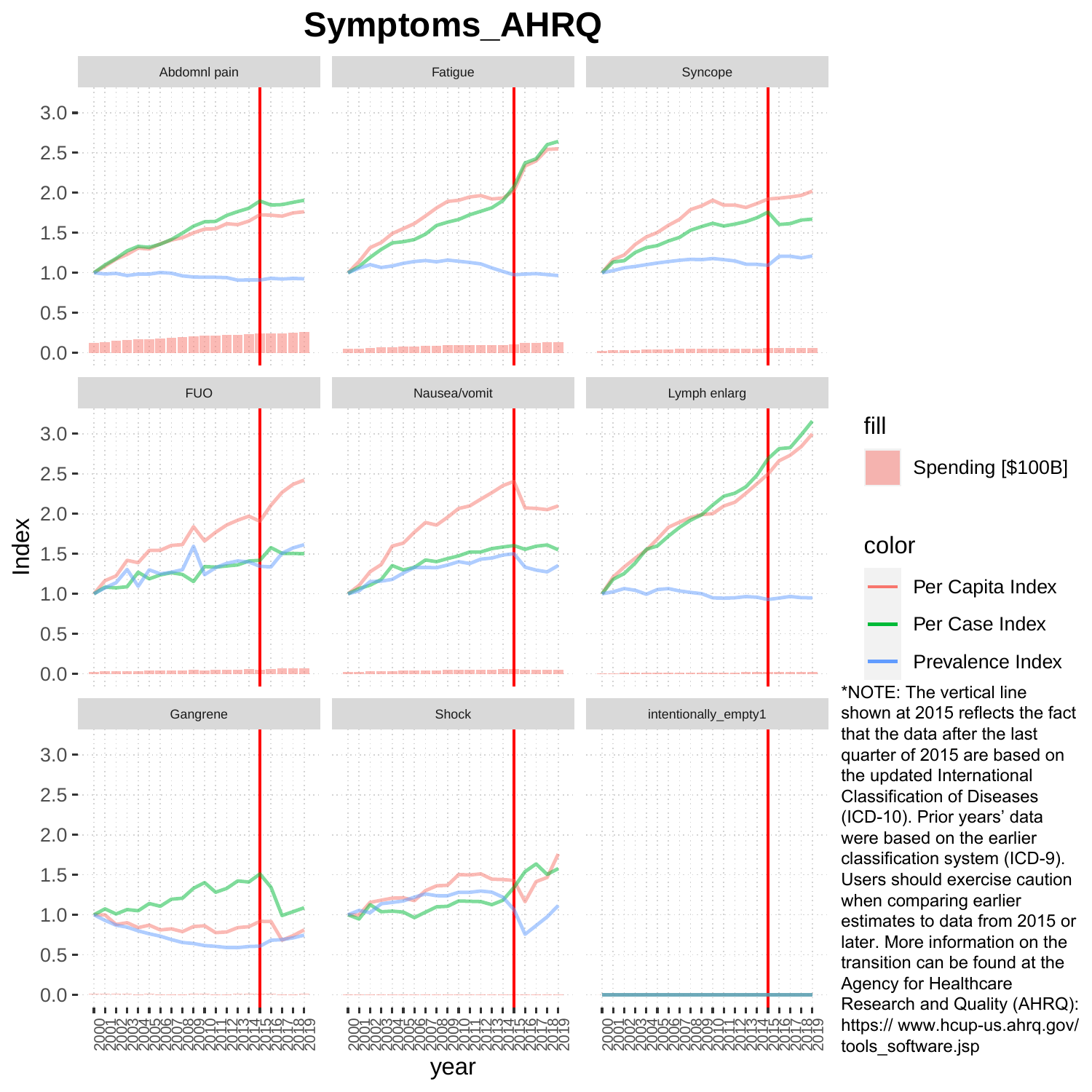# Symptoms_AHRQ

*NOTE: The vertical line shown at 2015 reflects the fact that the data after the last quarter of 2015 are based on the updated International Classification of Diseases (ICD-10). Prior years' data were based on the earlier classification system (ICD-9). Users should exercise caution when comparing earlier estimates to data from 2015 or later. More information on the transition can be found at the Agency for Healthcare Research and Quality (AHRQ): https:// www.hcup-us.ahrq.gov/ tools_software.jsp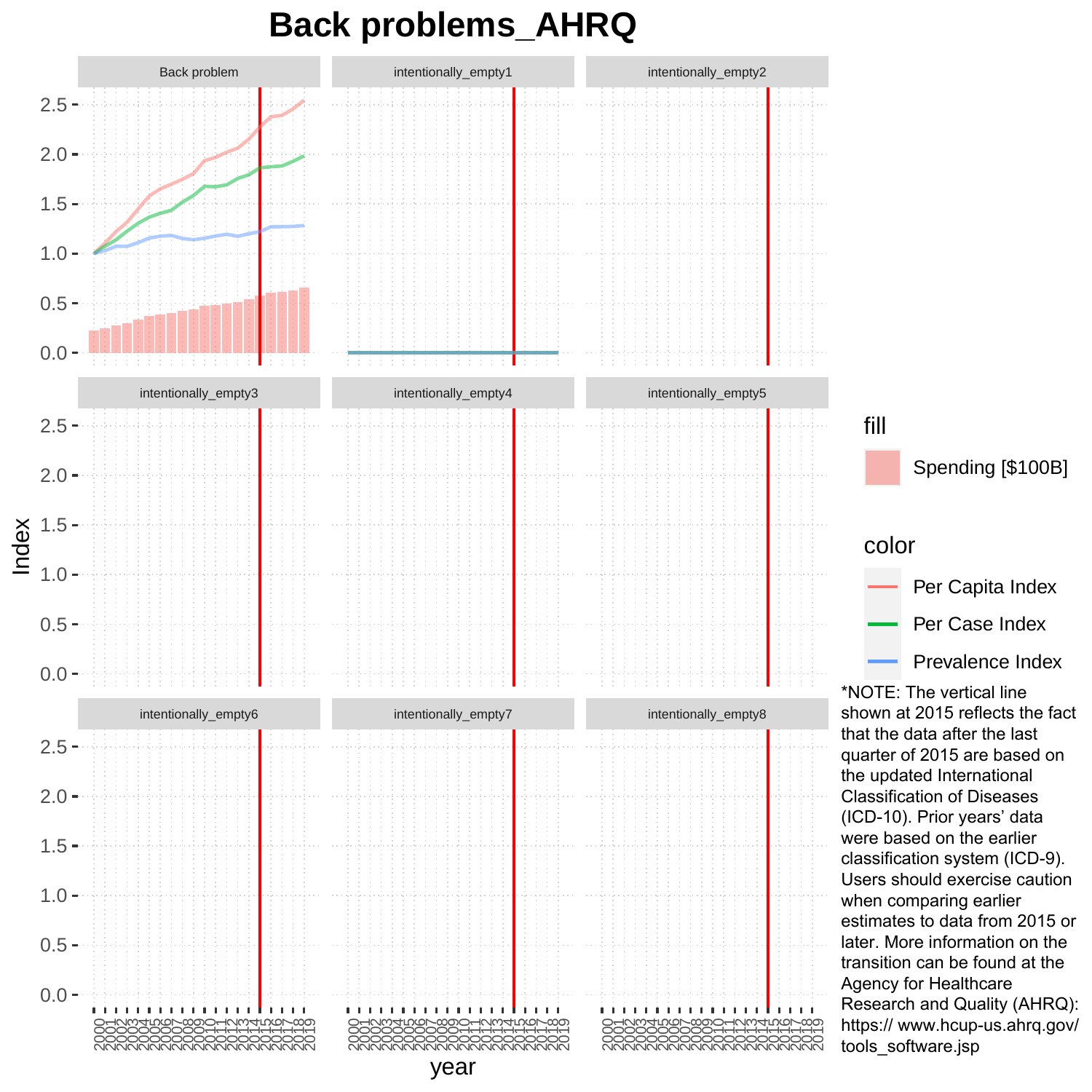# Back problems_AHRQ

*NOTE: The vertical line shown at 2015 reflects the fact that the data after the last quarter of 2015 are based on the updated International Classification of Diseases (ICD-10). Prior years' data were based on the earlier classification system (ICD-9). Users should exercise caution when comparing earlier estimates to data from 2015 or later. More information on the transition can be found at the Agency for Healthcare Research and Quality (AHRQ): https:// www.hcup-us.ahrq.gov/ tools_software.jsp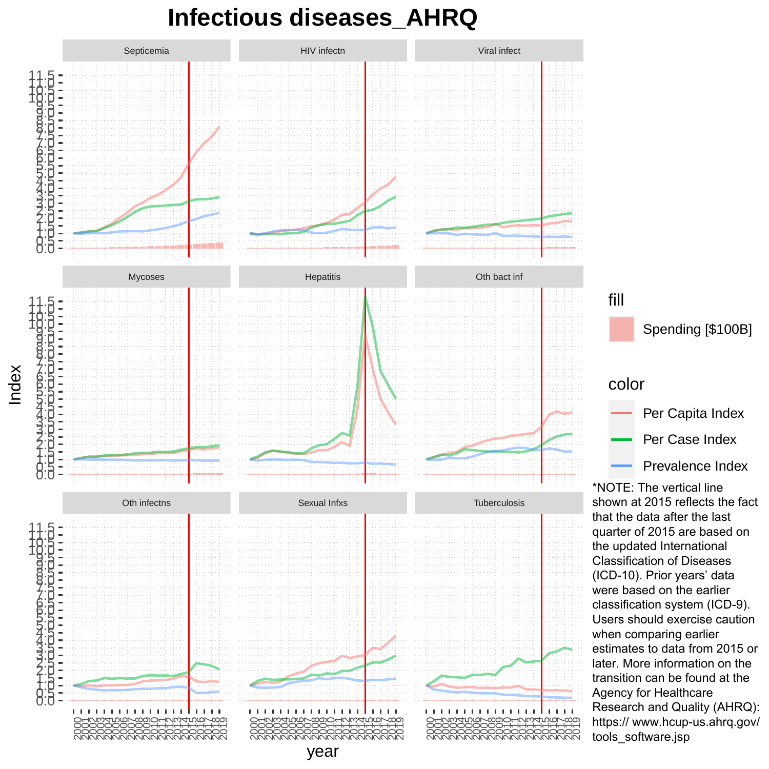# Infectious diseases_AHRQ

*NOTE: The vertical line shown at 2015 reflects the fact that the data after the last quarter of 2015 are based on the updated International Classification of Diseases (ICD-10). Prior years' data were based on the earlier classification system (ICD-9). Users should exercise caution when comparing earlier estimates to data from 2015 or later. More information on the transition can be found at the Agency for Healthcare Research and Quality (AHRQ): https:// www.hcup-us.ahrq.gov/ tools_software.jsp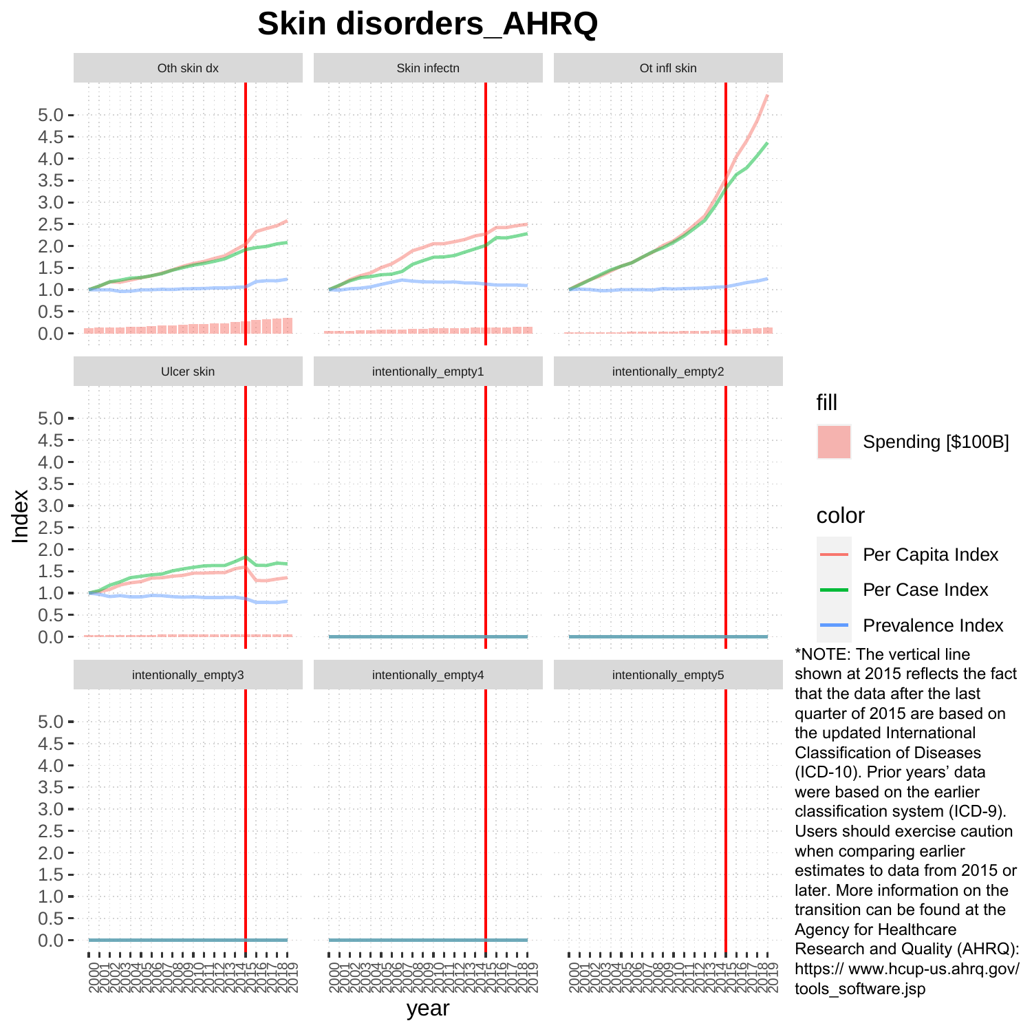# Skin disorders_AHRQ

Panels: Oth skin dx | Skin infectn | Ot infl skin | Ulcer skin | intentionally_empty1 | intentionally_empty2 | intentionally_empty3 | intentionally_empty4 | intentionally_empty5

Index

year

fill

Spending [$100B]

color

Per Capita Index

Per Case Index

Prevalence Index

*NOTE: The vertical line shown at 2015 reflects the fact that the data after the last quarter of 2015 are based on the updated International Classification of Diseases (ICD-10). Prior years' data were based on the earlier classification system (ICD-9). Users should exercise caution when comparing earlier estimates to data from 2015 or later. More information on the transition can be found at the Agency for Healthcare Research and Quality (AHRQ): https:// www.hcup-us.ahrq.gov/ tools_software.jsp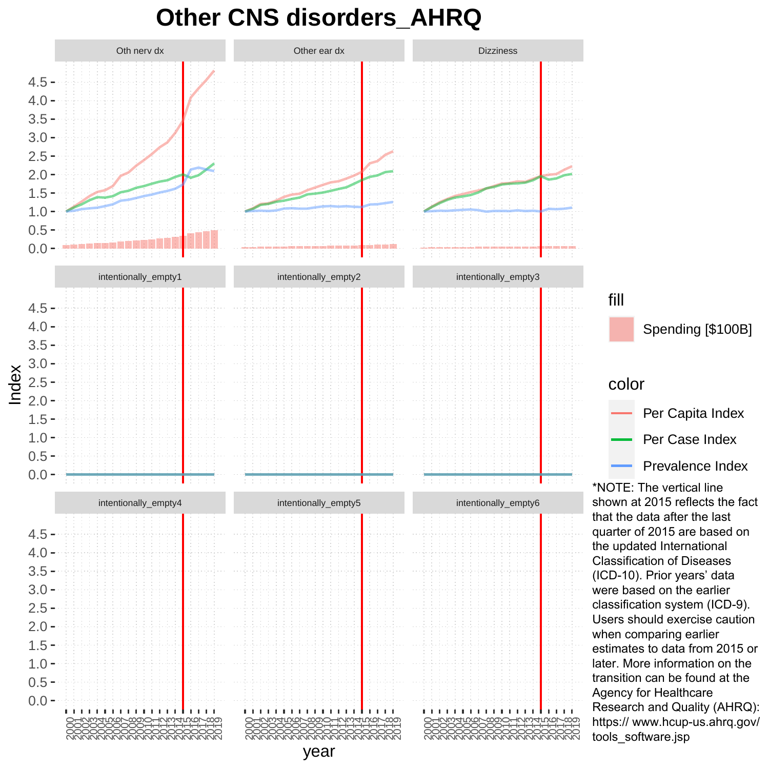# Other CNS disorders_AHRQ

*NOTE: The vertical line shown at 2015 reflects the fact that the data after the last quarter of 2015 are based on the updated International Classification of Diseases (ICD-10). Prior years' data were based on the earlier classification system (ICD-9). Users should exercise caution when comparing earlier estimates to data from 2015 or later. More information on the transition can be found at the Agency for Healthcare Research and Quality (AHRQ): https:// www.hcup-us.ahrq.gov/ tools_software.jsp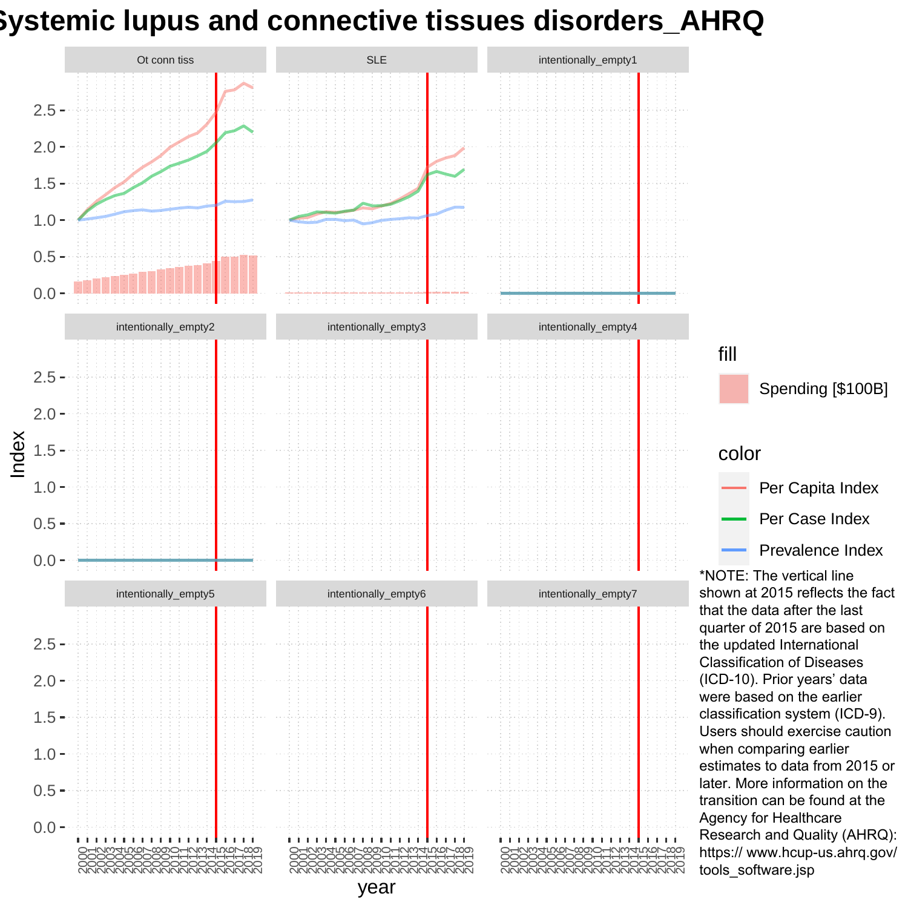# Systemic lupus and connective tissues disorders_AHRQ

*NOTE: The vertical line shown at 2015 reflects the fact that the data after the last quarter of 2015 are based on the updated International Classification of Diseases (ICD-10). Prior years' data were based on the earlier classification system (ICD-9). Users should exercise caution when comparing earlier estimates to data from 2015 or later. More information on the transition can be found at the Agency for Healthcare Research and Quality (AHRQ): https:// www.hcup-us.ahrq.gov/ tools_software.jsp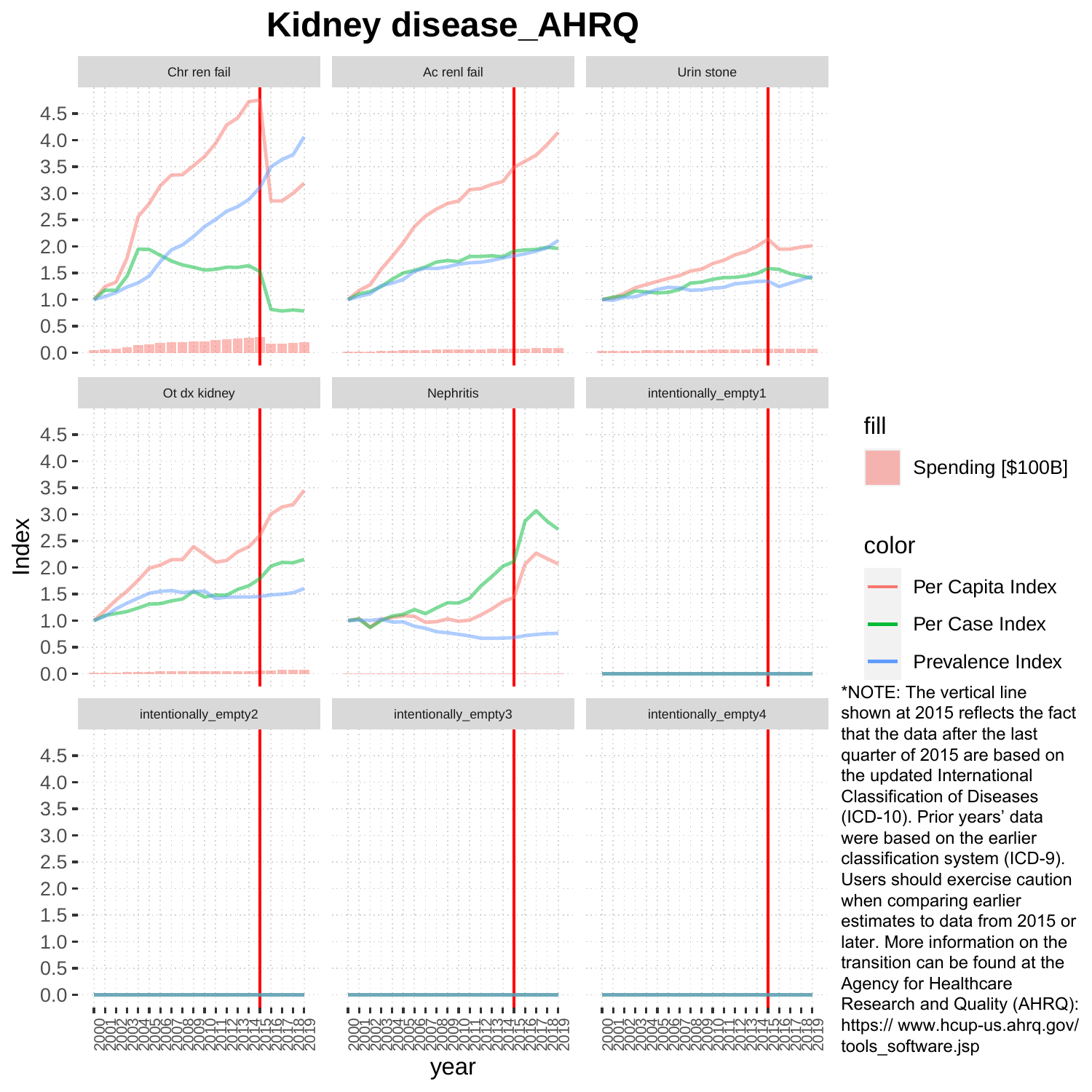# Kidney disease_AHRQ

Chr ren fail | Ac renl fail | Urin stone

Ot dx kidney | Nephritis | intentionally_empty1

intentionally_empty2 | intentionally_empty3 | intentionally_empty4

Index

year

fill

Spending [$100B]

color

Per Capita Index

Per Case Index

Prevalence Index

*NOTE: The vertical line shown at 2015 reflects the fact that the data after the last quarter of 2015 are based on the updated International Classification of Diseases (ICD-10). Prior years' data were based on the earlier classification system (ICD-9). Users should exercise caution when comparing earlier estimates to data from 2015 or later. More information on the transition can be found at the Agency for Healthcare Research and Quality (AHRQ): https:// www.hcup-us.ahrq.gov/ tools_software.jsp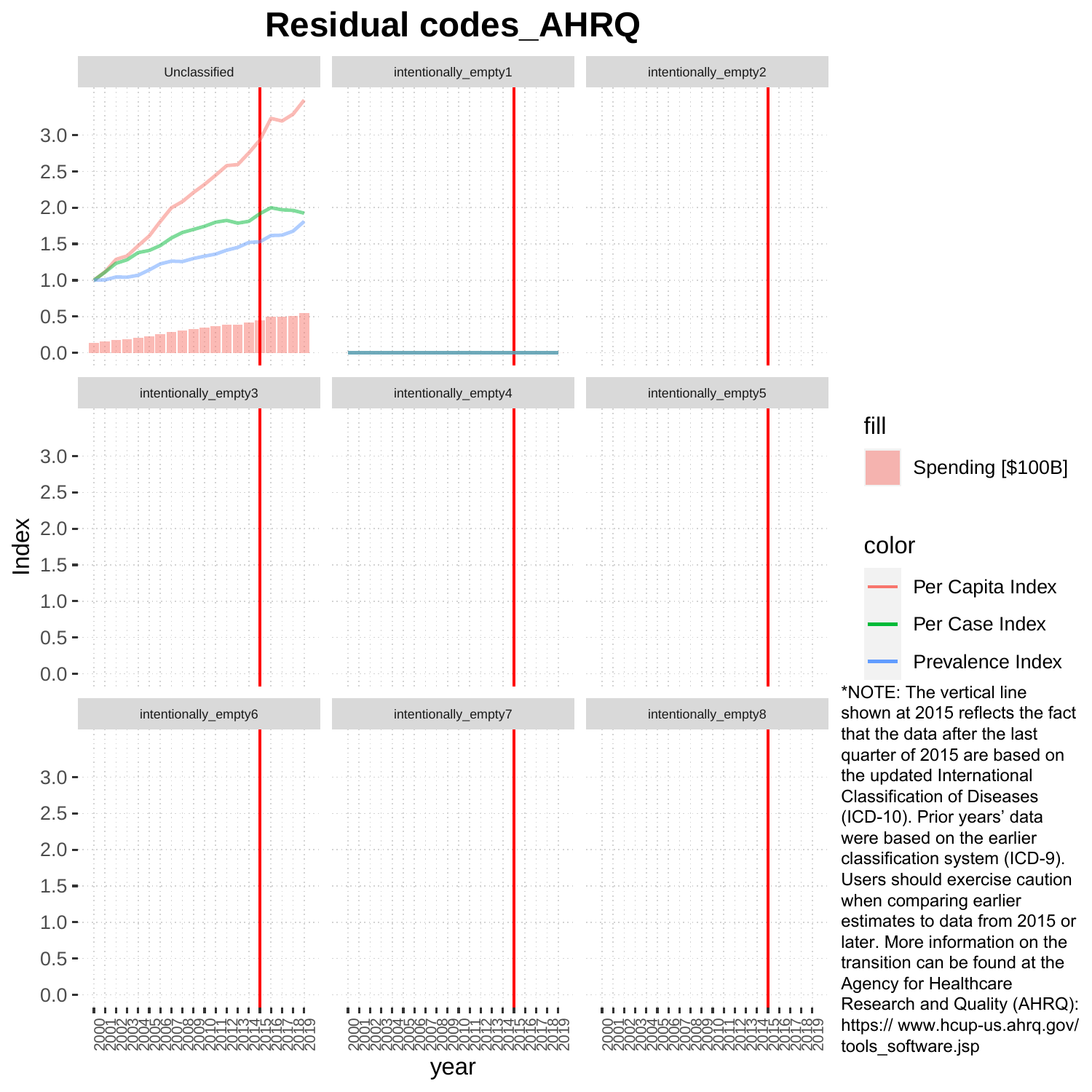# Residual codes_AHRQ

*NOTE: The vertical line shown at 2015 reflects the fact that the data after the last quarter of 2015 are based on the updated International Classification of Diseases (ICD-10). Prior years' data were based on the earlier classification system (ICD-9). Users should exercise caution when comparing earlier estimates to data from 2015 or later. More information on the transition can be found at the Agency for Healthcare Research and Quality (AHRQ): https:// www.hcup-us.ahrq.gov/ tools_software.jsp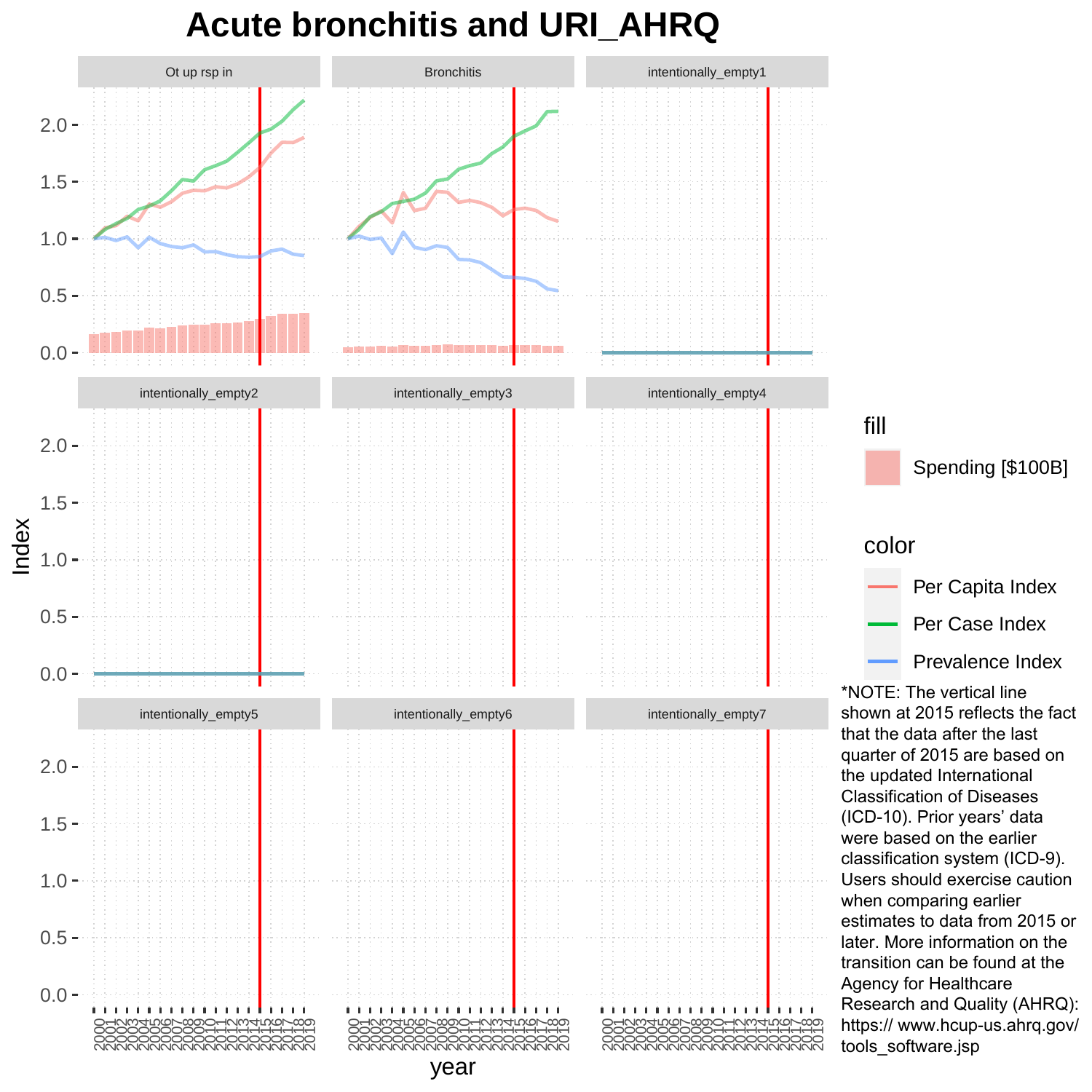# Acute bronchitis and URI_AHRQ

Ot up rsp in | Bronchitis | intentionally_empty1

intentionally_empty2 | intentionally_empty3 | intentionally_empty4

intentionally_empty5 | intentionally_empty6 | intentionally_empty7

Index

year

fill

Spending [$100B]

color

Per Capita Index

Per Case Index

Prevalence Index

*NOTE: The vertical line shown at 2015 reflects the fact that the data after the last quarter of 2015 are based on the updated International Classification of Diseases (ICD-10). Prior years' data were based on the earlier classification system (ICD-9). Users should exercise caution when comparing earlier estimates to data from 2015 or later. More information on the transition can be found at the Agency for Healthcare Research and Quality (AHRQ): https:// www.hcup-us.ahrq.gov/ tools_software.jsp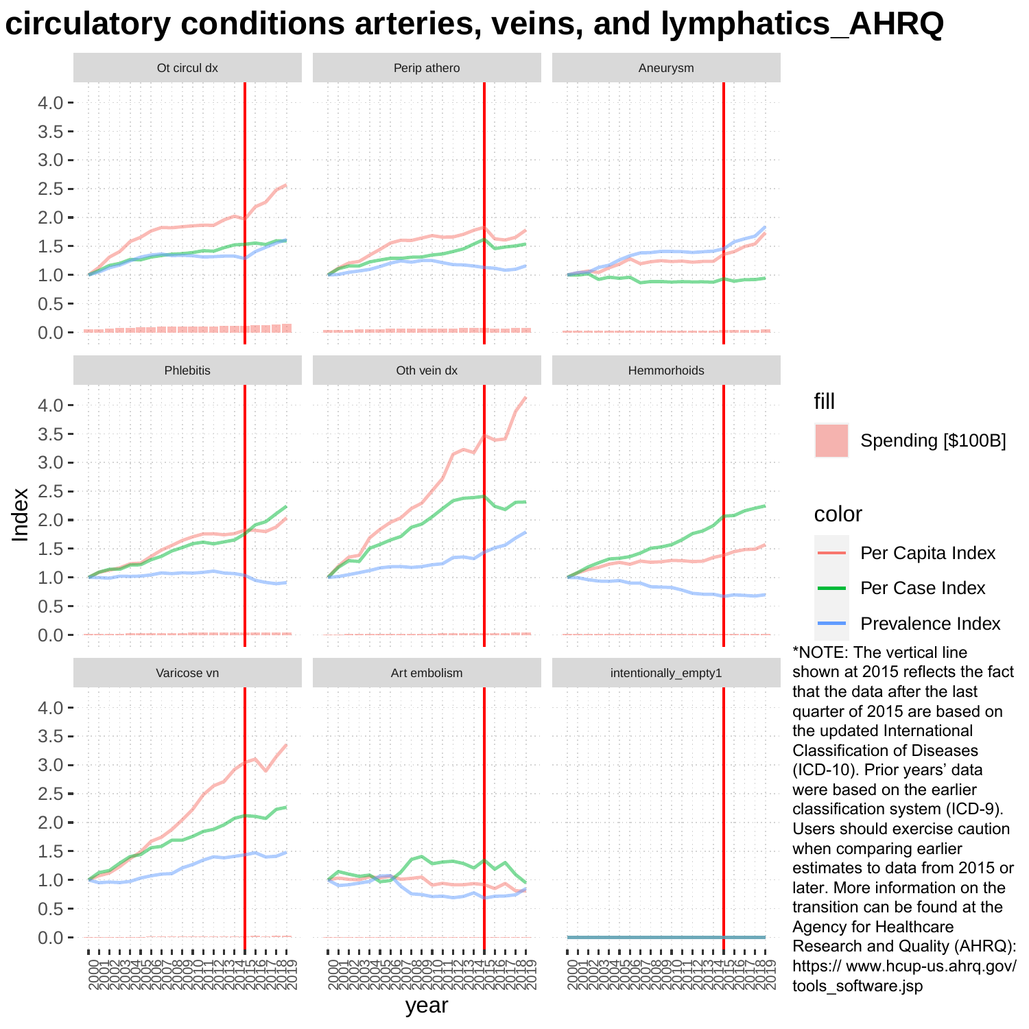# circulatory conditions arteries, veins, and lymphatics_AHRQ

*NOTE: The vertical line shown at 2015 reflects the fact that the data after the last quarter of 2015 are based on the updated International Classification of Diseases (ICD-10). Prior years' data were based on the earlier classification system (ICD-9). Users should exercise caution when comparing earlier estimates to data from 2015 or later. More information on the transition can be found at the Agency for Healthcare Research and Quality (AHRQ): https:// www.hcup-us.ahrq.gov/tools_software.jsp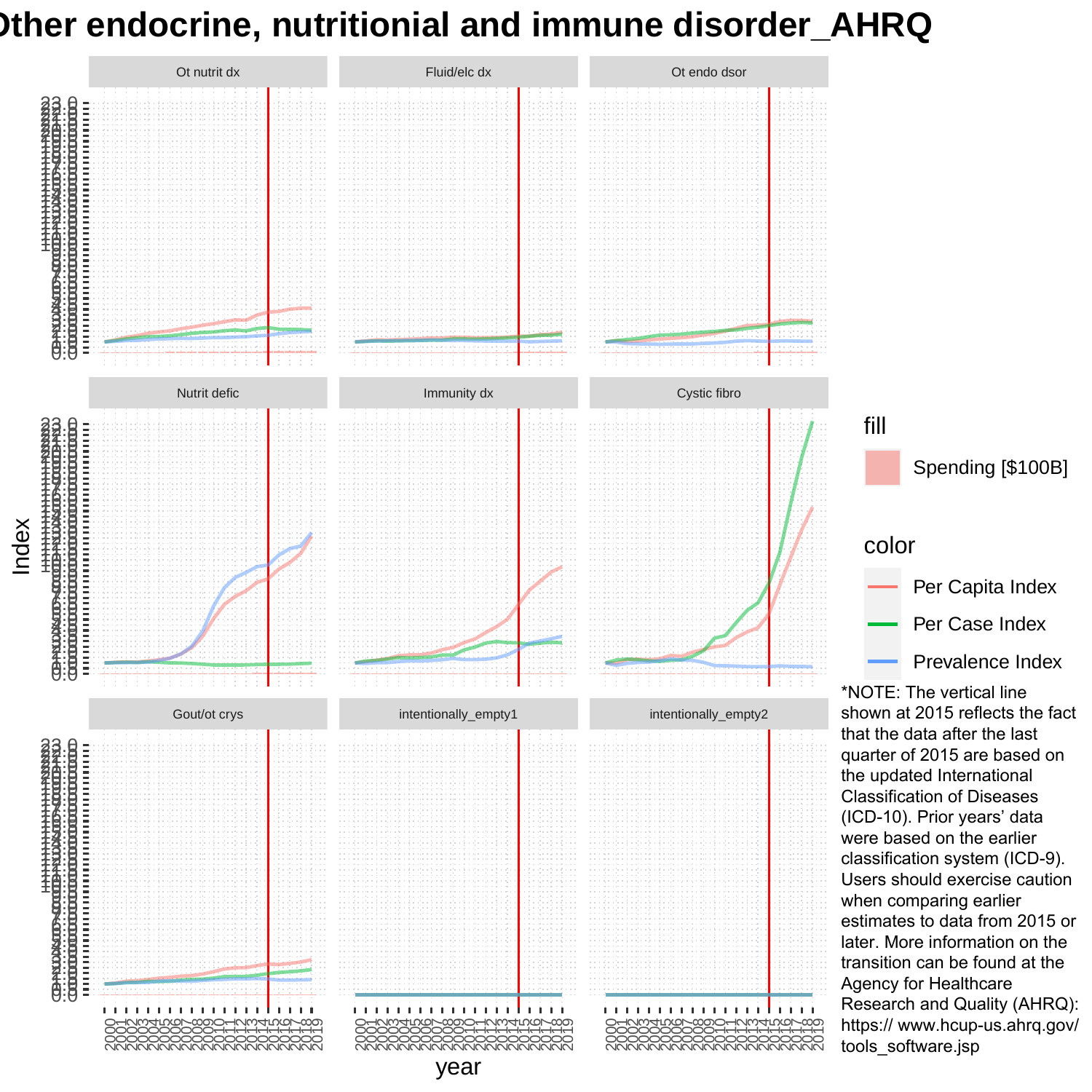# Other endocrine, nutritionial and immune disorder_AHRQ

*NOTE: The vertical line shown at 2015 reflects the fact that the data after the last quarter of 2015 are based on the updated International Classification of Diseases (ICD-10). Prior years' data were based on the earlier classification system (ICD-9). Users should exercise caution when comparing earlier estimates to data from 2015 or later. More information on the transition can be found at the Agency for Healthcare Research and Quality (AHRQ): https:// www.hcup-us.ahrq.gov/tools_software.jsp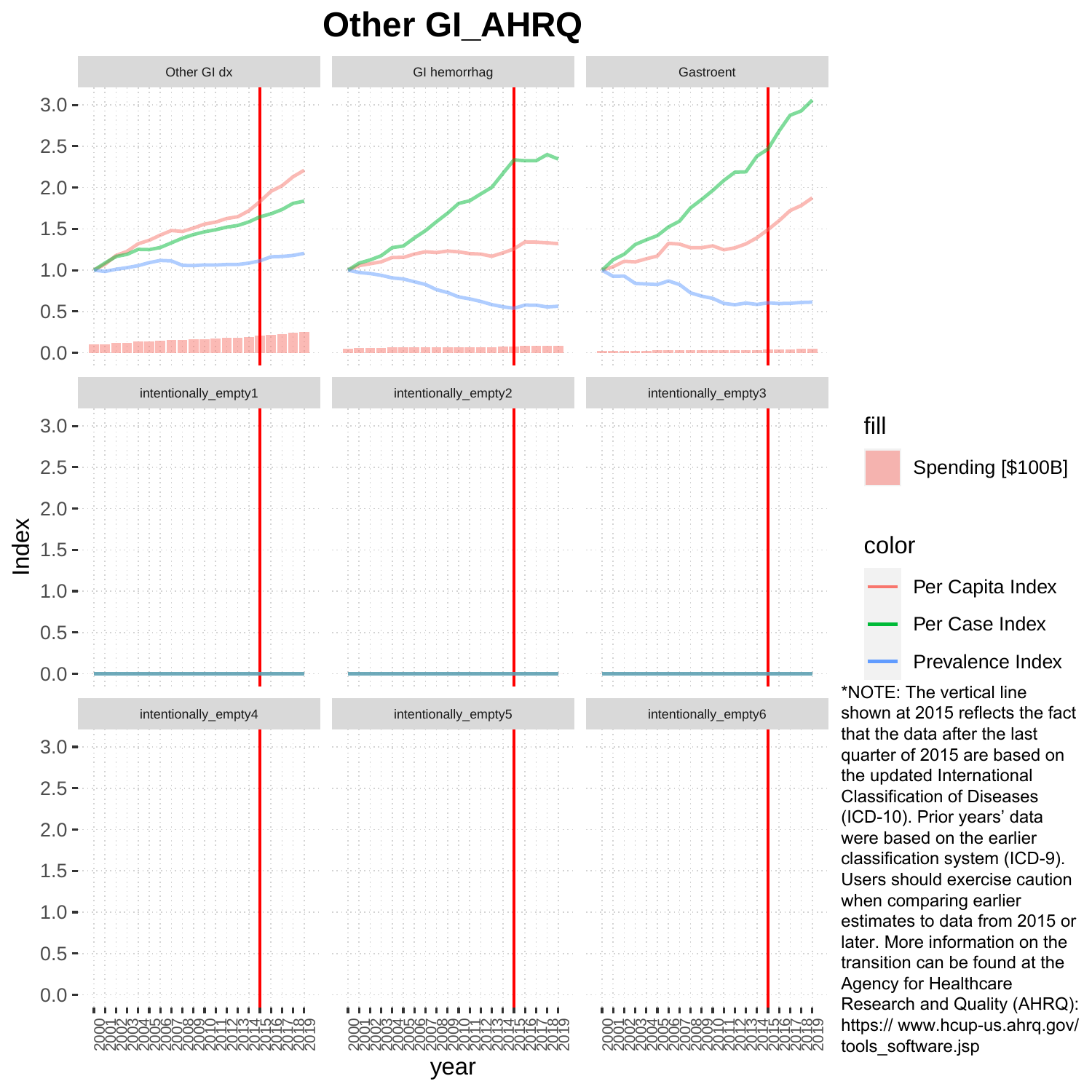# Other GI_AHRQ

*NOTE: The vertical line shown at 2015 reflects the fact that the data after the last quarter of 2015 are based on the updated International Classification of Diseases (ICD-10). Prior years' data were based on the earlier classification system (ICD-9). Users should exercise caution when comparing earlier estimates to data from 2015 or later. More information on the transition can be found at the Agency for Healthcare Research and Quality (AHRQ): https:// www.hcup-us.ahrq.gov/ tools_software.jsp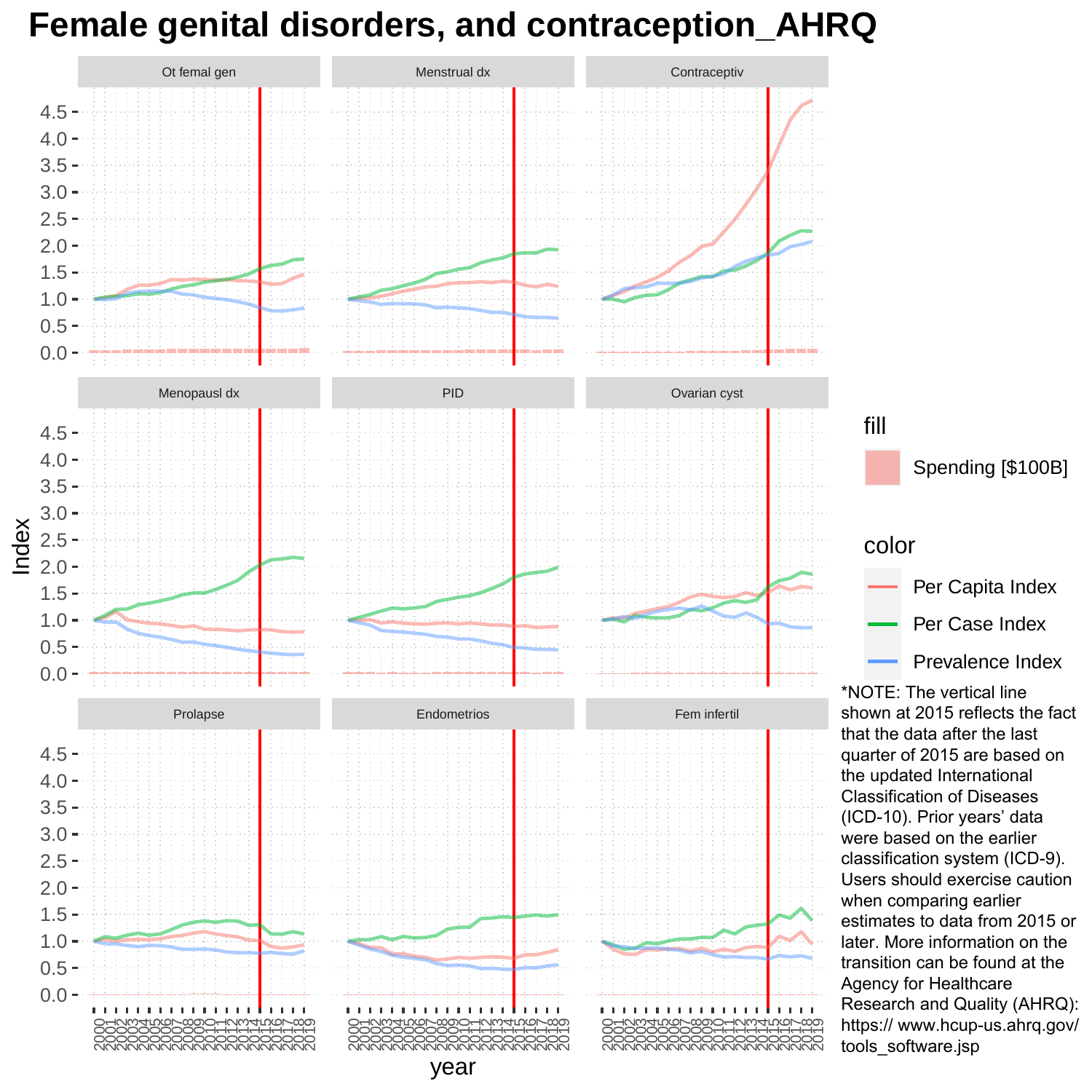# Female genital disorders, and contraception_AHRQ

*NOTE: The vertical line shown at 2015 reflects the fact that the data after the last quarter of 2015 are based on the updated International Classification of Diseases (ICD-10). Prior years' data were based on the earlier classification system (ICD-9). Users should exercise caution when comparing earlier estimates to data from 2015 or later. More information on the transition can be found at the Agency for Healthcare Research and Quality (AHRQ): https:// www.hcup-us.ahrq.gov/ tools_software.jsp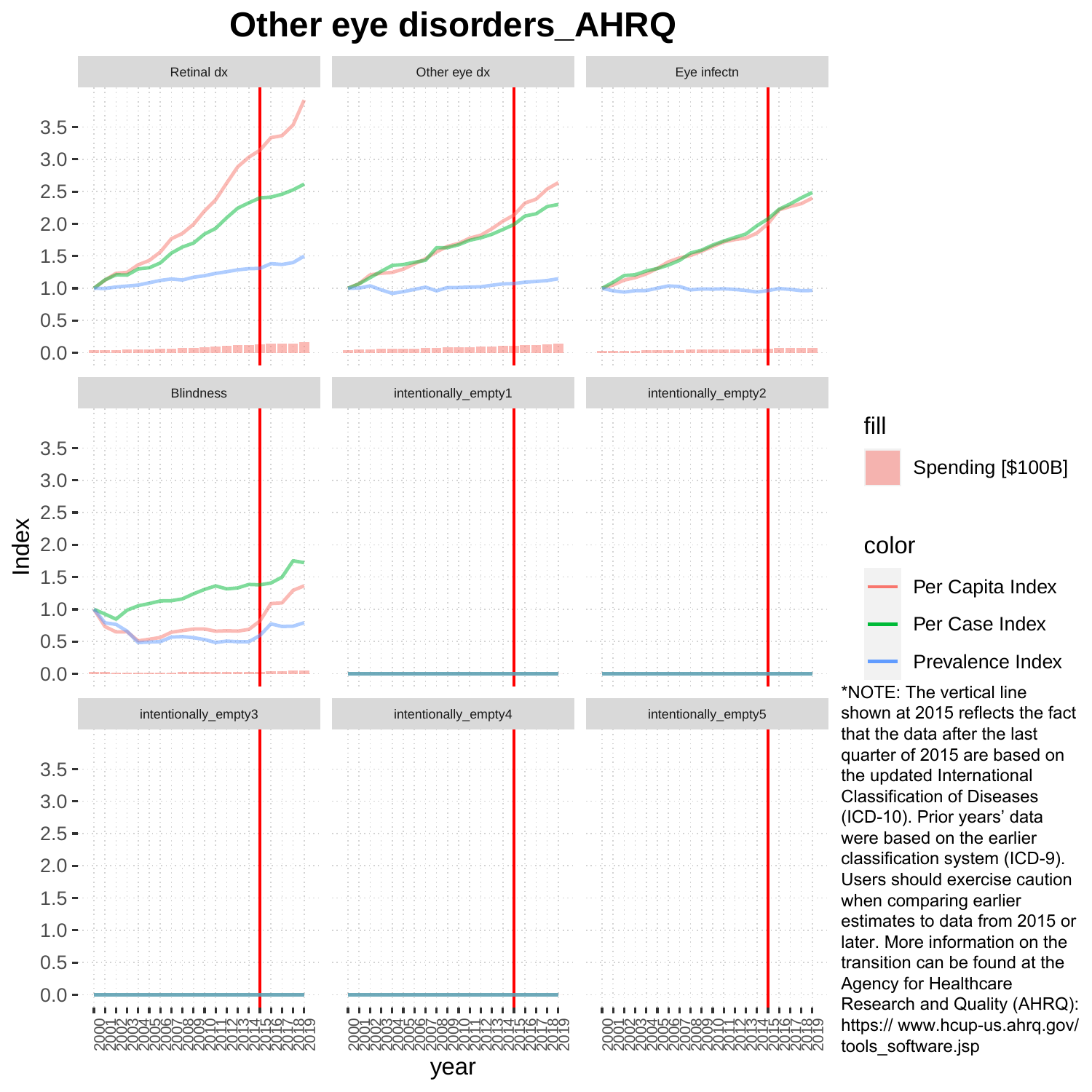# Other eye disorders_AHRQ

Retinal dx | Other eye dx | Eye infectn

Blindness | intentionally_empty1 | intentionally_empty2

intentionally_empty3 | intentionally_empty4 | intentionally_empty5

Index

year

fill

Spending [$100B]

color

Per Capita Index

Per Case Index

Prevalence Index

*NOTE: The vertical line shown at 2015 reflects the fact that the data after the last quarter of 2015 are based on the updated International Classification of Diseases (ICD-10). Prior years' data were based on the earlier classification system (ICD-9). Users should exercise caution when comparing earlier estimates to data from 2015 or later. More information on the transition can be found at the Agency for Healthcare Research and Quality (AHRQ): https:// www.hcup-us.ahrq.gov/tools_software.jsp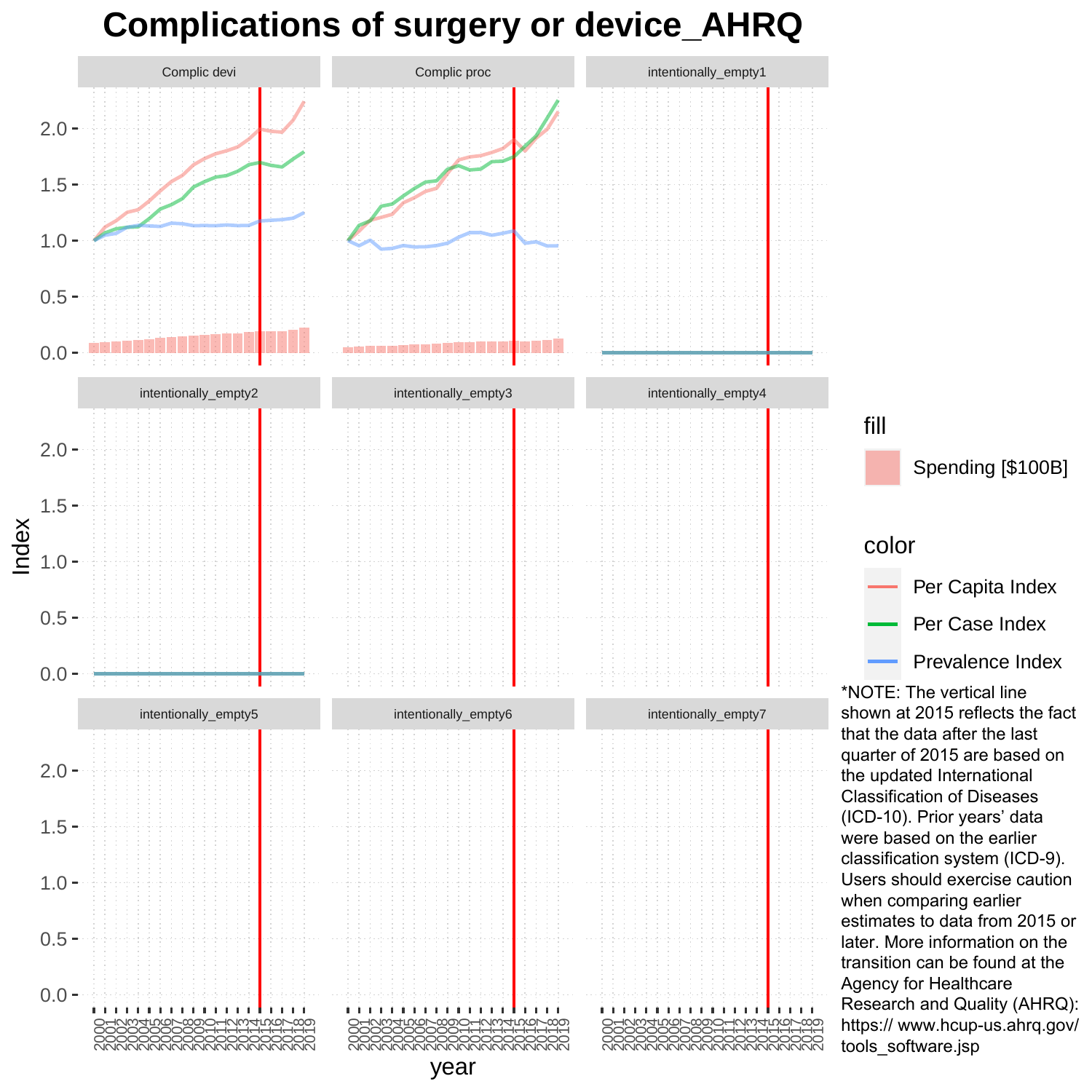# Complications of surgery or device_AHRQ

Complic devi

Complic proc

intentionally_empty1

intentionally_empty2

intentionally_empty3

intentionally_empty4

intentionally_empty5

intentionally_empty6

intentionally_empty7

Index

year

fill

Spending [$100B]

color

Per Capita Index

Per Case Index

Prevalence Index

*NOTE: The vertical line shown at 2015 reflects the fact that the data after the last quarter of 2015 are based on the updated International Classification of Diseases (ICD-10). Prior years' data were based on the earlier classification system (ICD-9). Users should exercise caution when comparing earlier estimates to data from 2015 or later. More information on the transition can be found at the Agency for Healthcare Research and Quality (AHRQ): https:// www.hcup-us.ahrq.gov/ tools_software.jsp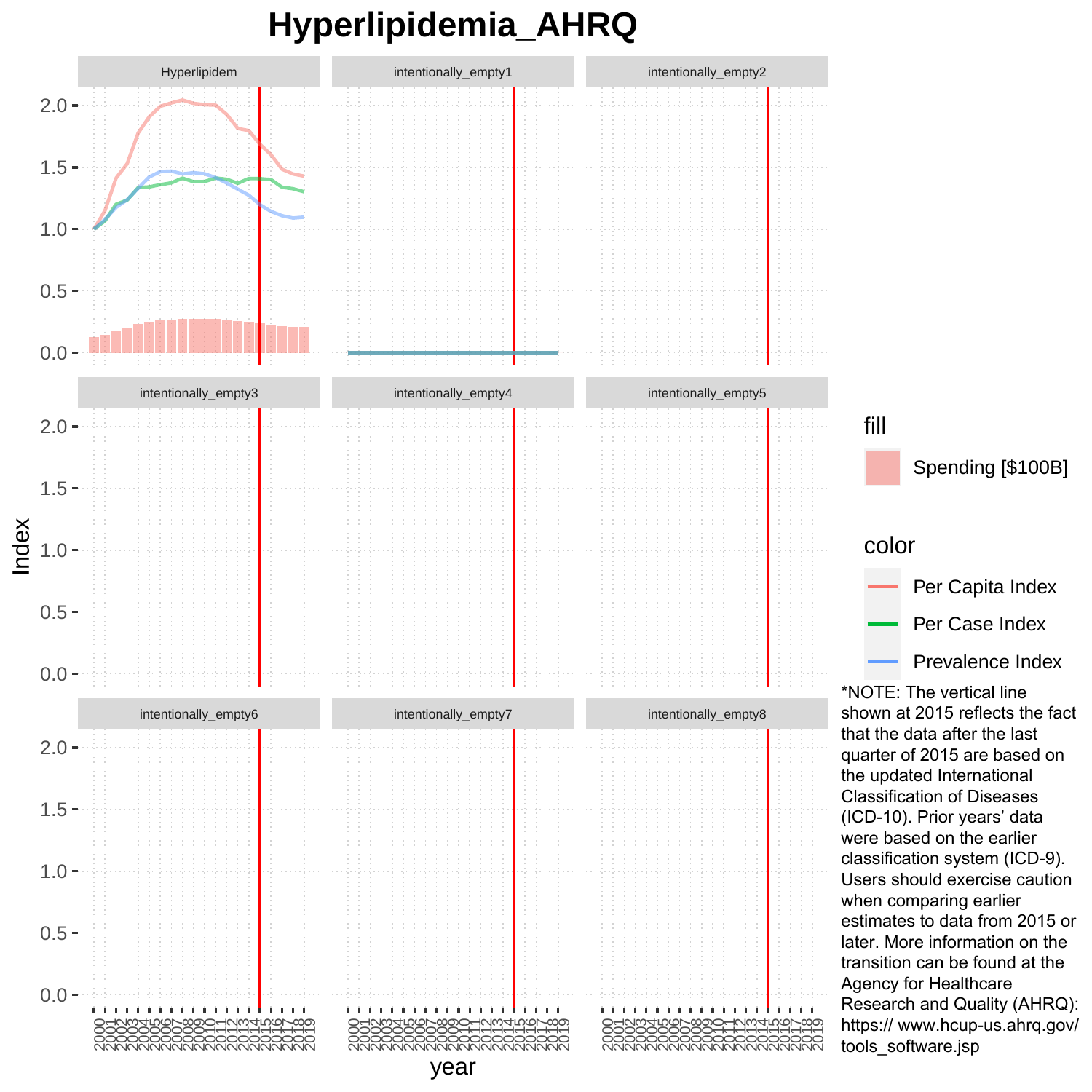# Hyperlipidemia_AHRQ

Hyperlipidem

intentionally_empty1

intentionally_empty2

intentionally_empty3

intentionally_empty4

intentionally_empty5

intentionally_empty6

intentionally_empty7

intentionally_empty8

Index

year

fill

Spending [$100B]

color

Per Capita Index

Per Case Index

Prevalence Index

*NOTE: The vertical line shown at 2015 reflects the fact that the data after the last quarter of 2015 are based on the updated International Classification of Diseases (ICD-10). Prior years' data were based on the earlier classification system (ICD-9). Users should exercise caution when comparing earlier estimates to data from 2015 or later. More information on the transition can be found at the Agency for Healthcare Research and Quality (AHRQ): https:// www.hcup-us.ahrq.gov/ tools_software.jsp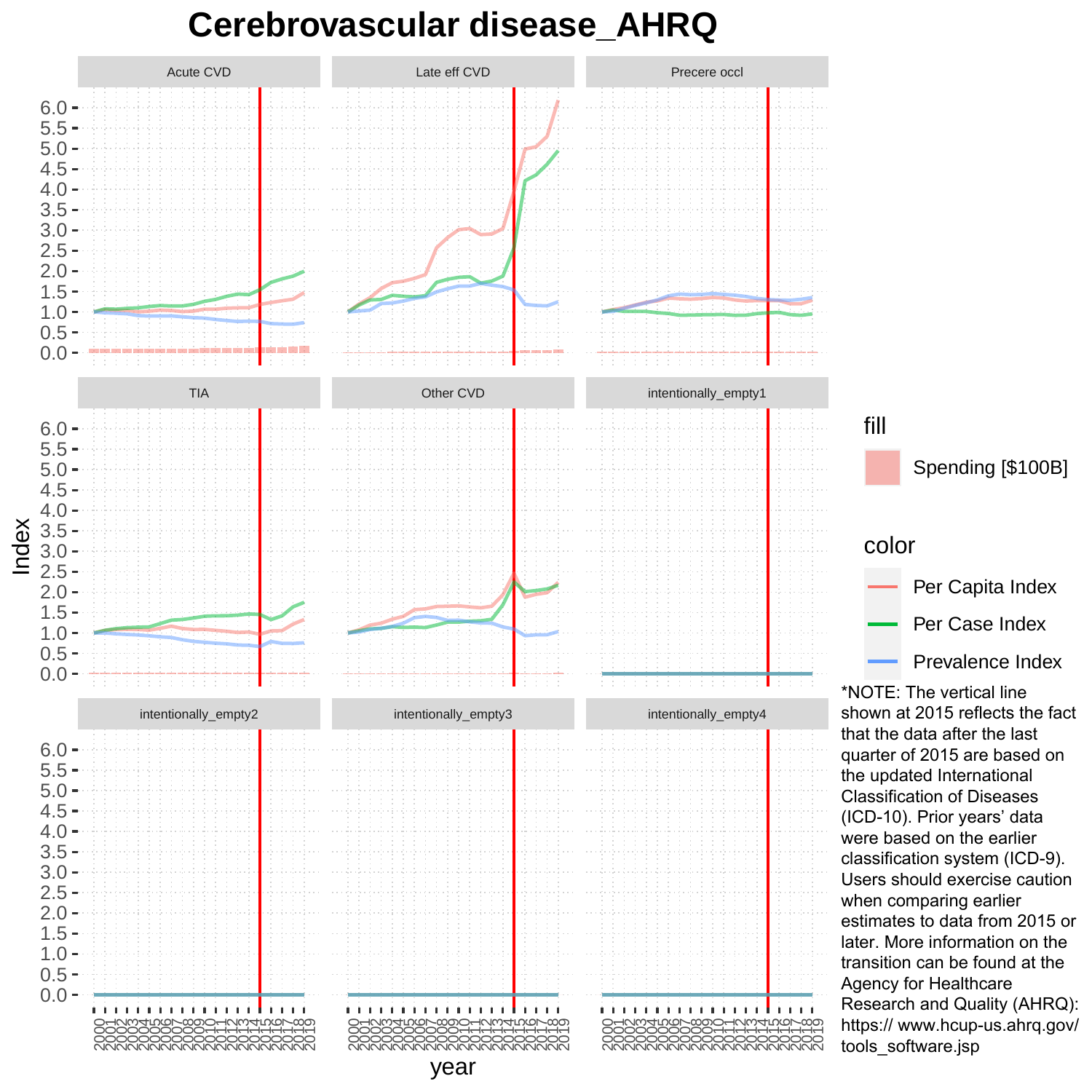# Cerebrovascular disease_AHRQ

*NOTE: The vertical line shown at 2015 reflects the fact that the data after the last quarter of 2015 are based on the updated International Classification of Diseases (ICD-10). Prior years' data were based on the earlier classification system (ICD-9). Users should exercise caution when comparing earlier estimates to data from 2015 or later. More information on the transition can be found at the Agency for Healthcare Research and Quality (AHRQ): https:// www.hcup-us.ahrq.gov/ tools_software.jsp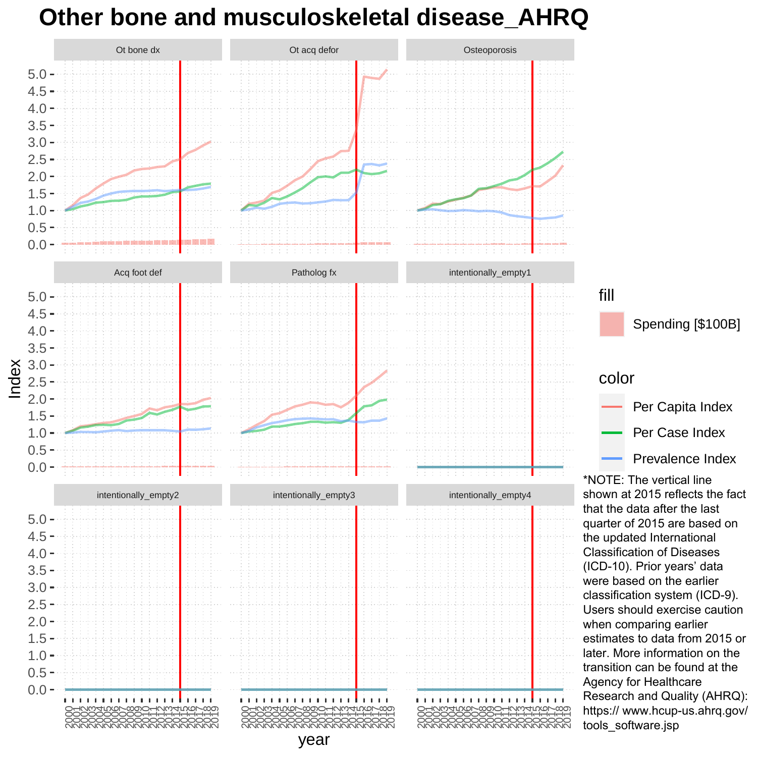# Other bone and musculoskeletal disease_AHRQ

*NOTE: The vertical line shown at 2015 reflects the fact that the data after the last quarter of 2015 are based on the updated International Classification of Diseases (ICD-10). Prior years' data were based on the earlier classification system (ICD-9). Users should exercise caution when comparing earlier estimates to data from 2015 or later. More information on the transition can be found at the Agency for Healthcare Research and Quality (AHRQ): https:// www.hcup-us.ahrq.gov/tools_software.jsp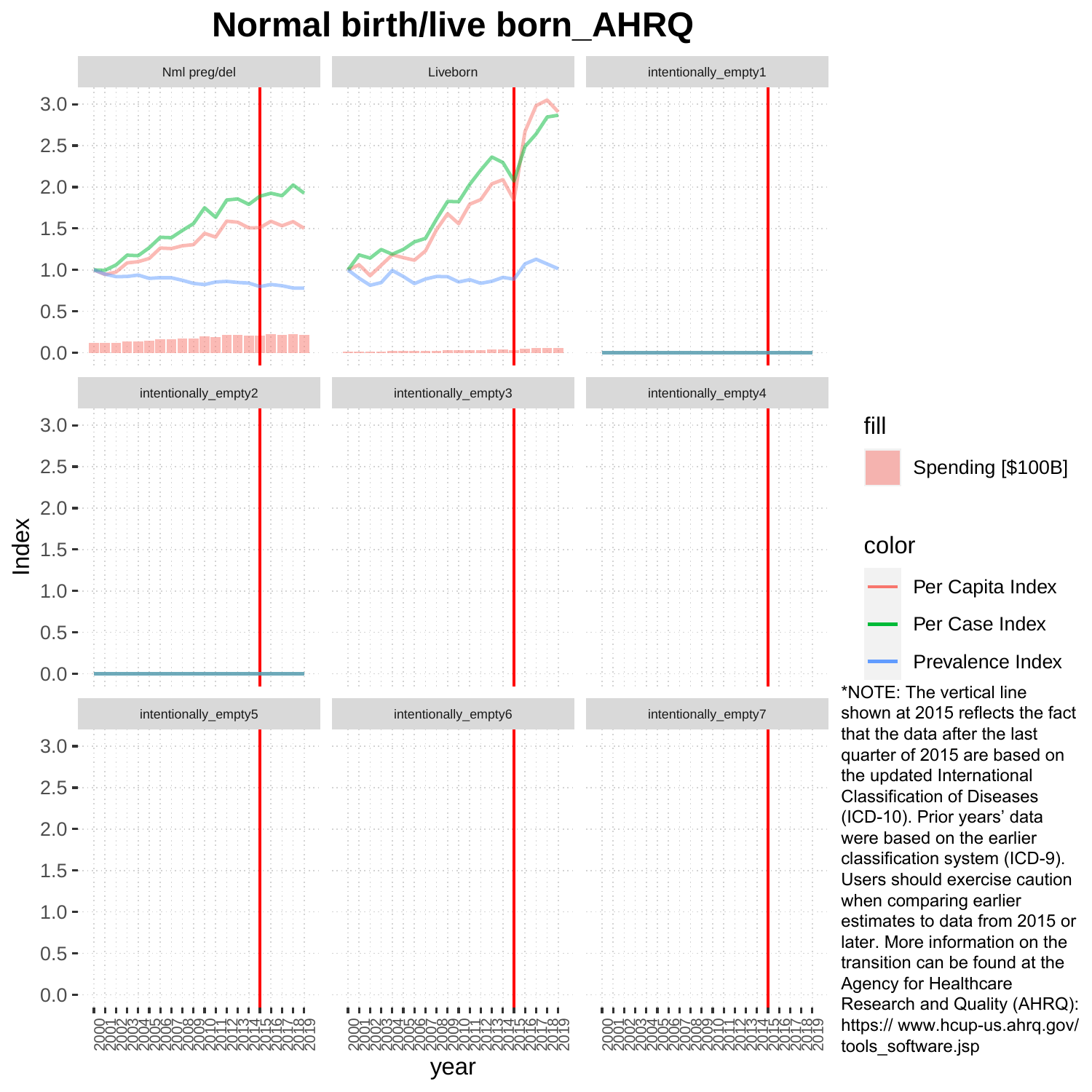# Normal birth/live born_AHRQ

*NOTE: The vertical line shown at 2015 reflects the fact that the data after the last quarter of 2015 are based on the updated International Classification of Diseases (ICD-10). Prior years' data were based on the earlier classification system (ICD-9). Users should exercise caution when comparing earlier estimates to data from 2015 or later. More information on the transition can be found at the Agency for Healthcare Research and Quality (AHRQ): https:// www.hcup-us.ahrq.gov/ tools_software.jsp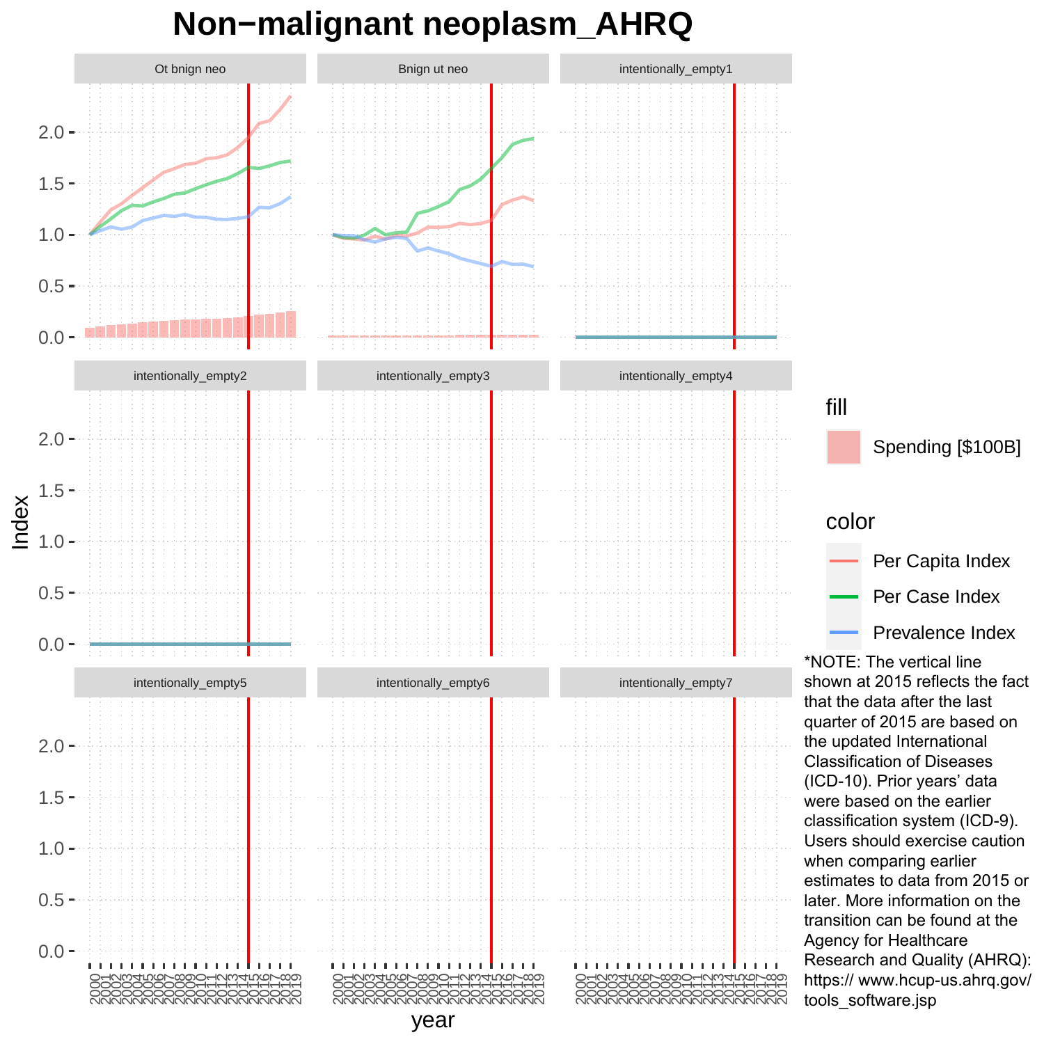# Non−malignant neoplasm_AHRQ

Ot bnign neo

Bnign ut neo

intentionally_empty1

intentionally_empty2

intentionally_empty3

intentionally_empty4

intentionally_empty5

intentionally_empty6

intentionally_empty7

Index

year

fill

Spending [$100B]

color

Per Capita Index

Per Case Index

Prevalence Index

*NOTE: The vertical line shown at 2015 reflects the fact that the data after the last quarter of 2015 are based on the updated International Classification of Diseases (ICD-10). Prior years' data were based on the earlier classification system (ICD-9). Users should exercise caution when comparing earlier estimates to data from 2015 or later. More information on the transition can be found at the Agency for Healthcare Research and Quality (AHRQ): https:// www.hcup-us.ahrq.gov/ tools_software.jsp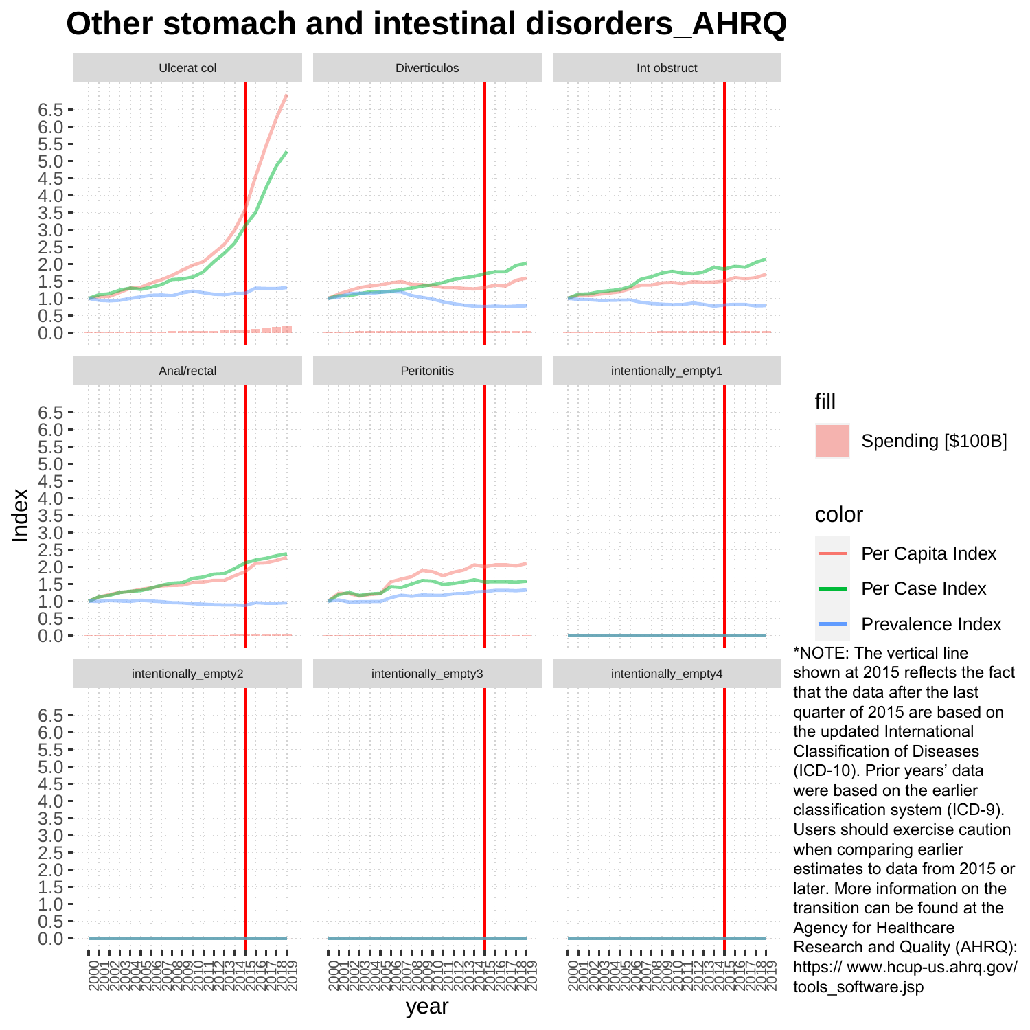# Other stomach and intestinal disorders_AHRQ

Panels: Ulcerat col, Diverticulos, Int obstruct, Anal/rectal, Peritonitis, intentionally_empty1, intentionally_empty2, intentionally_empty3, intentionally_empty4

Index

year

fill

Spending [$100B]

color

Per Capita Index

Per Case Index

Prevalence Index

*NOTE: The vertical line shown at 2015 reflects the fact that the data after the last quarter of 2015 are based on the updated International Classification of Diseases (ICD-10). Prior years' data were based on the earlier classification system (ICD-9). Users should exercise caution when comparing earlier estimates to data from 2015 or later. More information on the transition can be found at the Agency for Healthcare Research and Quality (AHRQ): https:// www.hcup-us.ahrq.gov/ tools_software.jsp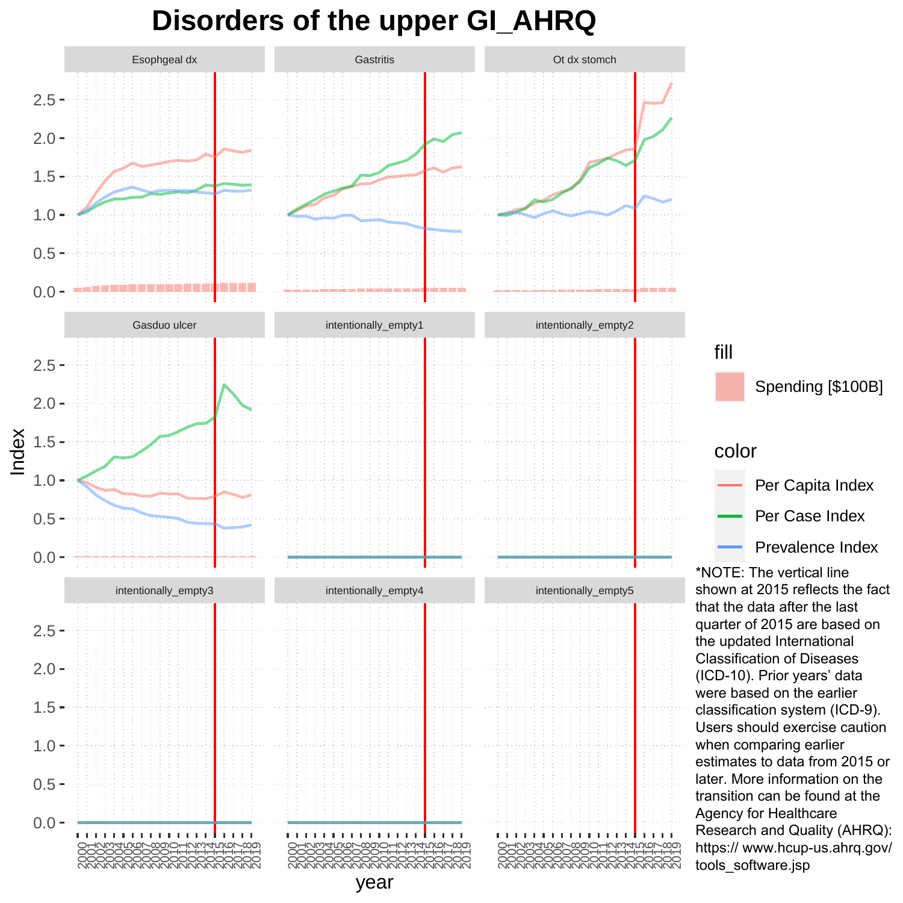# Disorders of the upper GI_AHRQ

*NOTE: The vertical line shown at 2015 reflects the fact that the data after the last quarter of 2015 are based on the updated International Classification of Diseases (ICD-10). Prior years' data were based on the earlier classification system (ICD-9). Users should exercise caution when comparing earlier estimates to data from 2015 or later. More information on the transition can be found at the Agency for Healthcare Research and Quality (AHRQ): https:// www.hcup-us.ahrq.gov/tools_software.jsp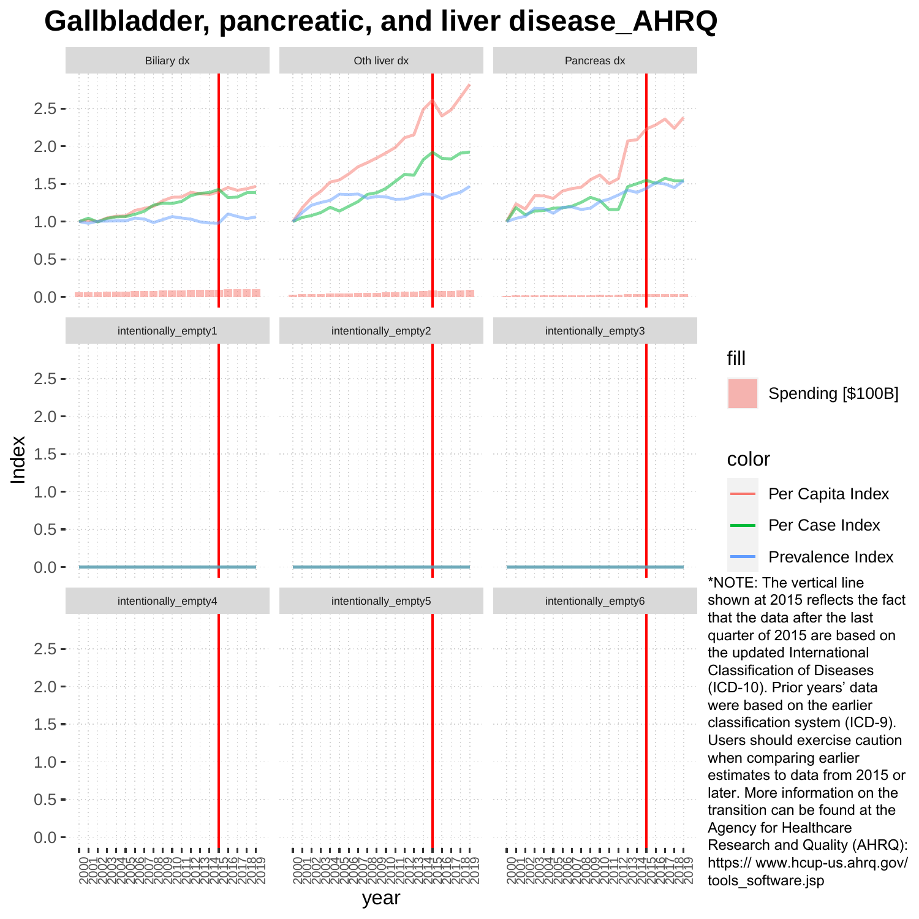# Gallbladder, pancreatic, and liver disease_AHRQ

Biliary dx | Oth liver dx | Pancreas dx

intentionally_empty1 | intentionally_empty2 | intentionally_empty3

intentionally_empty4 | intentionally_empty5 | intentionally_empty6

Index

year

fill

Spending [$100B]

color

Per Capita Index

Per Case Index

Prevalence Index

*NOTE: The vertical line shown at 2015 reflects the fact that the data after the last quarter of 2015 are based on the updated International Classification of Diseases (ICD-10). Prior years' data were based on the earlier classification system (ICD-9). Users should exercise caution when comparing earlier estimates to data from 2015 or later. More information on the transition can be found at the Agency for Healthcare Research and Quality (AHRQ): https:// www.hcup-us.ahrq.gov/tools_software.jsp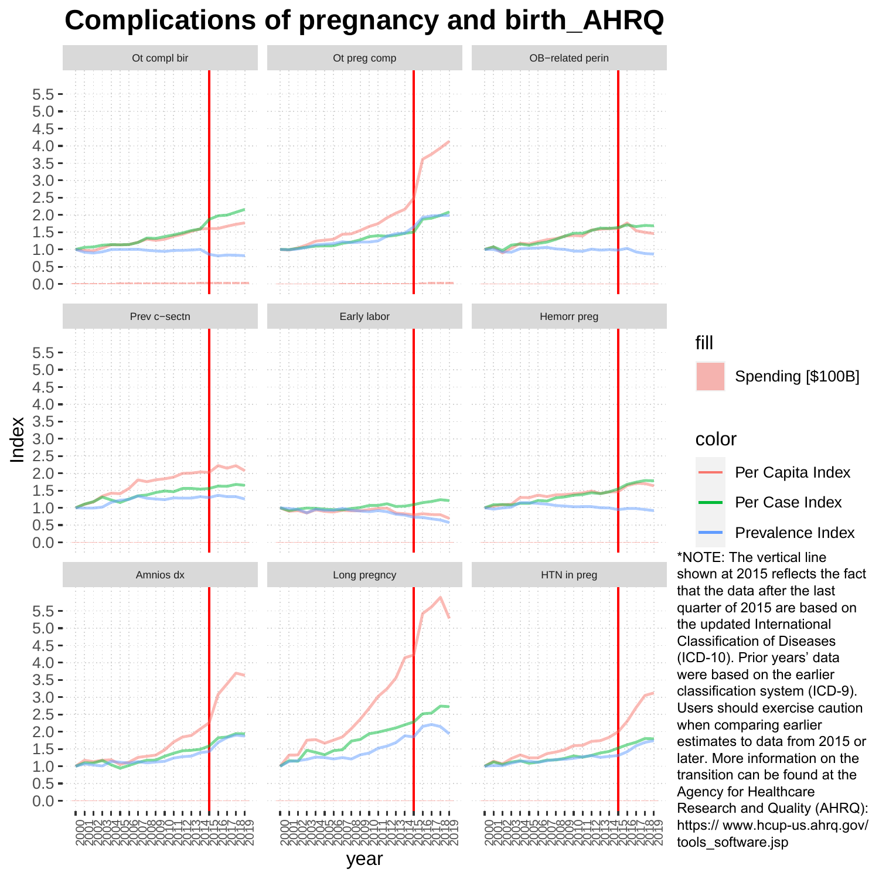# Complications of pregnancy and birth_AHRQ

*NOTE: The vertical line shown at 2015 reflects the fact that the data after the last quarter of 2015 are based on the updated International Classification of Diseases (ICD-10). Prior years' data were based on the earlier classification system (ICD-9). Users should exercise caution when comparing earlier estimates to data from 2015 or later. More information on the transition can be found at the Agency for Healthcare Research and Quality (AHRQ): https:// www.hcup-us.ahrq.gov/ tools_software.jsp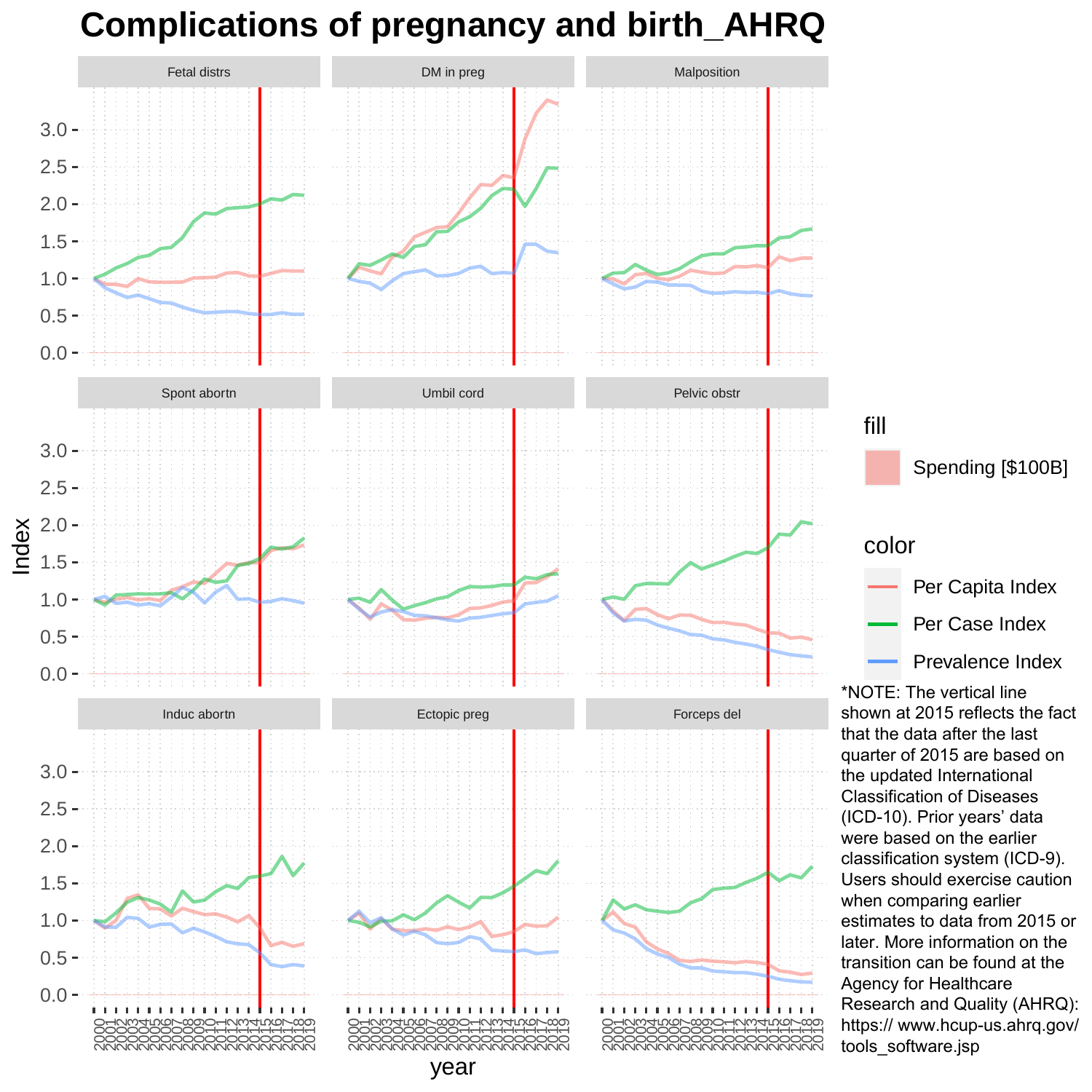# Complications of pregnancy and birth_AHRQ

*NOTE: The vertical line shown at 2015 reflects the fact that the data after the last quarter of 2015 are based on the updated International Classification of Diseases (ICD-10). Prior years' data were based on the earlier classification system (ICD-9). Users should exercise caution when comparing earlier estimates to data from 2015 or later. More information on the transition can be found at the Agency for Healthcare Research and Quality (AHRQ): https:// www.hcup-us.ahrq.gov/ tools_software.jsp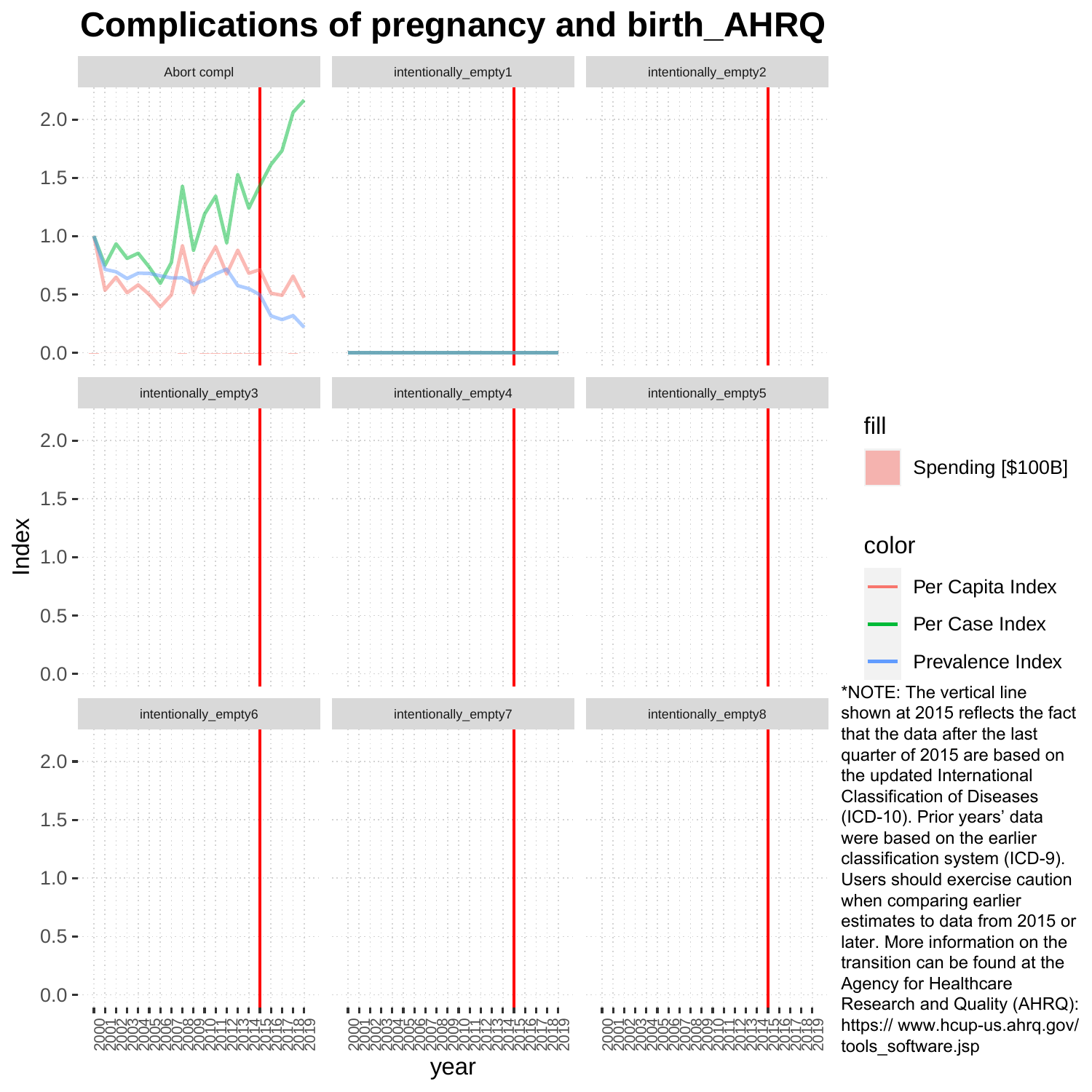# Complications of pregnancy and birth_AHRQ

Abort compl

intentionally_empty1

intentionally_empty2

intentionally_empty3

intentionally_empty4

intentionally_empty5

intentionally_empty6

intentionally_empty7

intentionally_empty8

Index

year

fill

Spending [$100B]

color

Per Capita Index

Per Case Index

Prevalence Index

*NOTE: The vertical line shown at 2015 reflects the fact that the data after the last quarter of 2015 are based on the updated International Classification of Diseases (ICD-10). Prior years' data were based on the earlier classification system (ICD-9). Users should exercise caution when comparing earlier estimates to data from 2015 or later. More information on the transition can be found at the Agency for Healthcare Research and Quality (AHRQ): https:// www.hcup-us.ahrq.gov/ tools_software.jsp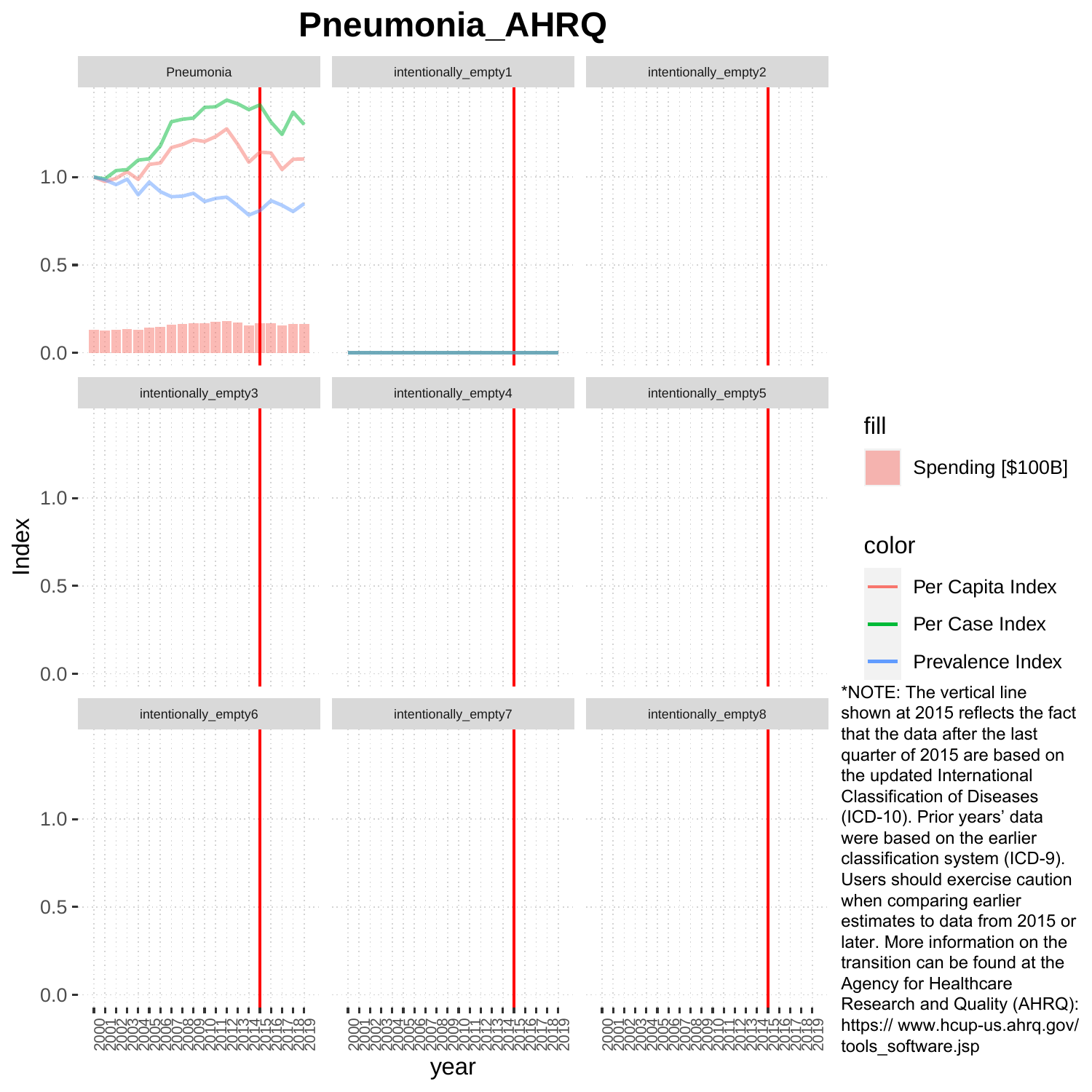# Pneumonia_AHRQ

*NOTE: The vertical line shown at 2015 reflects the fact that the data after the last quarter of 2015 are based on the updated International Classification of Diseases (ICD-10). Prior years' data were based on the earlier classification system (ICD-9). Users should exercise caution when comparing earlier estimates to data from 2015 or later. More information on the transition can be found at the Agency for Healthcare Research and Quality (AHRQ): https:// www.hcup-us.ahrq.gov/ tools_software.jsp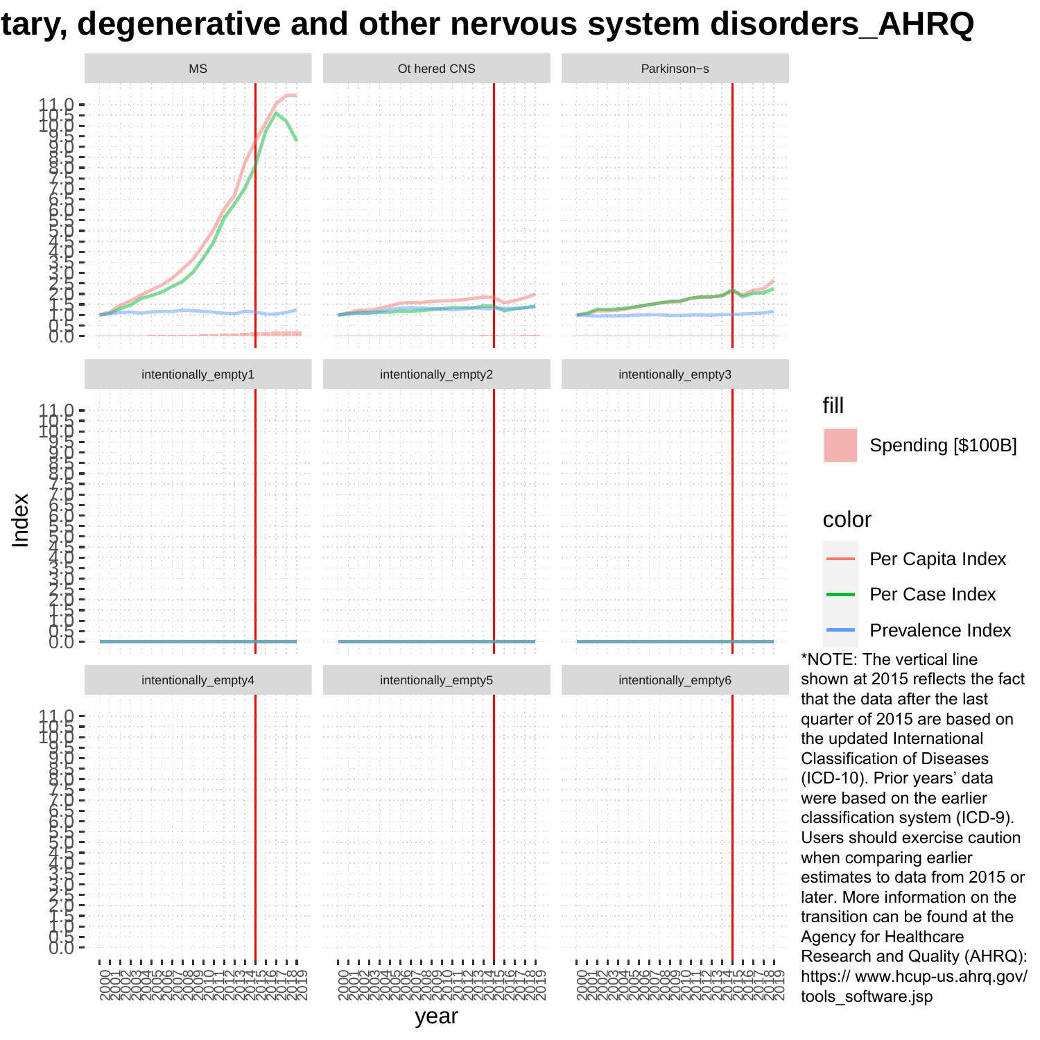# tary, degenerative and other nervous system disorders_AHRQ

fill

Spending [$100B]

color

Per Capita Index

Per Case Index

Prevalence Index

*NOTE: The vertical line shown at 2015 reflects the fact that the data after the last quarter of 2015 are based on the updated International Classification of Diseases (ICD-10). Prior years' data were based on the earlier classification system (ICD-9). Users should exercise caution when comparing earlier estimates to data from 2015 or later. More information on the transition can be found at the Agency for Healthcare Research and Quality (AHRQ): https:// www.hcup-us.ahrq.gov/ tools_software.jsp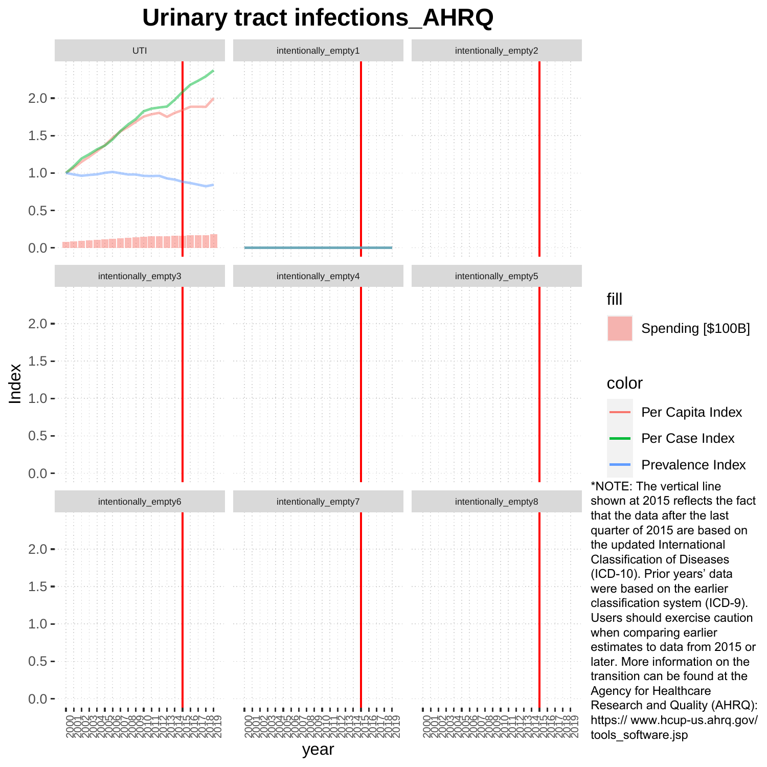# Urinary tract infections_AHRQ

UTI | intentionally_empty1 | intentionally_empty2

intentionally_empty3 | intentionally_empty4 | intentionally_empty5

intentionally_empty6 | intentionally_empty7 | intentionally_empty8

Index

year

fill

Spending [$100B]

color

Per Capita Index

Per Case Index

Prevalence Index

*NOTE: The vertical line shown at 2015 reflects the fact that the data after the last quarter of 2015 are based on the updated International Classification of Diseases (ICD-10). Prior years' data were based on the earlier classification system (ICD-9). Users should exercise caution when comparing earlier estimates to data from 2015 or later. More information on the transition can be found at the Agency for Healthcare Research and Quality (AHRQ): https:// www.hcup-us.ahrq.gov/tools_software.jsp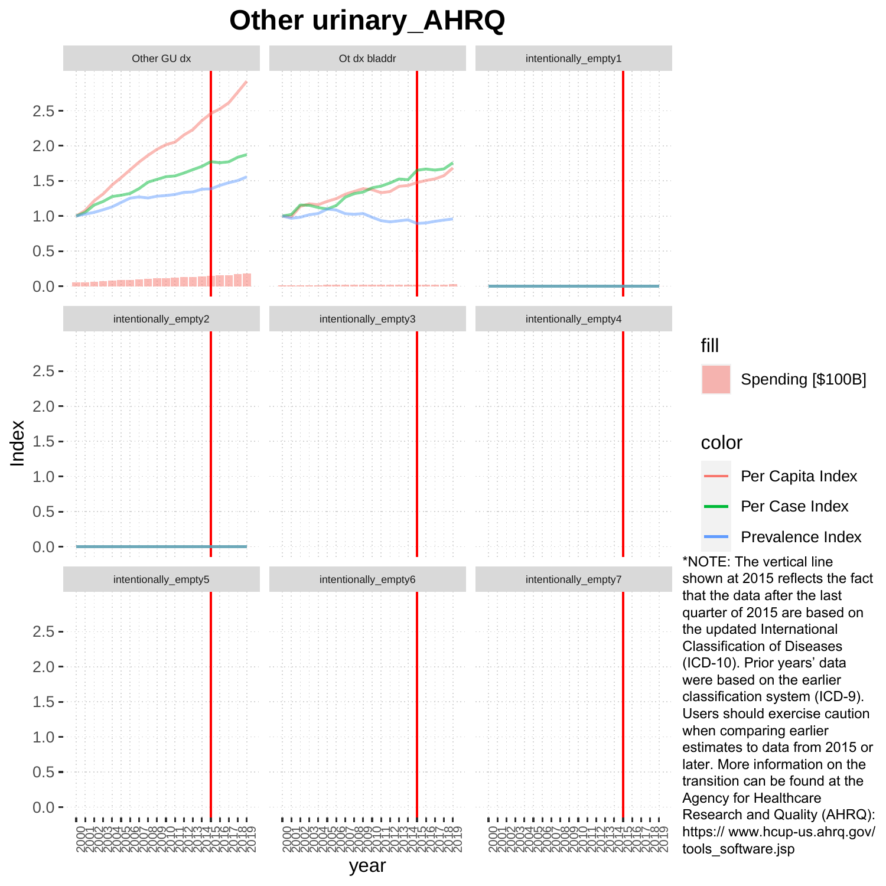# Other urinary_AHRQ

*NOTE: The vertical line shown at 2015 reflects the fact that the data after the last quarter of 2015 are based on the updated International Classification of Diseases (ICD-10). Prior years' data were based on the earlier classification system (ICD-9). Users should exercise caution when comparing earlier estimates to data from 2015 or later. More information on the transition can be found at the Agency for Healthcare Research and Quality (AHRQ): https:// www.hcup-us.ahrq.gov/tools_software.jsp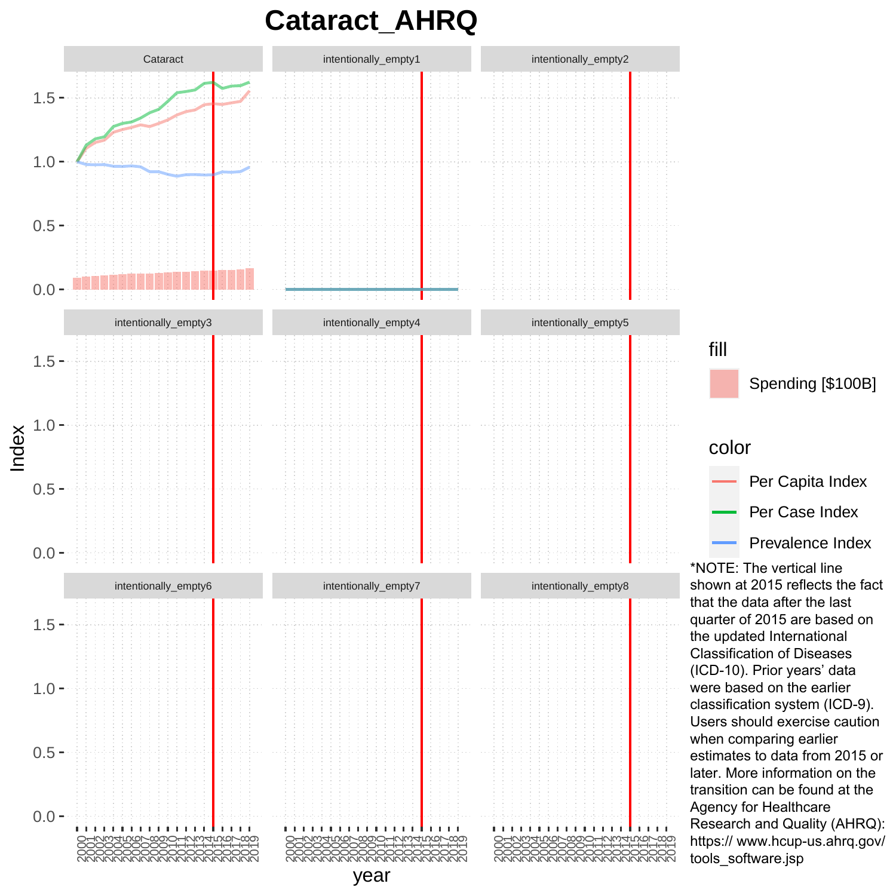# Cataract_AHRQ

*NOTE: The vertical line shown at 2015 reflects the fact that the data after the last quarter of 2015 are based on the updated International Classification of Diseases (ICD-10). Prior years' data were based on the earlier classification system (ICD-9). Users should exercise caution when comparing earlier estimates to data from 2015 or later. More information on the transition can be found at the Agency for Healthcare Research and Quality (AHRQ): https:// www.hcup-us.ahrq.gov/ tools_software.jsp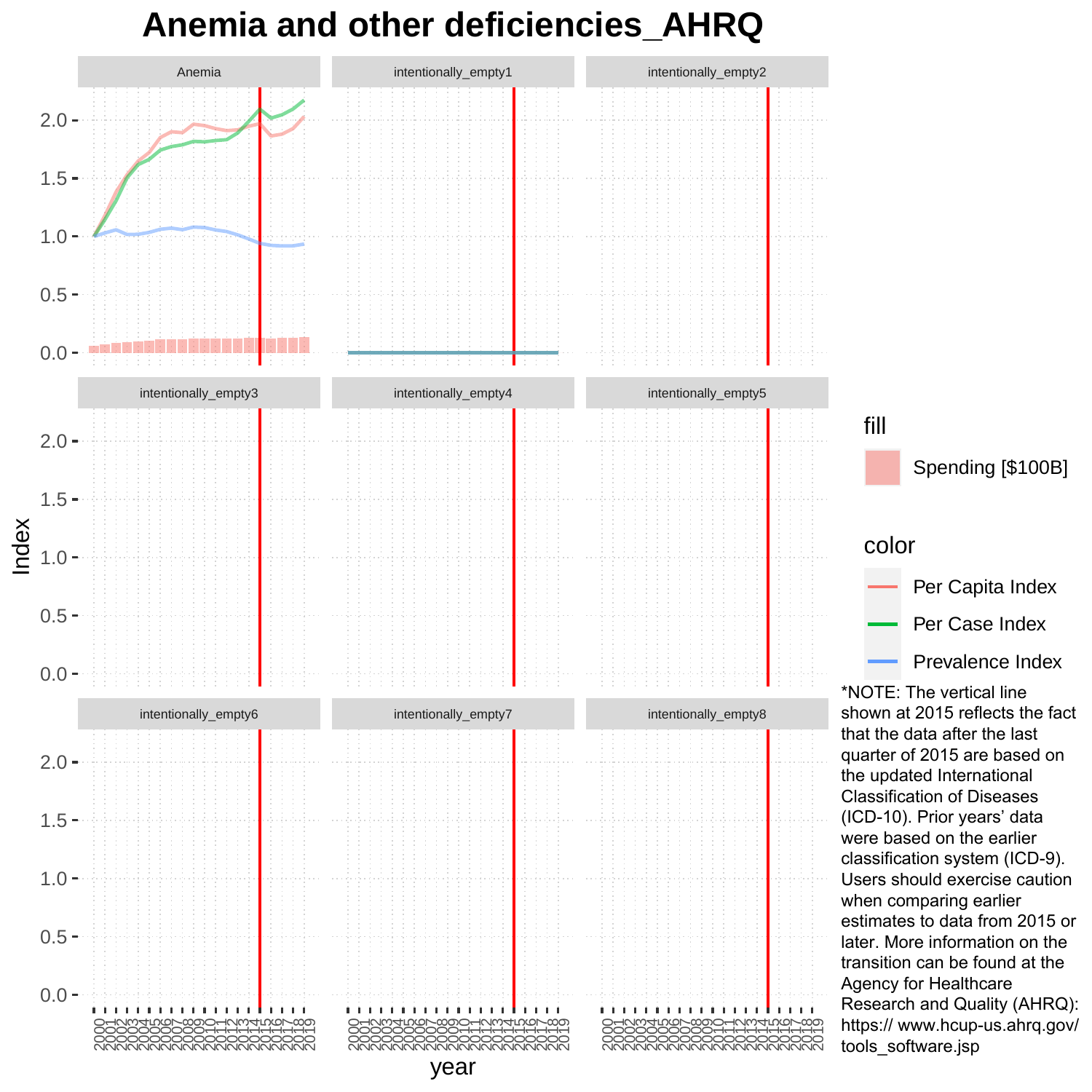# Anemia and other deficiencies_AHRQ

Anemia | intentionally_empty1 | intentionally_empty2 | intentionally_empty3 | intentionally_empty4 | intentionally_empty5 | intentionally_empty6 | intentionally_empty7 | intentionally_empty8

Index

year

fill

Spending [$100B]

color

Per Capita Index

Per Case Index

Prevalence Index

*NOTE: The vertical line shown at 2015 reflects the fact that the data after the last quarter of 2015 are based on the updated International Classification of Diseases (ICD-10). Prior years' data were based on the earlier classification system (ICD-9). Users should exercise caution when comparing earlier estimates to data from 2015 or later. More information on the transition can be found at the Agency for Healthcare Research and Quality (AHRQ): https:// www.hcup-us.ahrq.gov/ tools_software.jsp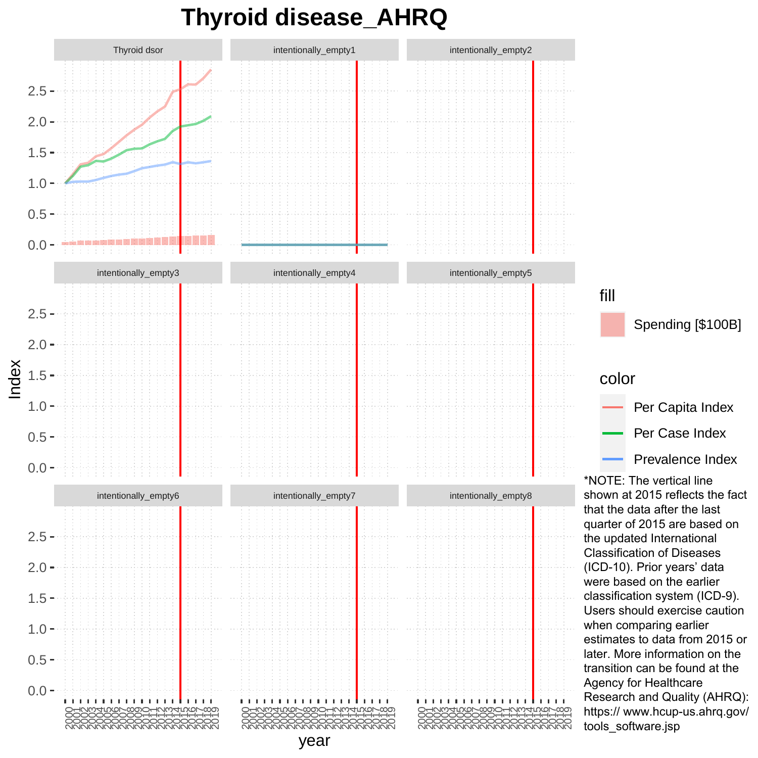# Thyroid disease_AHRQ

Thyroid dsor | intentionally_empty1 | intentionally_empty2 | intentionally_empty3 | intentionally_empty4 | intentionally_empty5 | intentionally_empty6 | intentionally_empty7 | intentionally_empty8

Index

year

fill

Spending [$100B]

color

Per Capita Index

Per Case Index

Prevalence Index

*NOTE: The vertical line shown at 2015 reflects the fact that the data after the last quarter of 2015 are based on the updated International Classification of Diseases (ICD-10). Prior years' data were based on the earlier classification system (ICD-9). Users should exercise caution when comparing earlier estimates to data from 2015 or later. More information on the transition can be found at the Agency for Healthcare Research and Quality (AHRQ): https:// www.hcup-us.ahrq.gov/ tools_software.jsp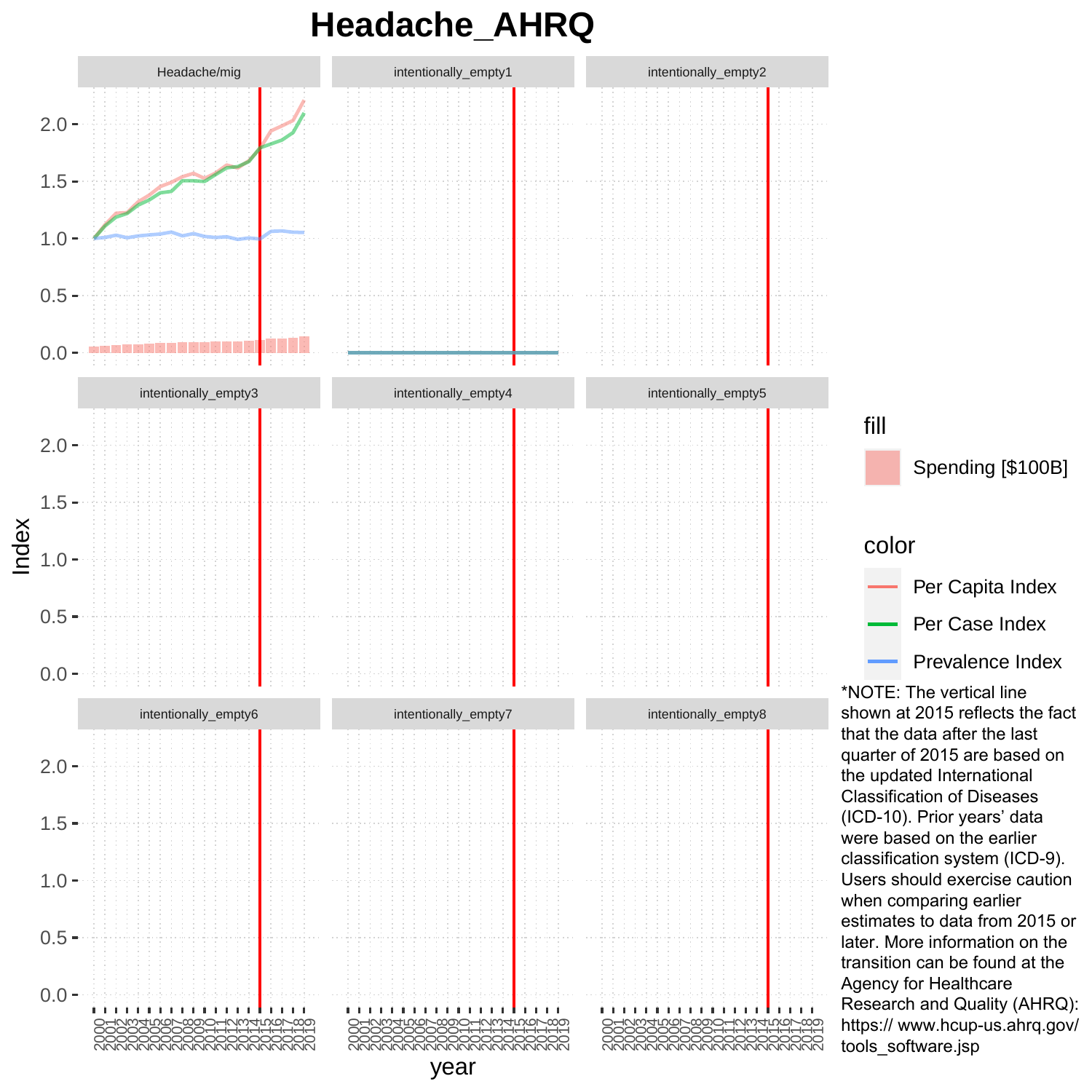# Headache_AHRQ

Headache/mig | intentionally_empty1 | intentionally_empty2

intentionally_empty3 | intentionally_empty4 | intentionally_empty5

intentionally_empty6 | intentionally_empty7 | intentionally_empty8

Index

year

fill

Spending [$100B]

color

Per Capita Index

Per Case Index

Prevalence Index

*NOTE: The vertical line shown at 2015 reflects the fact that the data after the last quarter of 2015 are based on the updated International Classification of Diseases (ICD-10). Prior years' data were based on the earlier classification system (ICD-9). Users should exercise caution when comparing earlier estimates to data from 2015 or later. More information on the transition can be found at the Agency for Healthcare Research and Quality (AHRQ): https:// www.hcup-us.ahrq.gov/ tools_software.jsp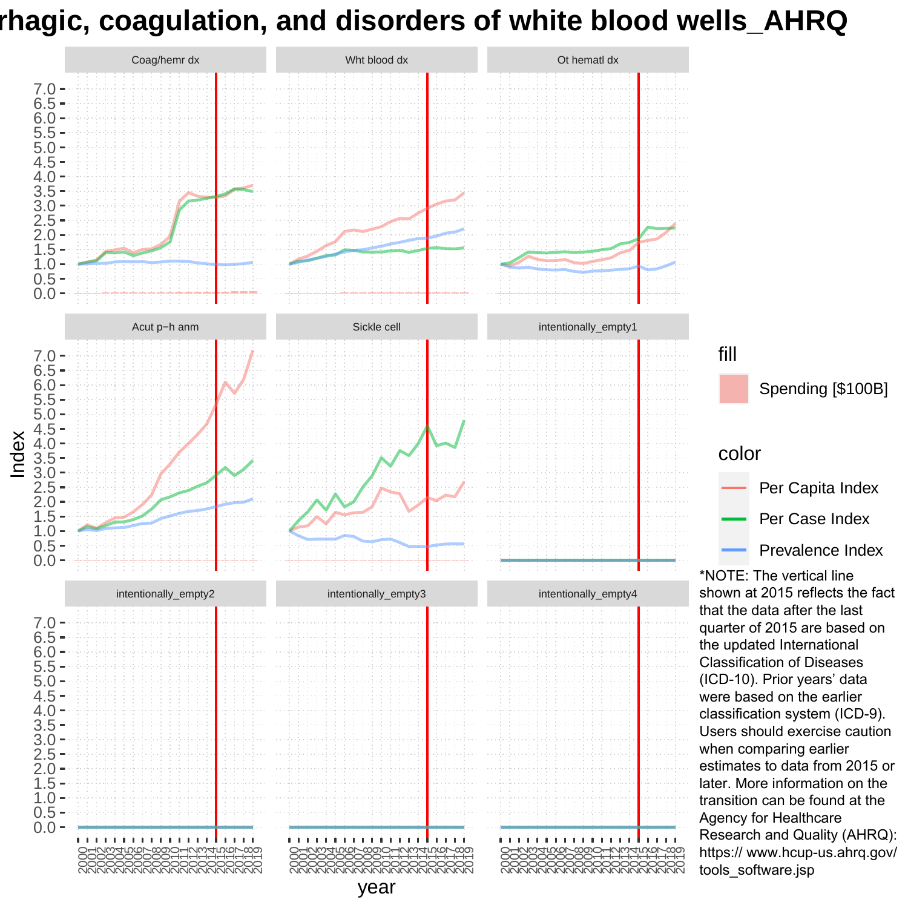# rhagic, coagulation, and disorders of white blood wells_AHRQ

Coag/hemr dx | Wht blood dx | Ot hematl dx

Acut p−h anm | Sickle cell | intentionally_empty1

intentionally_empty2 | intentionally_empty3 | intentionally_empty4

Index

year

fill

Spending [$100B]

color

Per Capita Index

Per Case Index

Prevalence Index

*NOTE: The vertical line shown at 2015 reflects the fact that the data after the last quarter of 2015 are based on the updated International Classification of Diseases (ICD-10). Prior years' data were based on the earlier classification system (ICD-9). Users should exercise caution when comparing earlier estimates to data from 2015 or later. More information on the transition can be found at the Agency for Healthcare Research and Quality (AHRQ): https:// www.hcup-us.ahrq.gov/tools_software.jsp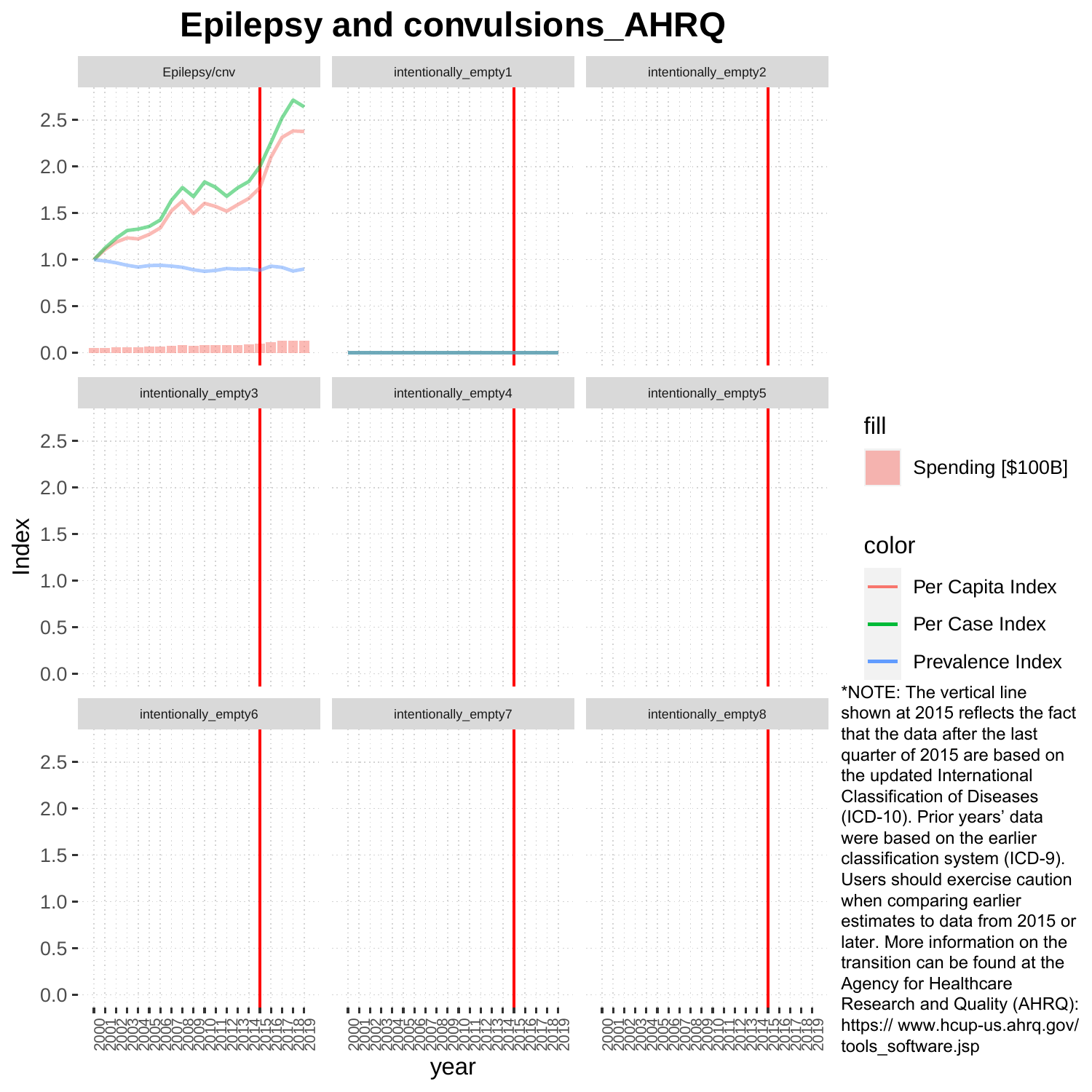# Epilepsy and convulsions_AHRQ

Epilepsy/cnv | intentionally_empty1 | intentionally_empty2

intentionally_empty3 | intentionally_empty4 | intentionally_empty5

intentionally_empty6 | intentionally_empty7 | intentionally_empty8

Index

year

2000 2001 2002 2003 2004 2005 2006 2007 2008 2009 2010 2011 2012 2013 2014 2015 2016 2017 2018 2019

fill

Spending [$100B]

color

Per Capita Index

Per Case Index

Prevalence Index

*NOTE: The vertical line shown at 2015 reflects the fact that the data after the last quarter of 2015 are based on the updated International Classification of Diseases (ICD-10). Prior years' data were based on the earlier classification system (ICD-9). Users should exercise caution when comparing earlier estimates to data from 2015 or later. More information on the transition can be found at the Agency for Healthcare Research and Quality (AHRQ): https:// www.hcup-us.ahrq.gov/ tools_software.jsp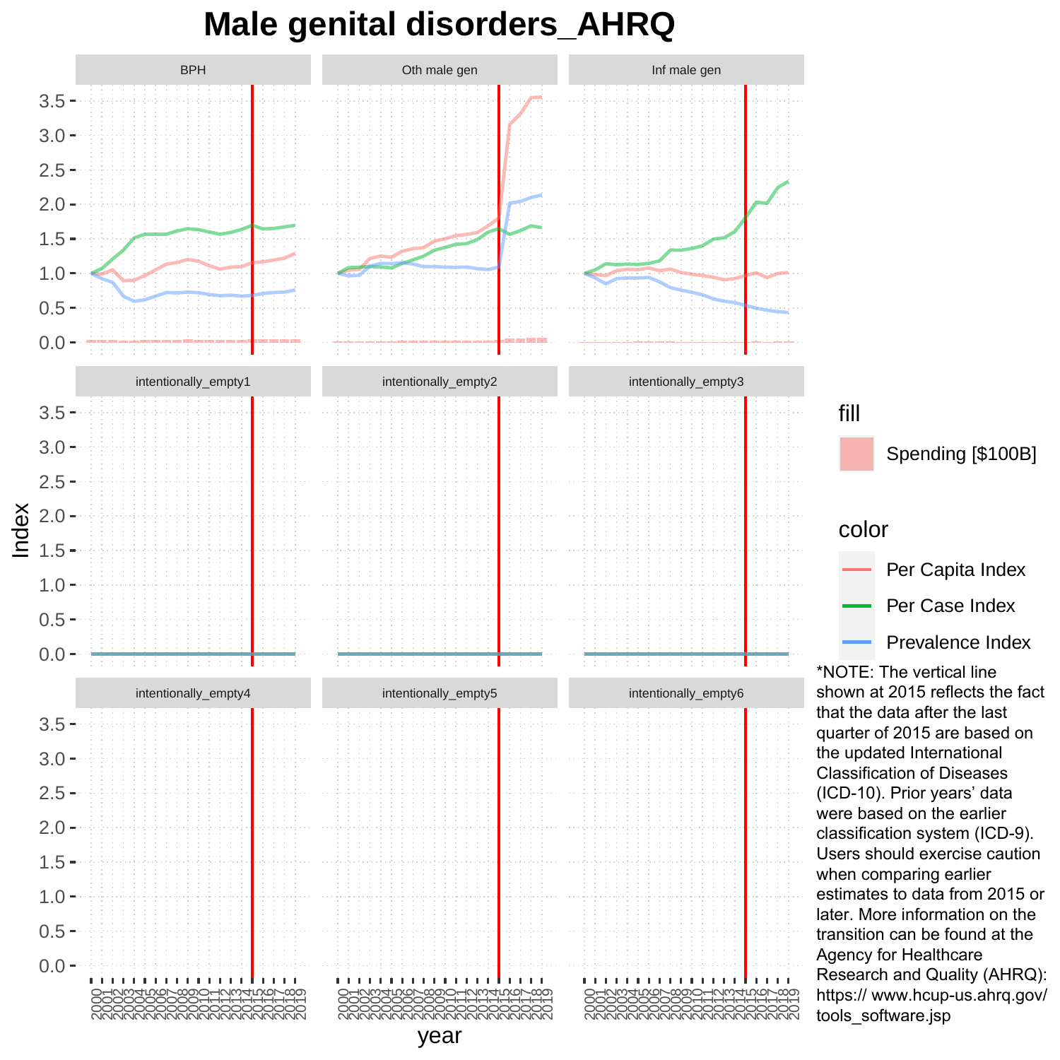# Male genital disorders_AHRQ

*NOTE: The vertical line shown at 2015 reflects the fact that the data after the last quarter of 2015 are based on the updated International Classification of Diseases (ICD-10). Prior years' data were based on the earlier classification system (ICD-9). Users should exercise caution when comparing earlier estimates to data from 2015 or later. More information on the transition can be found at the Agency for Healthcare Research and Quality (AHRQ): https:// www.hcup-us.ahrq.gov/ tools_software.jsp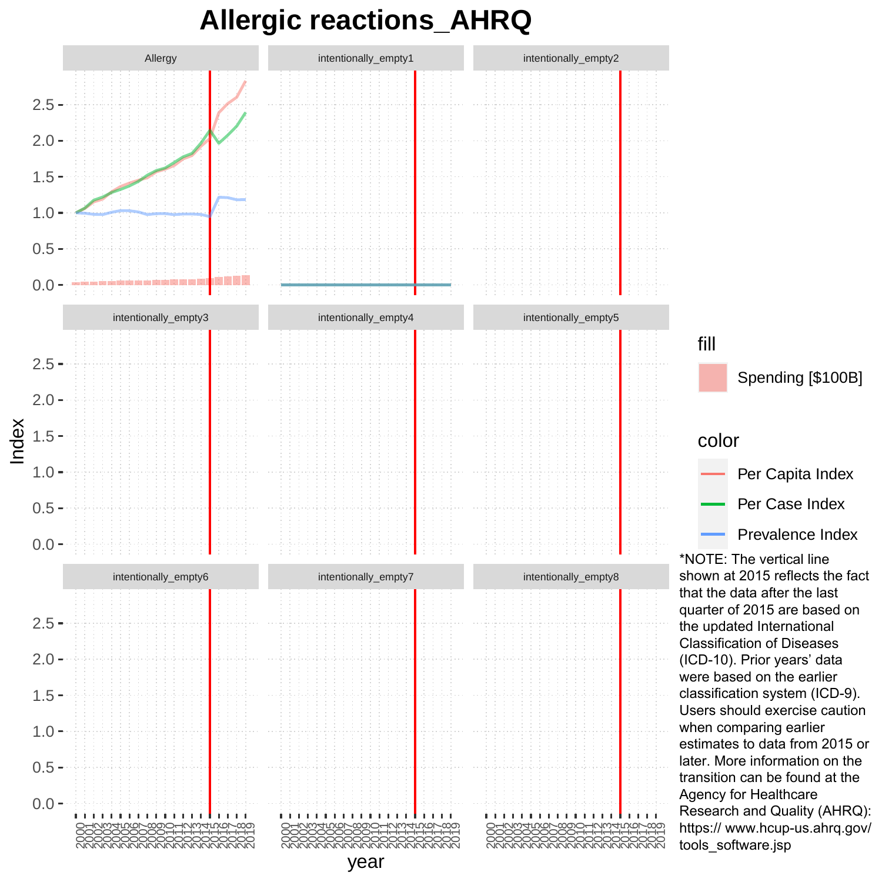# Allergic reactions_AHRQ

*NOTE: The vertical line shown at 2015 reflects the fact that the data after the last quarter of 2015 are based on the updated International Classification of Diseases (ICD-10). Prior years' data were based on the earlier classification system (ICD-9). Users should exercise caution when comparing earlier estimates to data from 2015 or later. More information on the transition can be found at the Agency for Healthcare Research and Quality (AHRQ): https:// www.hcup-us.ahrq.gov/tools_software.jsp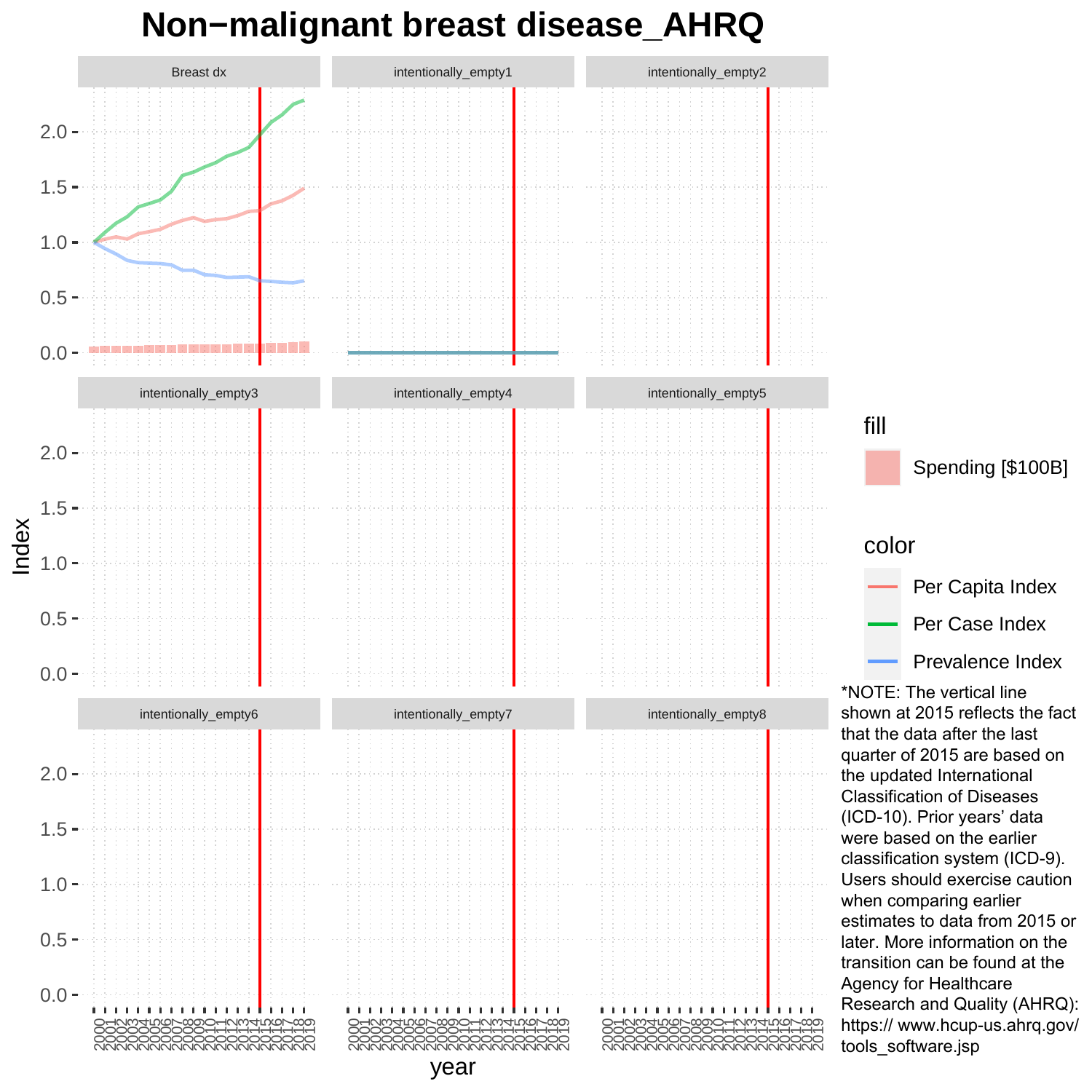# Non−malignant breast disease_AHRQ

fill

Spending [$100B]

color

Per Capita Index

Per Case Index

Prevalence Index

*NOTE: The vertical line shown at 2015 reflects the fact that the data after the last quarter of 2015 are based on the updated International Classification of Diseases (ICD-10). Prior years' data were based on the earlier classification system (ICD-9). Users should exercise caution when comparing earlier estimates to data from 2015 or later. More information on the transition can be found at the Agency for Healthcare Research and Quality (AHRQ): https:// www.hcup-us.ahrq.gov/ tools_software.jsp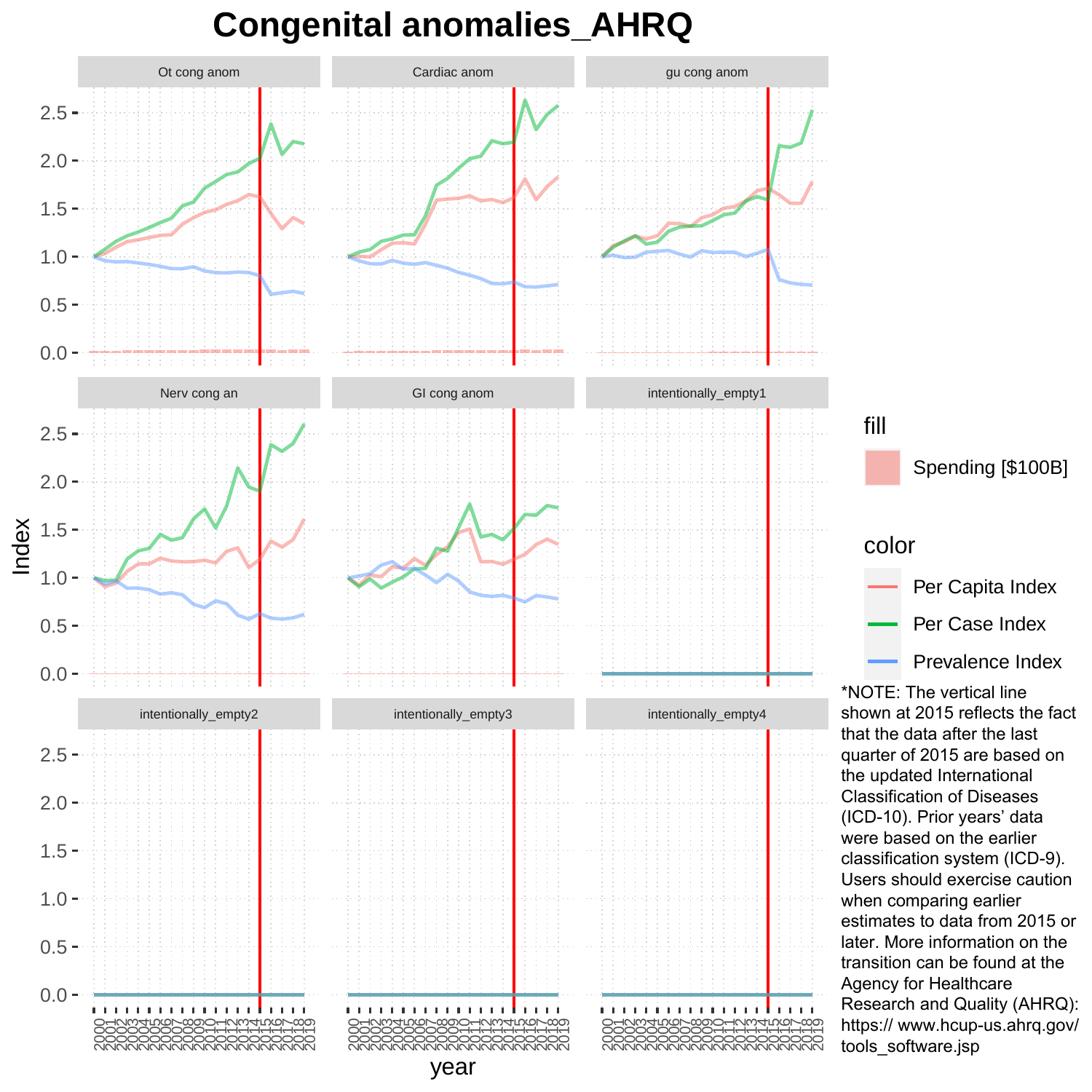# Congenital anomalies_AHRQ

Ot cong anom | Cardiac anom | gu cong anom

Nerv cong an | GI cong anom | intentionally_empty1

intentionally_empty2 | intentionally_empty3 | intentionally_empty4

Index

year

fill

Spending [$100B]

color

Per Capita Index

Per Case Index

Prevalence Index

*NOTE: The vertical line shown at 2015 reflects the fact that the data after the last quarter of 2015 are based on the updated International Classification of Diseases (ICD-10). Prior years' data were based on the earlier classification system (ICD-9). Users should exercise caution when comparing earlier estimates to data from 2015 or later. More information on the transition can be found at the Agency for Healthcare Research and Quality (AHRQ): https:// www.hcup-us.ahrq.gov/tools_software.jsp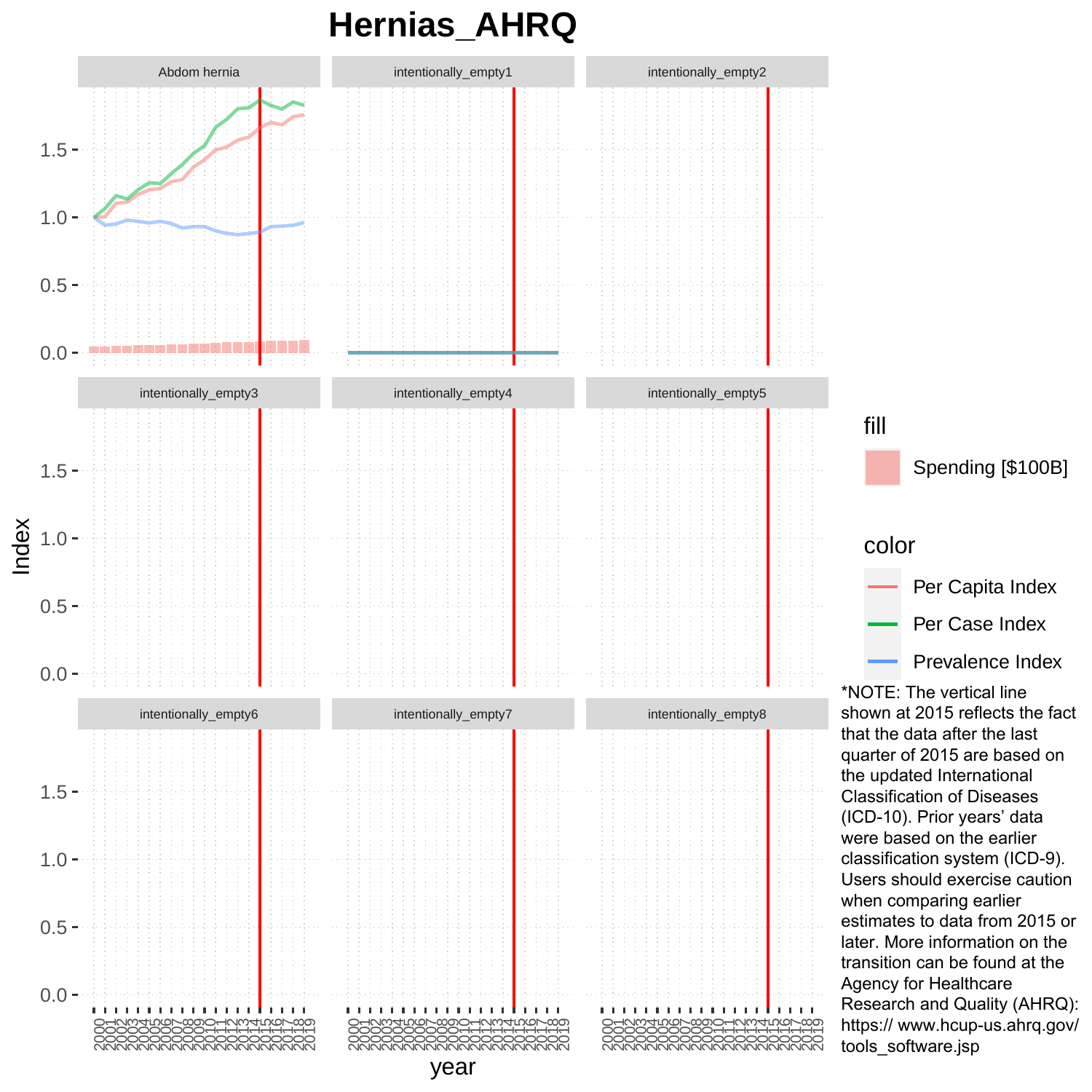# Hernias_AHRQ

Abdom hernia

intentionally_empty1

intentionally_empty2

intentionally_empty3

intentionally_empty4

intentionally_empty5

intentionally_empty6

intentionally_empty7

intentionally_empty8

Index

year

fill

Spending [$100B]

color

Per Capita Index

Per Case Index

Prevalence Index

*NOTE: The vertical line shown at 2015 reflects the fact that the data after the last quarter of 2015 are based on the updated International Classification of Diseases (ICD-10). Prior years' data were based on the earlier classification system (ICD-9). Users should exercise caution when comparing earlier estimates to data from 2015 or later. More information on the transition can be found at the Agency for Healthcare Research and Quality (AHRQ): https:// www.hcup-us.ahrq.gov/ tools_software.jsp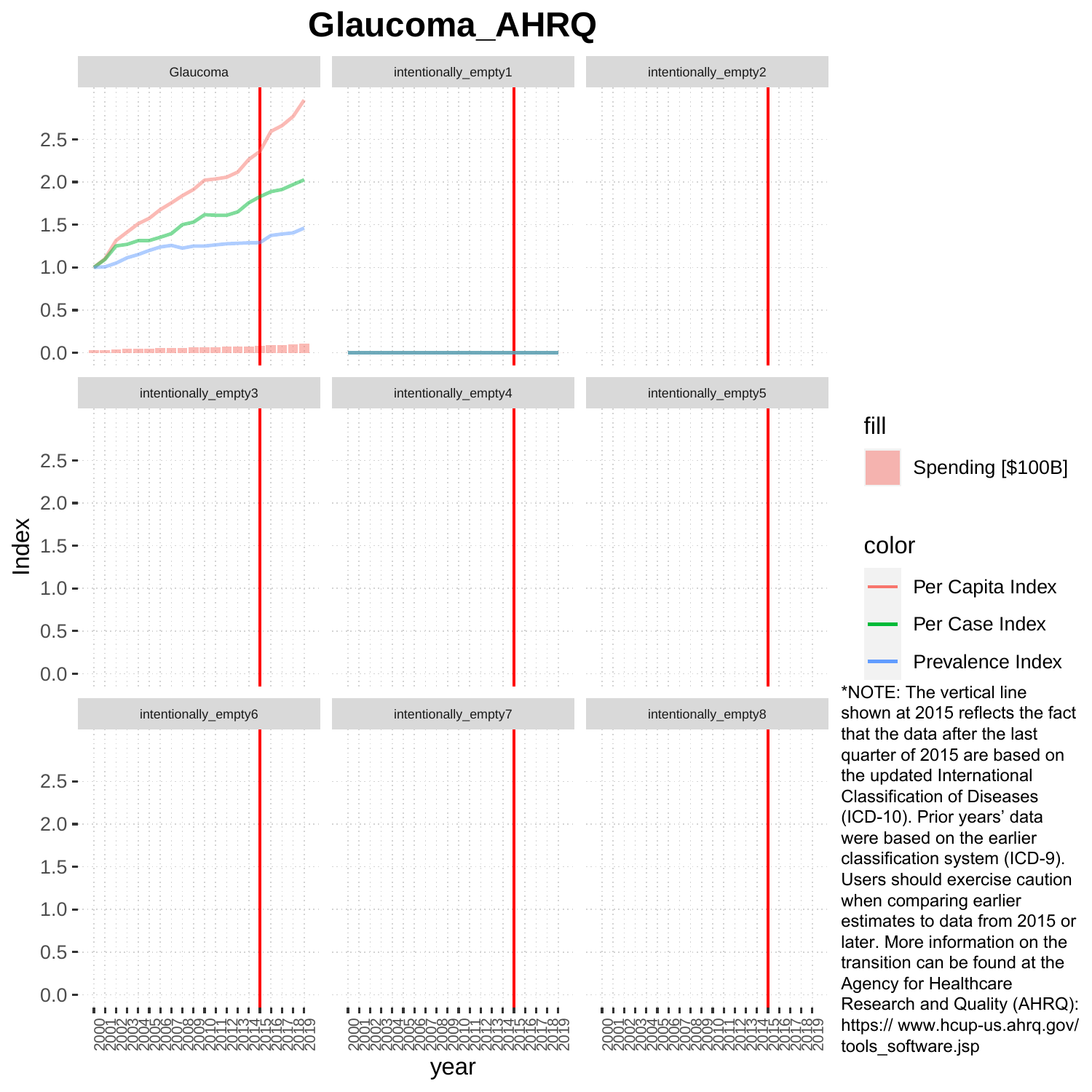# Glaucoma_AHRQ

*NOTE: The vertical line shown at 2015 reflects the fact that the data after the last quarter of 2015 are based on the updated International Classification of Diseases (ICD-10). Prior years' data were based on the earlier classification system (ICD-9). Users should exercise caution when comparing earlier estimates to data from 2015 or later. More information on the transition can be found at the Agency for Healthcare Research and Quality (AHRQ): https:// www.hcup-us.ahrq.gov/ tools_software.jsp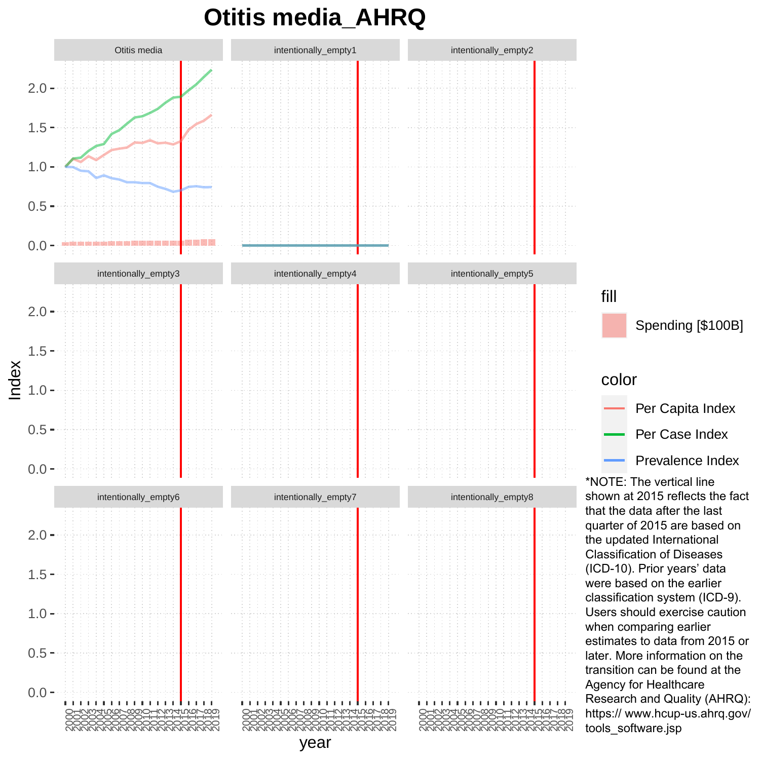# Otitis media_AHRQ

Otitis media | intentionally_empty1 | intentionally_empty2
intentionally_empty3 | intentionally_empty4 | intentionally_empty5
intentionally_empty6 | intentionally_empty7 | intentionally_empty8

Index

year

fill

Spending [$100B]

color

Per Capita Index

Per Case Index

Prevalence Index

*NOTE: The vertical line shown at 2015 reflects the fact that the data after the last quarter of 2015 are based on the updated International Classification of Diseases (ICD-10). Prior years' data were based on the earlier classification system (ICD-9). Users should exercise caution when comparing earlier estimates to data from 2015 or later. More information on the transition can be found at the Agency for Healthcare Research and Quality (AHRQ): https:// www.hcup-us.ahrq.gov/tools_software.jsp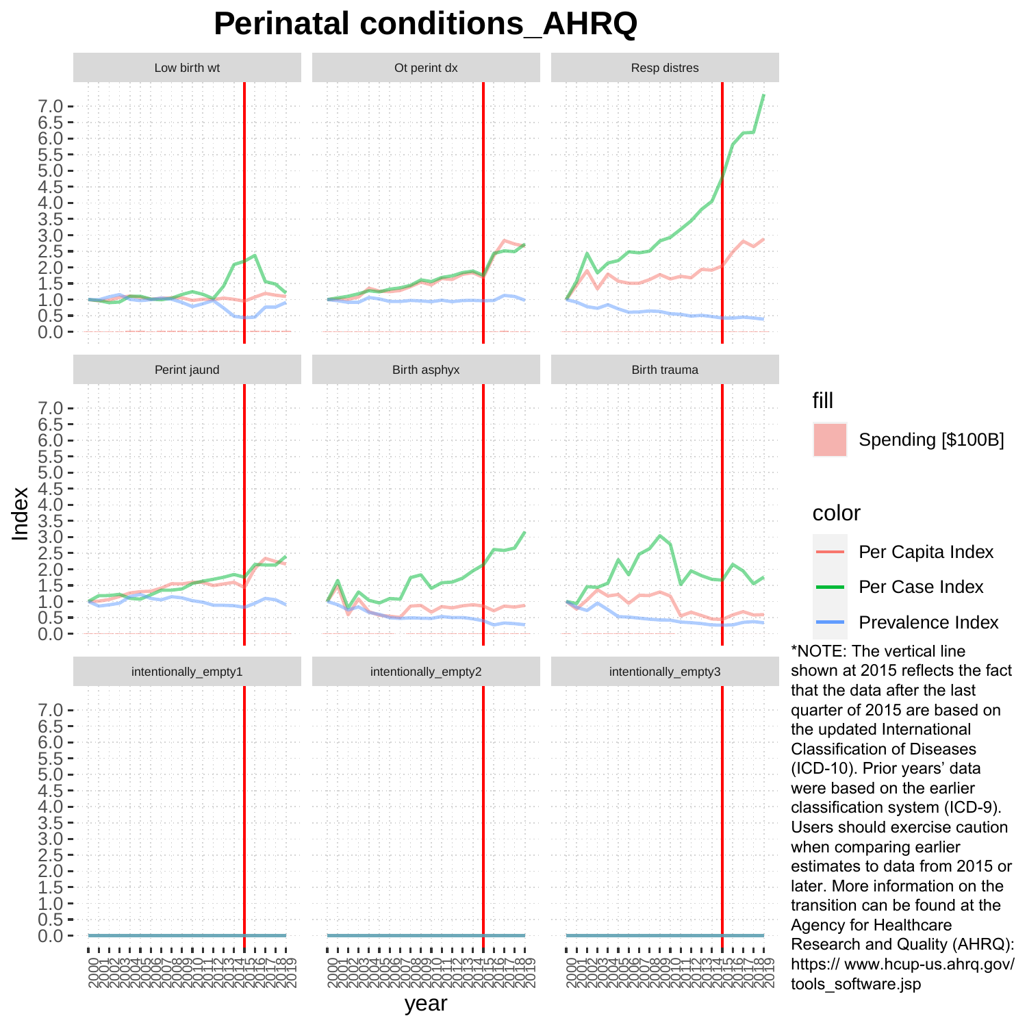# Perinatal conditions_AHRQ

*NOTE: The vertical line shown at 2015 reflects the fact that the data after the last quarter of 2015 are based on the updated International Classification of Diseases (ICD-10). Prior years' data were based on the earlier classification system (ICD-9). Users should exercise caution when comparing earlier estimates to data from 2015 or later. More information on the transition can be found at the Agency for Healthcare Research and Quality (AHRQ): https:// www.hcup-us.ahrq.gov/ tools_software.jsp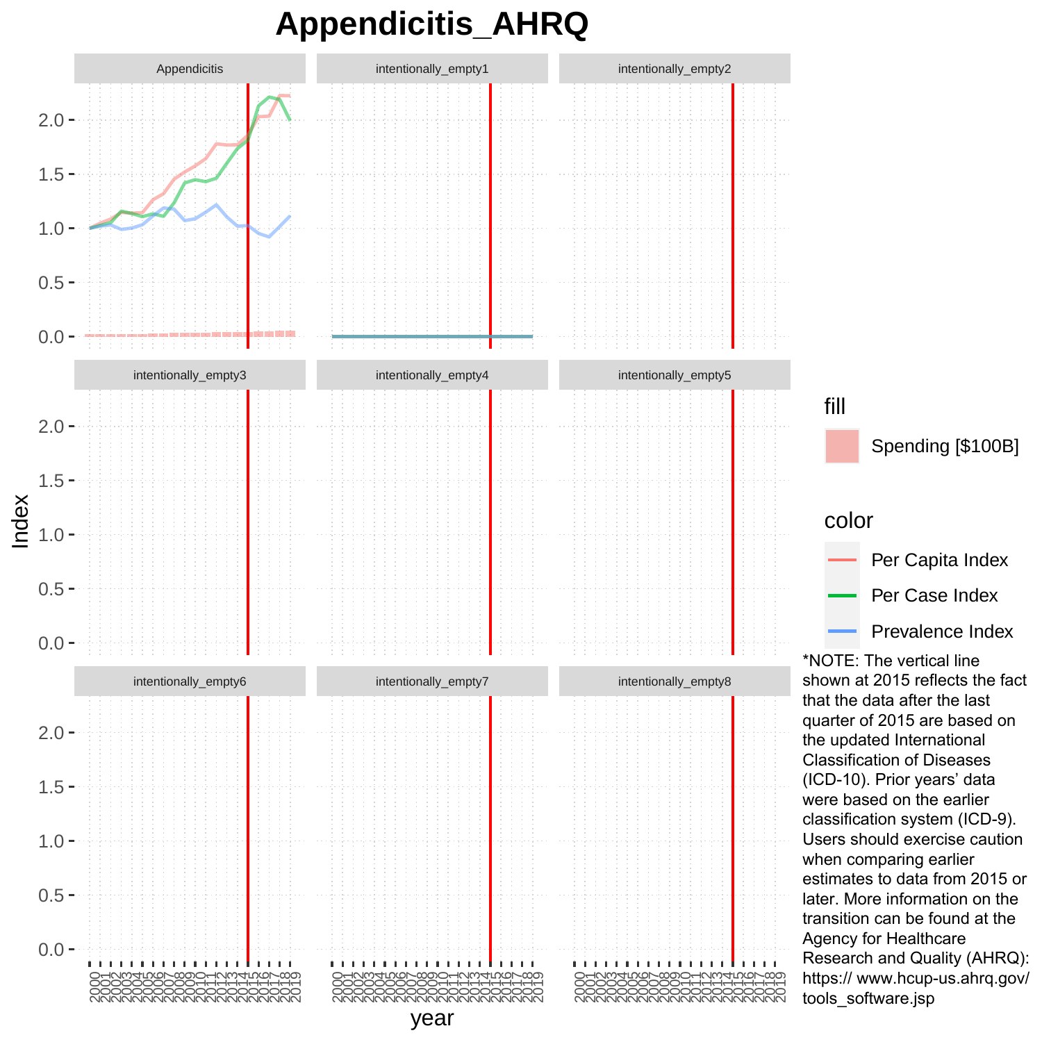# Appendicitis_AHRQ

*NOTE: The vertical line shown at 2015 reflects the fact that the data after the last quarter of 2015 are based on the updated International Classification of Diseases (ICD-10). Prior years' data were based on the earlier classification system (ICD-9). Users should exercise caution when comparing earlier estimates to data from 2015 or later. More information on the transition can be found at the Agency for Healthcare Research and Quality (AHRQ): https:// www.hcup-us.ahrq.gov/ tools_software.jsp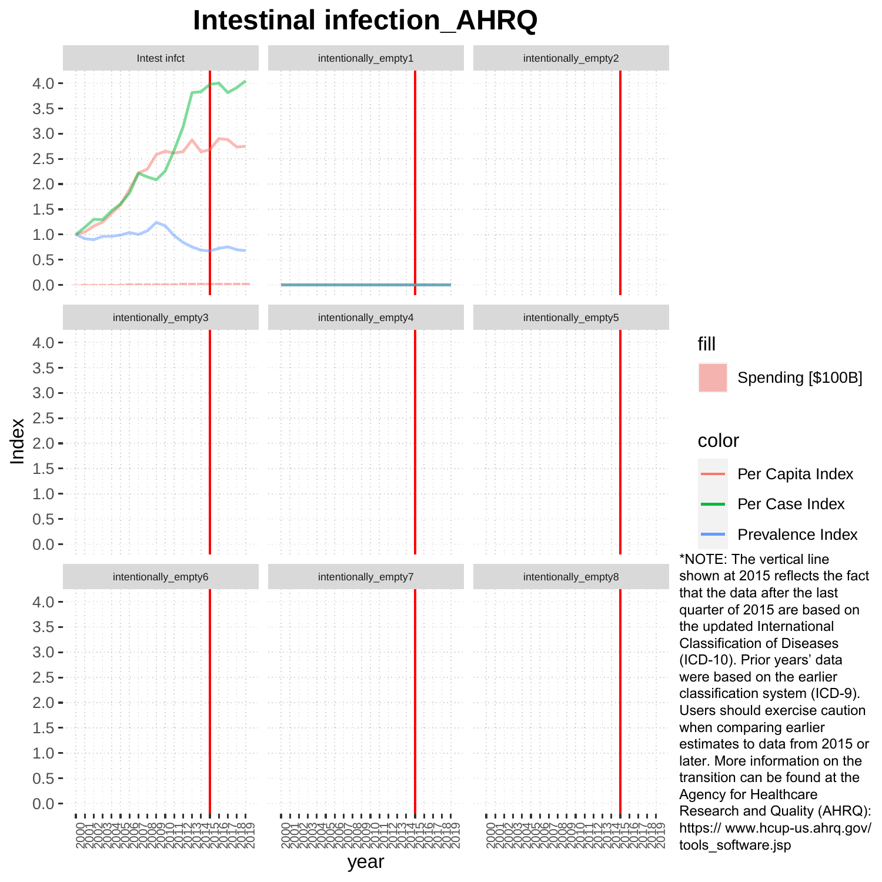# Intestinal infection_AHRQ

Intest infct

intentionally_empty1

intentionally_empty2

intentionally_empty3

intentionally_empty4

intentionally_empty5

intentionally_empty6

intentionally_empty7

intentionally_empty8

Index

year

fill

Spending [$100B]

color

Per Capita Index

Per Case Index

Prevalence Index

*NOTE: The vertical line shown at 2015 reflects the fact that the data after the last quarter of 2015 are based on the updated International Classification of Diseases (ICD-10). Prior years' data were based on the earlier classification system (ICD-9). Users should exercise caution when comparing earlier estimates to data from 2015 or later. More information on the transition can be found at the Agency for Healthcare Research and Quality (AHRQ): https:// www.hcup-us.ahrq.gov/ tools_software.jsp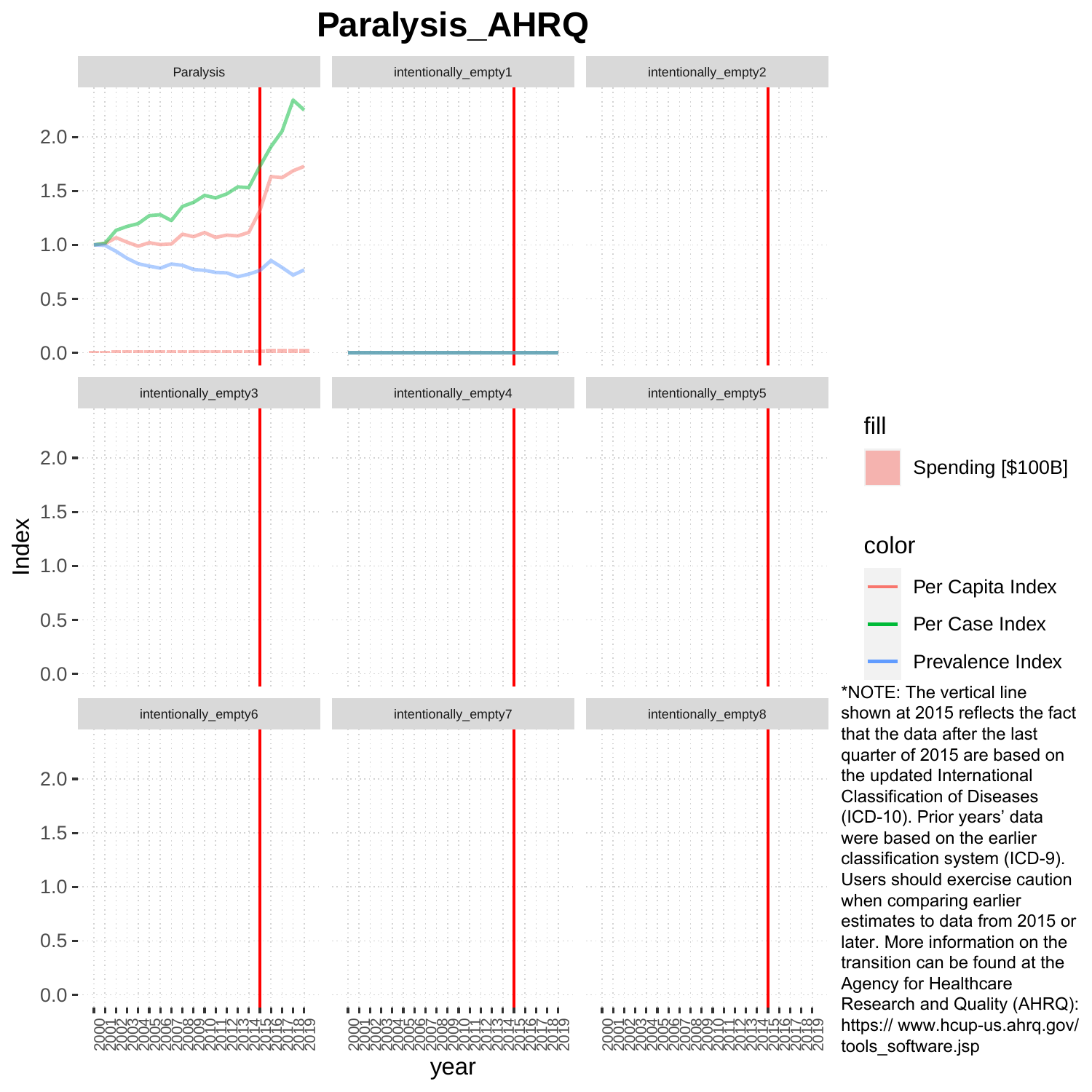# Paralysis_AHRQ

Paralysis | intentionally_empty1 | intentionally_empty2

intentionally_empty3 | intentionally_empty4 | intentionally_empty5

intentionally_empty6 | intentionally_empty7 | intentionally_empty8

Index

year

2000 2001 2002 2003 2004 2005 2006 2007 2008 2009 2010 2011 2012 2013 2014 2015 2016 2017 2018 2019

fill

Spending [$100B]

color

Per Capita Index

Per Case Index

Prevalence Index

*NOTE: The vertical line shown at 2015 reflects the fact that the data after the last quarter of 2015 are based on the updated International Classification of Diseases (ICD-10). Prior years' data were based on the earlier classification system (ICD-9). Users should exercise caution when comparing earlier estimates to data from 2015 or later. More information on the transition can be found at the Agency for Healthcare Research and Quality (AHRQ): https:// www.hcup-us.ahrq.gov/ tools_software.jsp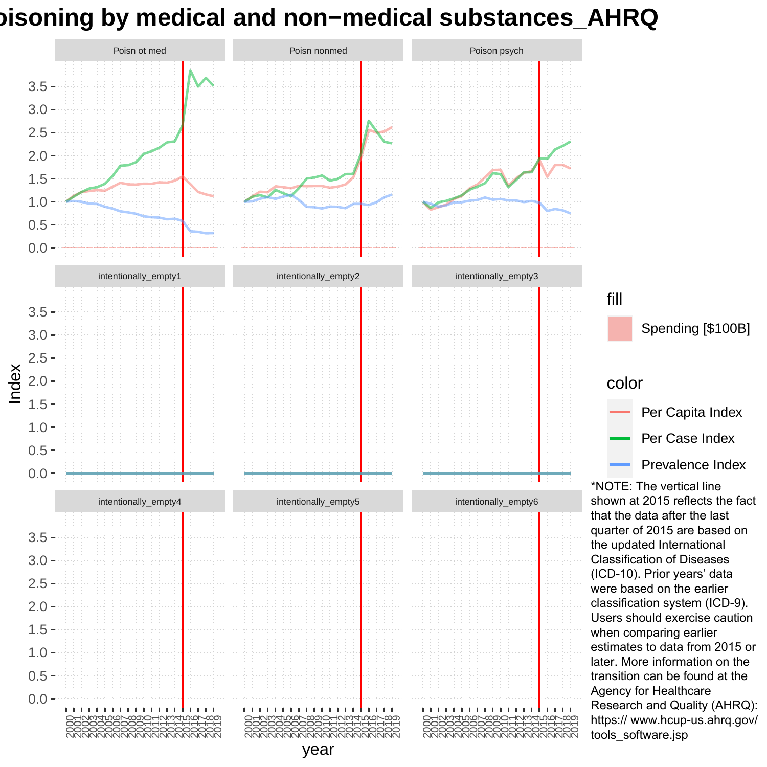# Poisoning by medical and non−medical substances_AHRQ

Poisn ot med | Poisn nonmed | Poison psych

intentionally_empty1 | intentionally_empty2 | intentionally_empty3

intentionally_empty4 | intentionally_empty5 | intentionally_empty6

Index

year

fill

Spending [$100B]

color

Per Capita Index

Per Case Index

Prevalence Index

*NOTE: The vertical line shown at 2015 reflects the fact that the data after the last quarter of 2015 are based on the updated International Classification of Diseases (ICD-10). Prior years' data were based on the earlier classification system (ICD-9). Users should exercise caution when comparing earlier estimates to data from 2015 or later. More information on the transition can be found at the Agency for Healthcare Research and Quality (AHRQ): https:// www.hcup-us.ahrq.gov/ tools_software.jsp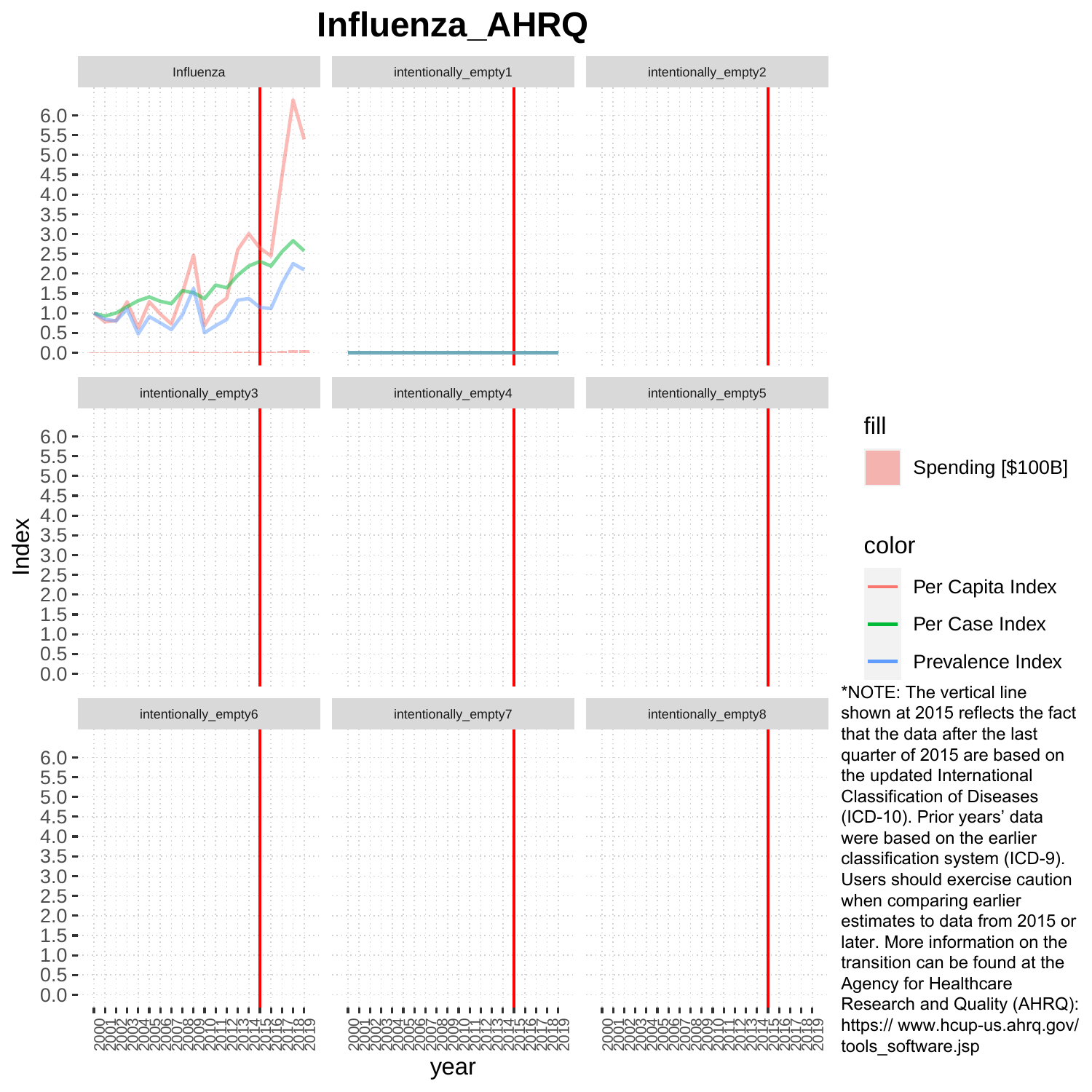# Influenza_AHRQ

*NOTE: The vertical line shown at 2015 reflects the fact that the data after the last quarter of 2015 are based on the updated International Classification of Diseases (ICD-10). Prior years' data were based on the earlier classification system (ICD-9). Users should exercise caution when comparing earlier estimates to data from 2015 or later. More information on the transition can be found at the Agency for Healthcare Research and Quality (AHRQ): https:// www.hcup-us.ahrq.gov/ tools_software.jsp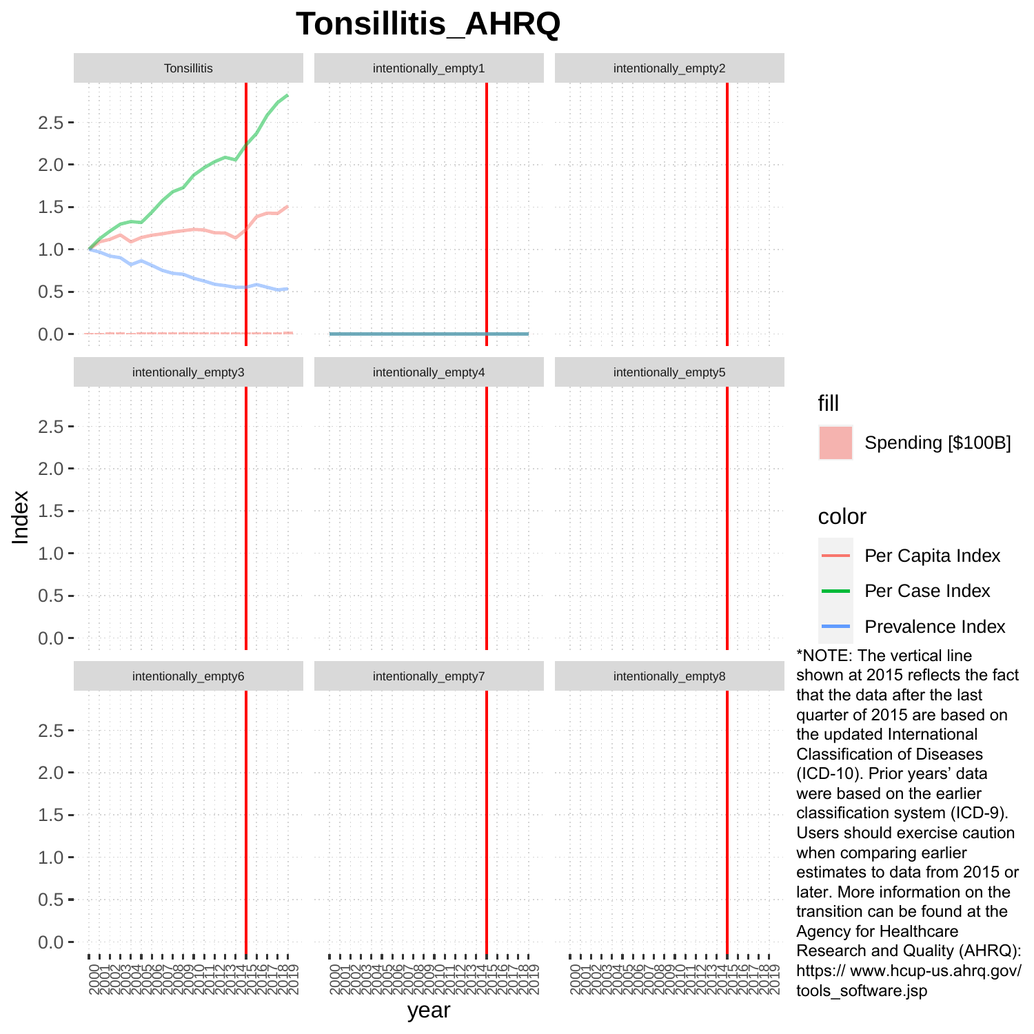# Tonsillitis_AHRQ

Tonsillitis | intentionally_empty1 | intentionally_empty2

intentionally_empty3 | intentionally_empty4 | intentionally_empty5

intentionally_empty6 | intentionally_empty7 | intentionally_empty8

Index

year

2000 2001 2002 2003 2004 2005 2006 2007 2008 2009 2010 2011 2012 2013 2014 2015 2016 2017 2018 2019

fill

Spending [$100B]

color

Per Capita Index

Per Case Index

Prevalence Index

*NOTE: The vertical line shown at 2015 reflects the fact that the data after the last quarter of 2015 are based on the updated International Classification of Diseases (ICD-10). Prior years' data were based on the earlier classification system (ICD-9). Users should exercise caution when comparing earlier estimates to data from 2015 or later. More information on the transition can be found at the Agency for Healthcare Research and Quality (AHRQ): https:// www.hcup-us.ahrq.gov/ tools_software.jsp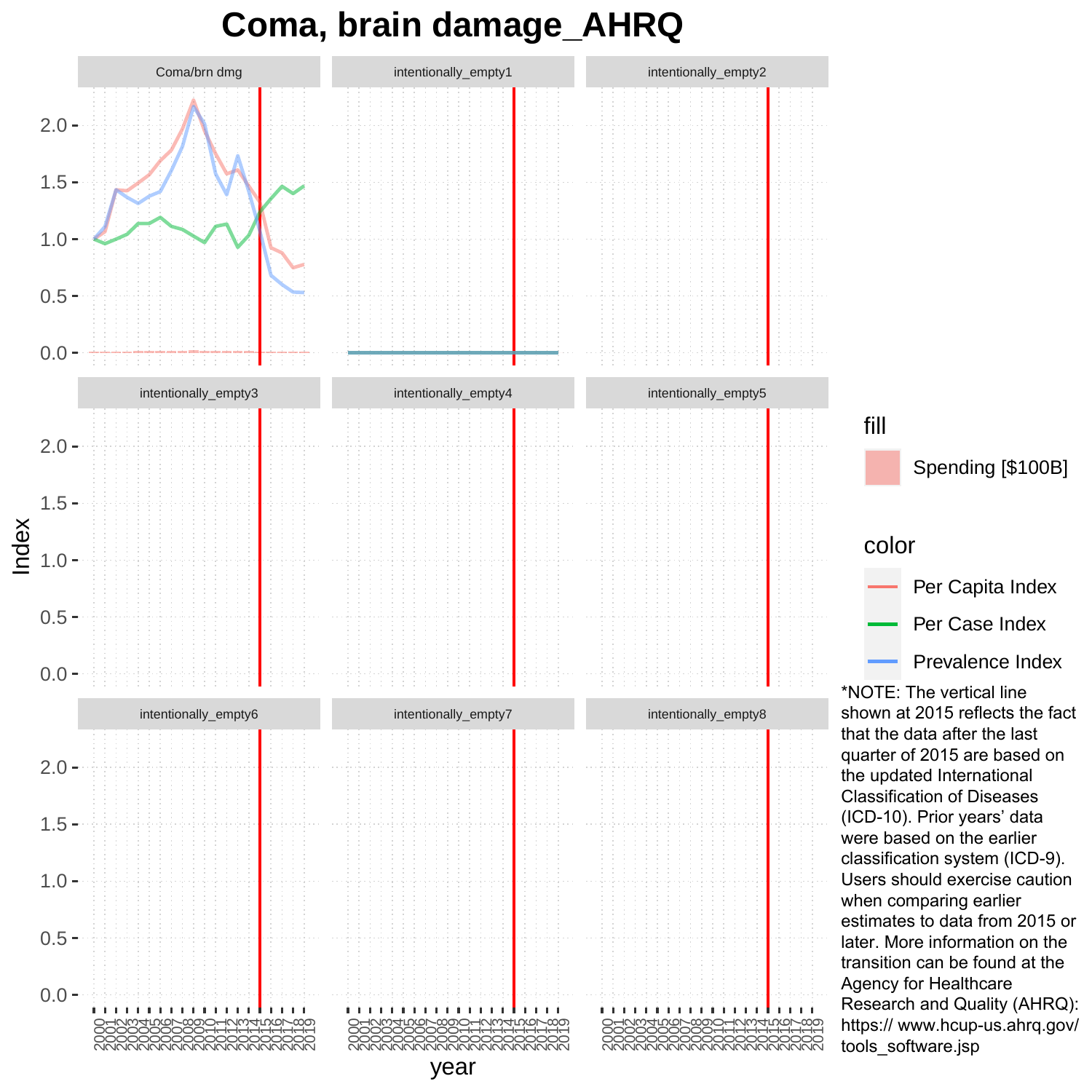# Coma, brain damage_AHRQ

*NOTE: The vertical line shown at 2015 reflects the fact that the data after the last quarter of 2015 are based on the updated International Classification of Diseases (ICD-10). Prior years' data were based on the earlier classification system (ICD-9). Users should exercise caution when comparing earlier estimates to data from 2015 or later. More information on the transition can be found at the Agency for Healthcare Research and Quality (AHRQ): https:// www.hcup-us.ahrq.gov/ tools_software.jsp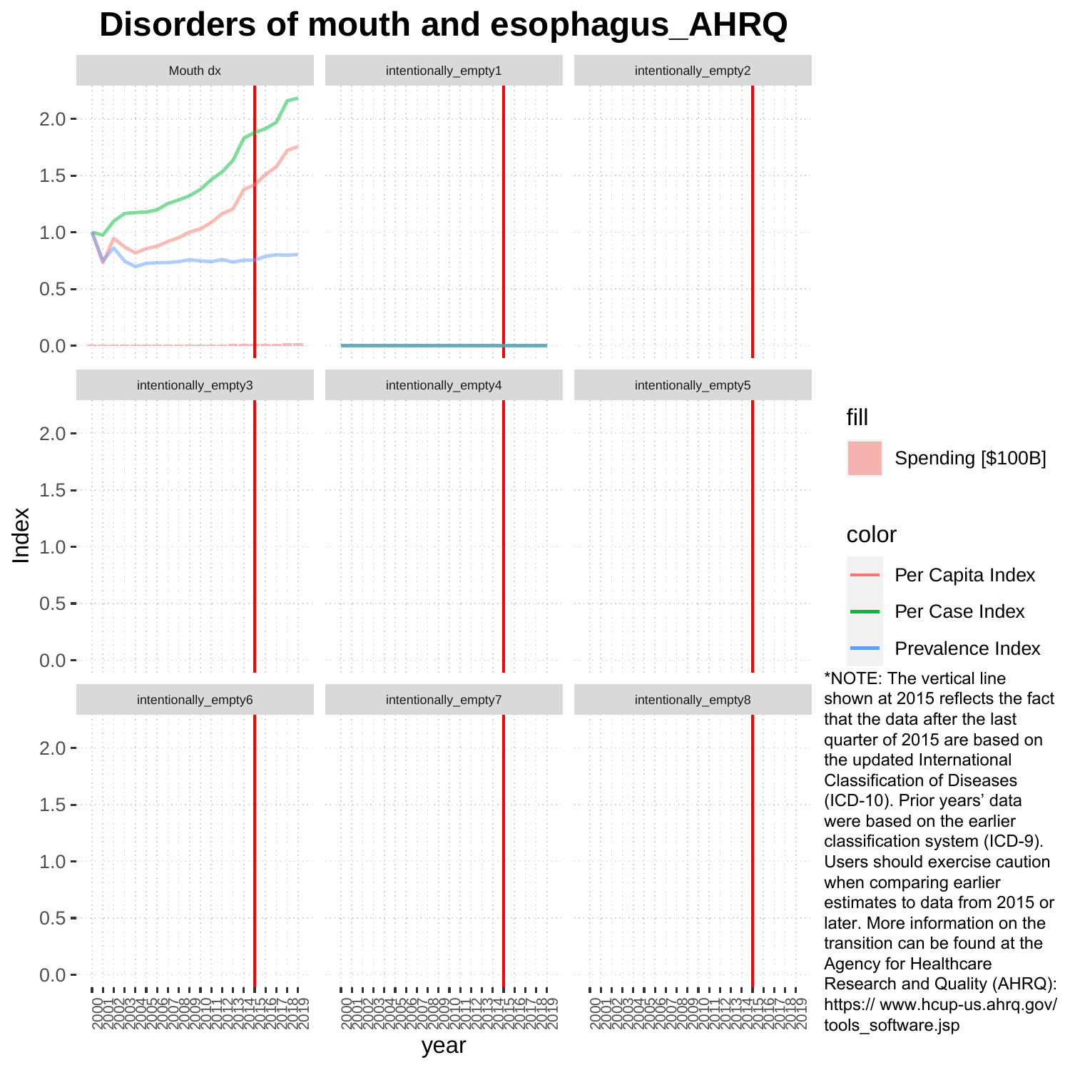# Disorders of mouth and esophagus_AHRQ

*NOTE: The vertical line shown at 2015 reflects the fact that the data after the last quarter of 2015 are based on the updated International Classification of Diseases (ICD-10). Prior years' data were based on the earlier classification system (ICD-9). Users should exercise caution when comparing earlier estimates to data from 2015 or later. More information on the transition can be found at the Agency for Healthcare Research and Quality (AHRQ): https:// www.hcup-us.ahrq.gov/ tools_software.jsp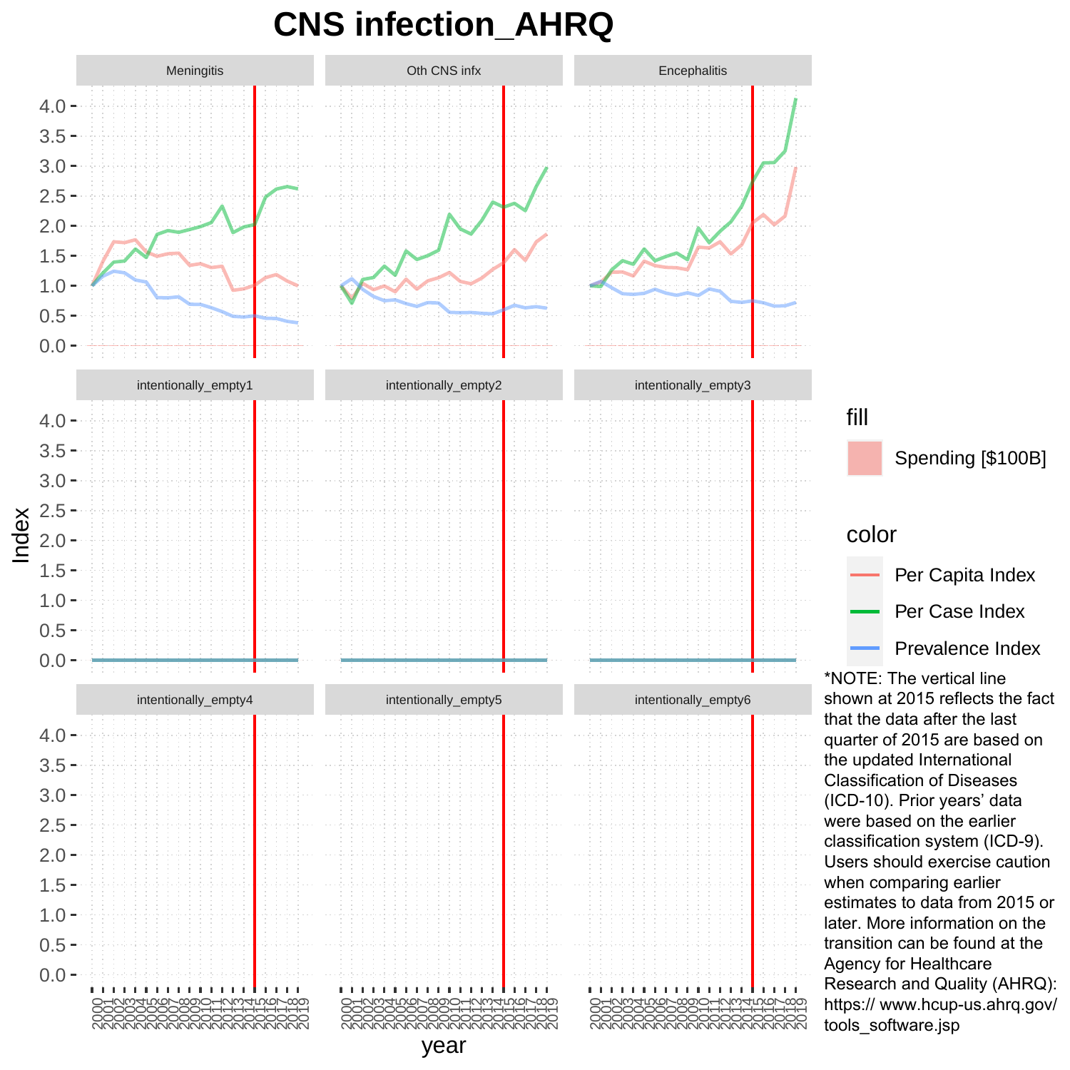# CNS infection_AHRQ

*NOTE: The vertical line shown at 2015 reflects the fact that the data after the last quarter of 2015 are based on the updated International Classification of Diseases (ICD-10). Prior years' data were based on the earlier classification system (ICD-9). Users should exercise caution when comparing earlier estimates to data from 2015 or later. More information on the transition can be found at the Agency for Healthcare Research and Quality (AHRQ): https:// www.hcup-us.ahrq.gov/tools_software.jsp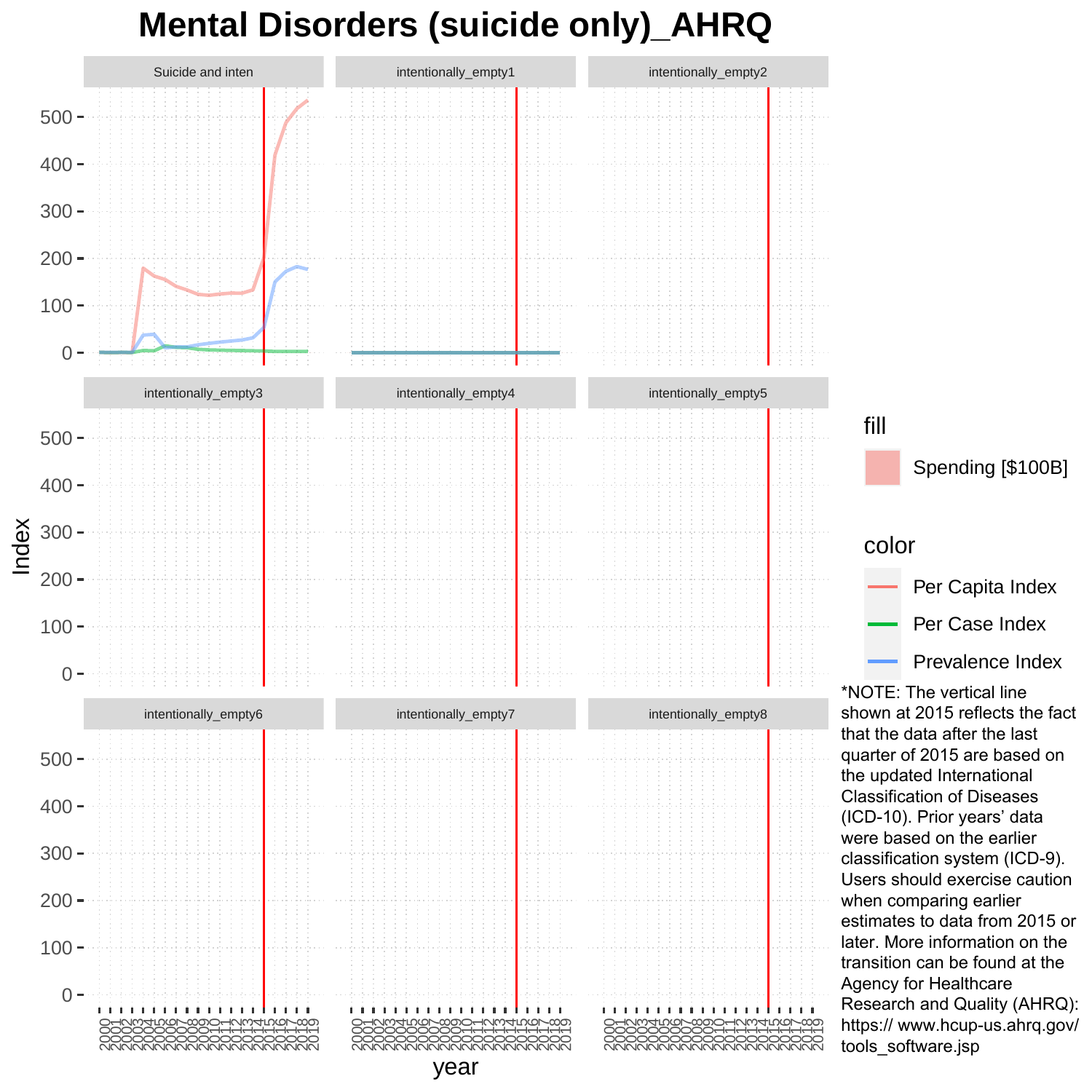# Mental Disorders (suicide only)_AHRQ

*NOTE: The vertical line shown at 2015 reflects the fact that the data after the last quarter of 2015 are based on the updated International Classification of Diseases (ICD-10). Prior years' data were based on the earlier classification system (ICD-9). Users should exercise caution when comparing earlier estimates to data from 2015 or later. More information on the transition can be found at the Agency for Healthcare Research and Quality (AHRQ): https:// www.hcup-us.ahrq.gov/ tools_software.jsp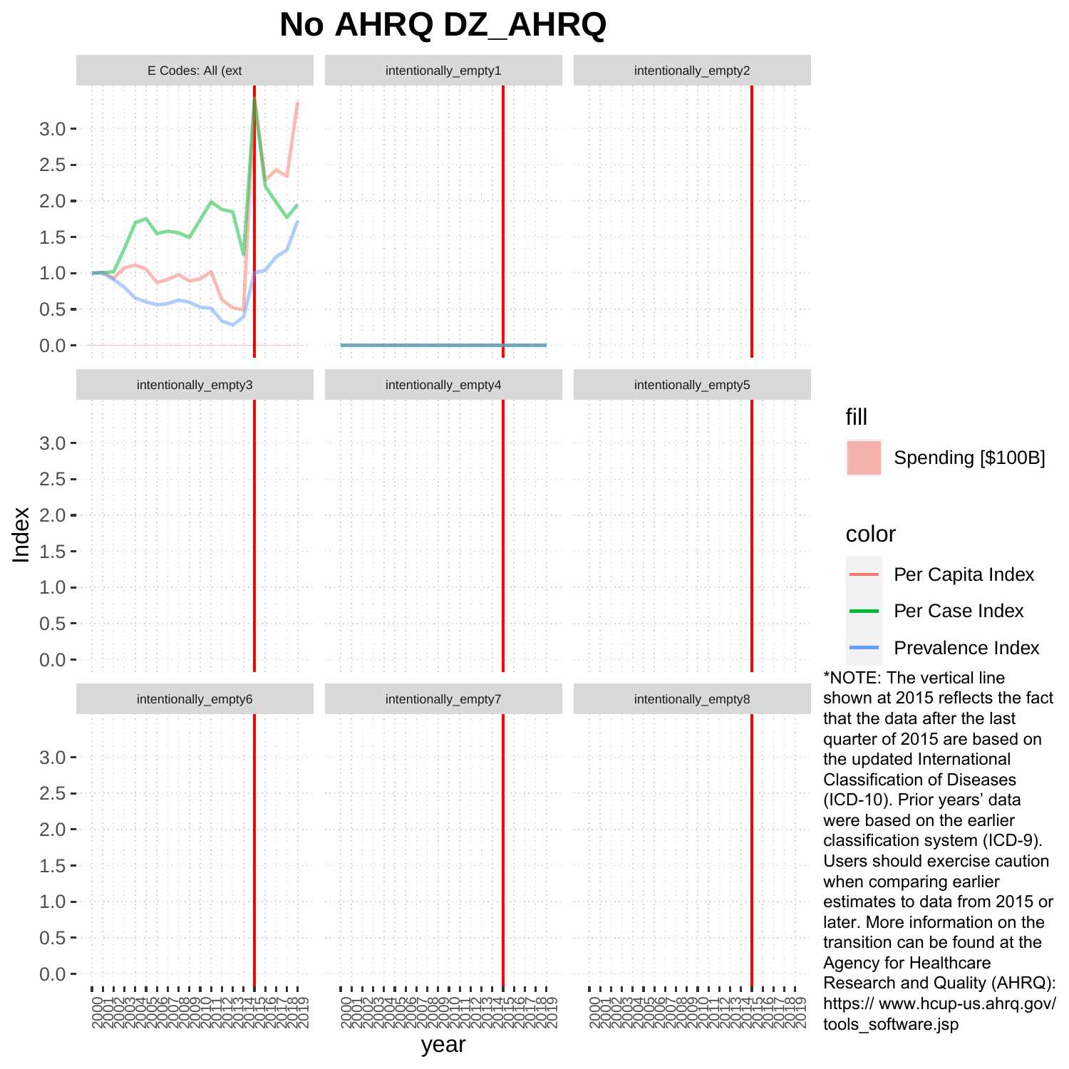# No AHRQ DZ_AHRQ

E Codes: All (ext

intentionally_empty1

intentionally_empty2

intentionally_empty3

intentionally_empty4

intentionally_empty5

intentionally_empty6

intentionally_empty7

intentionally_empty8

Index

0.0
0.5
1.0
1.5
2.0
2.5
3.0

year

2000 2001 2002 2003 2004 2005 2006 2007 2008 2009 2010 2011 2012 2013 2014 2015 2016 2017 2018 2019

fill

Spending [$100B]

color

Per Capita Index

Per Case Index

Prevalence Index

*NOTE: The vertical line shown at 2015 reflects the fact that the data after the last quarter of 2015 are based on the updated International Classification of Diseases (ICD-10). Prior years' data were based on the earlier classification system (ICD-9). Users should exercise caution when comparing earlier estimates to data from 2015 or later. More information on the transition can be found at the Agency for Healthcare Research and Quality (AHRQ): https:// www.hcup-us.ahrq.gov/tools_software.jsp